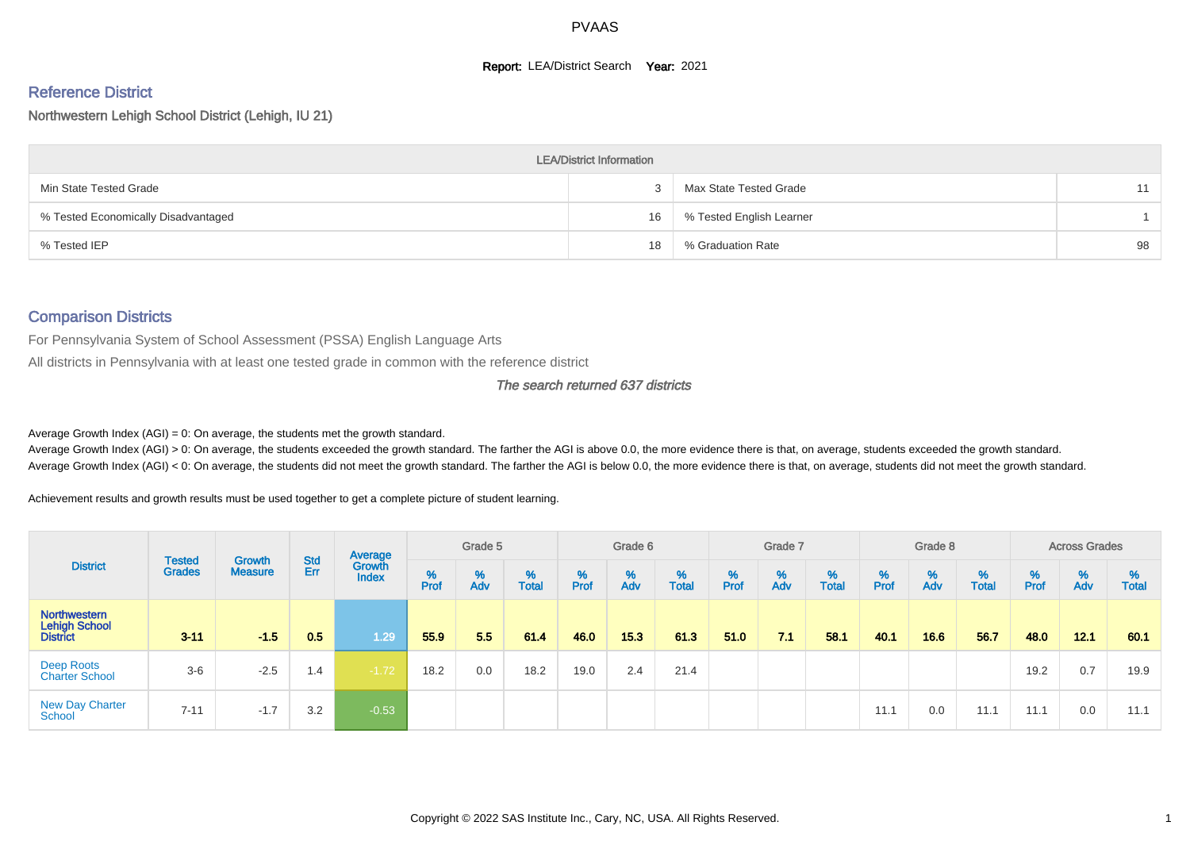PVAAS

**Report:** LEA/District Search **Year:** 2021

## Reference District

Northwestern Lehigh School District (Lehigh, IU 21)

| LEA/District Information | | | |
|---|---|---|---|
| Min State Tested Grade | 3 | Max State Tested Grade | 11 |
| % Tested Economically Disadvantaged | 16 | % Tested English Learner | 1 |
| % Tested IEP | 18 | % Graduation Rate | 98 |

## Comparison Districts

For Pennsylvania System of School Assessment (PSSA) English Language Arts

All districts in Pennsylvania with at least one tested grade in common with the reference district

*The search returned 637 districts*

Average Growth Index (AGI) = 0: On average, the students met the growth standard.

Average Growth Index (AGI) > 0: On average, the students exceeded the growth standard. The farther the AGI is above 0.0, the more evidence there is that, on average, students exceeded the growth standard.

Average Growth Index (AGI) < 0: On average, the students did not meet the growth standard. The farther the AGI is below 0.0, the more evidence there is that, on average, students did not meet the growth standard.

Achievement results and growth results must be used together to get a complete picture of student learning.

| District | Tested Grades | Growth Measure | Std Err | Average Growth Index | Grade 5 | | | Grade 6 | | | Grade 7 | | | Grade 8 | | | Across Grades | | |
|---|---|---|---|---|---|---|---|---|---|---|---|---|---|---|---|---|---|---|---|
| | | | | | % Prof | % Adv | % Total | % Prof | % Adv | % Total | % Prof | % Adv | % Total | % Prof | % Adv | % Total | % Prof | % Adv | % Total |
| **Northwestern Lehigh School District** | **3-11** | **-1.5** | **0.5** | **1.29** | **55.9** | **5.5** | **61.4** | **46.0** | **15.3** | **61.3** | **51.0** | **7.1** | **58.1** | **40.1** | **16.6** | **56.7** | **48.0** | **12.1** | **60.1** |
| Deep Roots Charter School | 3-6 | -2.5 | 1.4 | -1.72 | 18.2 | 0.0 | 18.2 | 19.0 | 2.4 | 21.4 | | | | | | | 19.2 | 0.7 | 19.9 |
| New Day Charter School | 7-11 | -1.7 | 3.2 | -0.53 | | | | | | | | | | 11.1 | 0.0 | 11.1 | 11.1 | 0.0 | 11.1 |

Copyright © 2022 SAS Institute Inc., Cary, NC, USA. All Rights Reserved.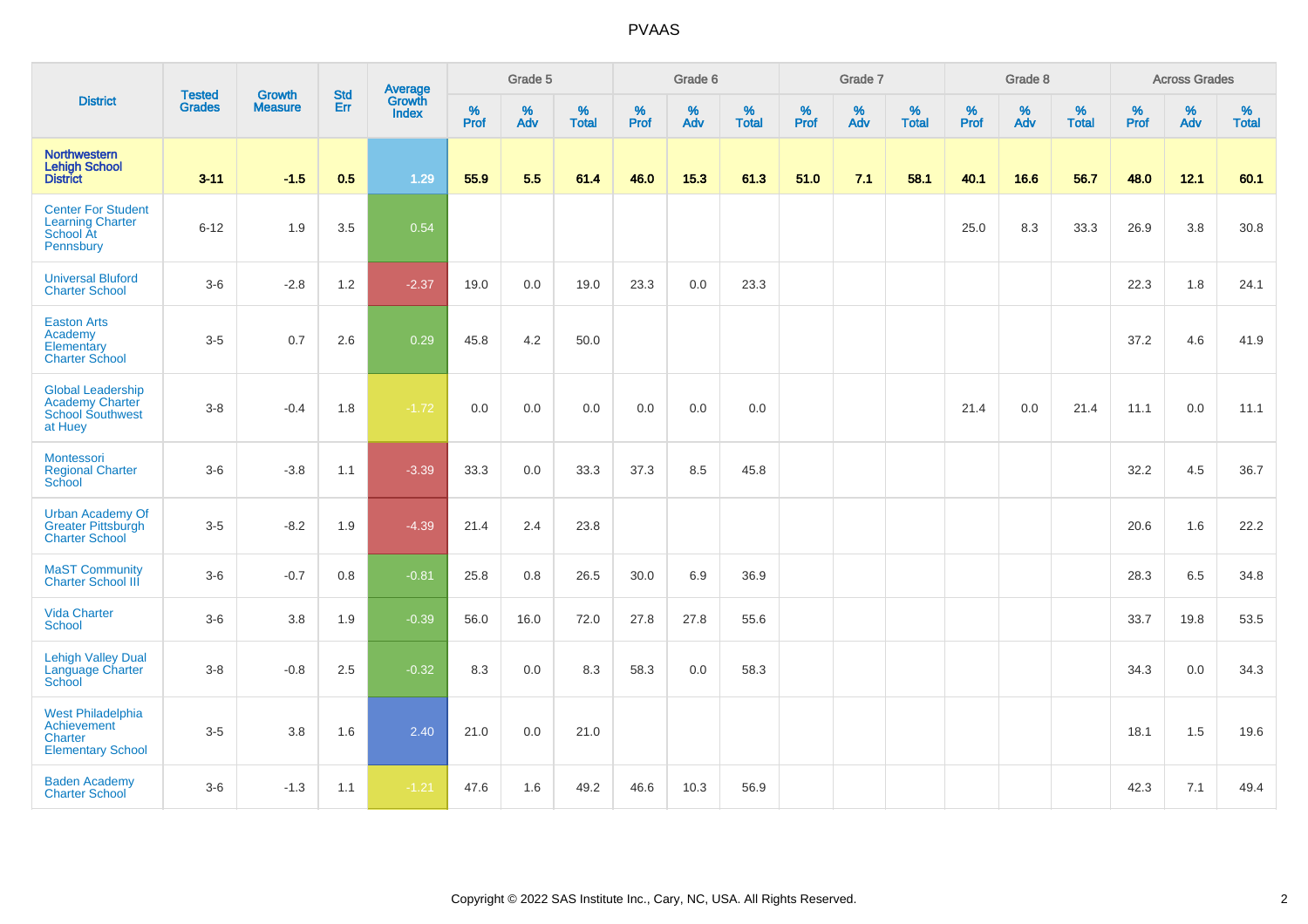# PVAAS

| District | Tested Grades | Growth Measure | Std Err | Average Growth Index | Grade 5 | | | Grade 6 | | | Grade 7 | | | Grade 8 | | | Across Grades | | |
|---|---|---|---|---|---|---|---|---|---|---|---|---|---|---|---|---|---|---|---|
| | | | | | % Prof | % Adv | % Total | % Prof | % Adv | % Total | % Prof | % Adv | % Total | % Prof | % Adv | % Total | % Prof | % Adv | % Total |
| **Northwestern Lehigh School District** | **3-11** | **-1.5** | **0.5** | **1.29** | **55.9** | **5.5** | **61.4** | **46.0** | **15.3** | **61.3** | **51.0** | **7.1** | **58.1** | **40.1** | **16.6** | **56.7** | **48.0** | **12.1** | **60.1** |
| Center For Student Learning Charter School At Pennsbury | 6-12 | 1.9 | 3.5 | 0.54 | | | | | | | | | | 25.0 | 8.3 | 33.3 | 26.9 | 3.8 | 30.8 |
| Universal Bluford Charter School | 3-6 | -2.8 | 1.2 | -2.37 | 19.0 | 0.0 | 19.0 | 23.3 | 0.0 | 23.3 | | | | | | | 22.3 | 1.8 | 24.1 |
| Easton Arts Academy Elementary Charter School | 3-5 | 0.7 | 2.6 | 0.29 | 45.8 | 4.2 | 50.0 | | | | | | | | | | 37.2 | 4.6 | 41.9 |
| Global Leadership Academy Charter School Southwest at Huey | 3-8 | -0.4 | 1.8 | -1.72 | 0.0 | 0.0 | 0.0 | 0.0 | 0.0 | 0.0 | | | | 21.4 | 0.0 | 21.4 | 11.1 | 0.0 | 11.1 |
| Montessori Regional Charter School | 3-6 | -3.8 | 1.1 | -3.39 | 33.3 | 0.0 | 33.3 | 37.3 | 8.5 | 45.8 | | | | | | | 32.2 | 4.5 | 36.7 |
| Urban Academy Of Greater Pittsburgh Charter School | 3-5 | -8.2 | 1.9 | -4.39 | 21.4 | 2.4 | 23.8 | | | | | | | | | | 20.6 | 1.6 | 22.2 |
| MaST Community Charter School III | 3-6 | -0.7 | 0.8 | -0.81 | 25.8 | 0.8 | 26.5 | 30.0 | 6.9 | 36.9 | | | | | | | 28.3 | 6.5 | 34.8 |
| Vida Charter School | 3-6 | 3.8 | 1.9 | -0.39 | 56.0 | 16.0 | 72.0 | 27.8 | 27.8 | 55.6 | | | | | | | 33.7 | 19.8 | 53.5 |
| Lehigh Valley Dual Language Charter School | 3-8 | -0.8 | 2.5 | -0.32 | 8.3 | 0.0 | 8.3 | 58.3 | 0.0 | 58.3 | | | | | | | 34.3 | 0.0 | 34.3 |
| West Philadelphia Achievement Charter Elementary School | 3-5 | 3.8 | 1.6 | 2.40 | 21.0 | 0.0 | 21.0 | | | | | | | | | | 18.1 | 1.5 | 19.6 |
| Baden Academy Charter School | 3-6 | -1.3 | 1.1 | -1.21 | 47.6 | 1.6 | 49.2 | 46.6 | 10.3 | 56.9 | | | | | | | 42.3 | 7.1 | 49.4 |

Copyright © 2022 SAS Institute Inc., Cary, NC, USA. All Rights Reserved.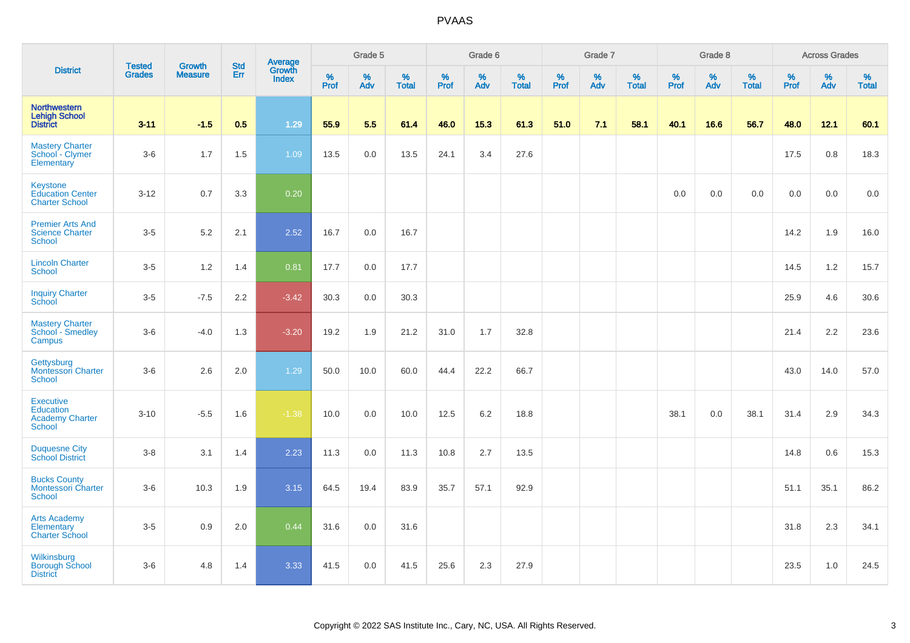PVAAS

| District | Tested Grades | Growth Measure | Std Err | Average Growth Index | Grade 5 | | | Grade 6 | | | Grade 7 | | | Grade 8 | | | Across Grades | | |
|---|---|---|---|---|---|---|---|---|---|---|---|---|---|---|---|---|---|---|---|
| | | | | | % Prof | % Adv | % Total | % Prof | % Adv | % Total | % Prof | % Adv | % Total | % Prof | % Adv | % Total | % Prof | % Adv | % Total |
| **Northwestern Lehigh School District** | **3-11** | **-1.5** | **0.5** | **1.29** | **55.9** | **5.5** | **61.4** | **46.0** | **15.3** | **61.3** | **51.0** | **7.1** | **58.1** | **40.1** | **16.6** | **56.7** | **48.0** | **12.1** | **60.1** |
| Mastery Charter School - Clymer Elementary | 3-6 | 1.7 | 1.5 | 1.09 | 13.5 | 0.0 | 13.5 | 24.1 | 3.4 | 27.6 | | | | | | | 17.5 | 0.8 | 18.3 |
| Keystone Education Center Charter School | 3-12 | 0.7 | 3.3 | 0.20 | | | | | | | | | | 0.0 | 0.0 | 0.0 | 0.0 | 0.0 | 0.0 |
| Premier Arts And Science Charter School | 3-5 | 5.2 | 2.1 | 2.52 | 16.7 | 0.0 | 16.7 | | | | | | | | | | 14.2 | 1.9 | 16.0 |
| Lincoln Charter School | 3-5 | 1.2 | 1.4 | 0.81 | 17.7 | 0.0 | 17.7 | | | | | | | | | | 14.5 | 1.2 | 15.7 |
| Inquiry Charter School | 3-5 | -7.5 | 2.2 | -3.42 | 30.3 | 0.0 | 30.3 | | | | | | | | | | 25.9 | 4.6 | 30.6 |
| Mastery Charter School - Smedley Campus | 3-6 | -4.0 | 1.3 | -3.20 | 19.2 | 1.9 | 21.2 | 31.0 | 1.7 | 32.8 | | | | | | | 21.4 | 2.2 | 23.6 |
| Gettysburg Montessori Charter School | 3-6 | 2.6 | 2.0 | 1.29 | 50.0 | 10.0 | 60.0 | 44.4 | 22.2 | 66.7 | | | | | | | 43.0 | 14.0 | 57.0 |
| Executive Education Academy Charter School | 3-10 | -5.5 | 1.6 | -1.38 | 10.0 | 0.0 | 10.0 | 12.5 | 6.2 | 18.8 | | | | 38.1 | 0.0 | 38.1 | 31.4 | 2.9 | 34.3 |
| Duquesne City School District | 3-8 | 3.1 | 1.4 | 2.23 | 11.3 | 0.0 | 11.3 | 10.8 | 2.7 | 13.5 | | | | | | | 14.8 | 0.6 | 15.3 |
| Bucks County Montessori Charter School | 3-6 | 10.3 | 1.9 | 3.15 | 64.5 | 19.4 | 83.9 | 35.7 | 57.1 | 92.9 | | | | | | | 51.1 | 35.1 | 86.2 |
| Arts Academy Elementary Charter School | 3-5 | 0.9 | 2.0 | 0.44 | 31.6 | 0.0 | 31.6 | | | | | | | | | | 31.8 | 2.3 | 34.1 |
| Wilkinsburg Borough School District | 3-6 | 4.8 | 1.4 | 3.33 | 41.5 | 0.0 | 41.5 | 25.6 | 2.3 | 27.9 | | | | | | | 23.5 | 1.0 | 24.5 |

Copyright © 2022 SAS Institute Inc., Cary, NC, USA. All Rights Reserved.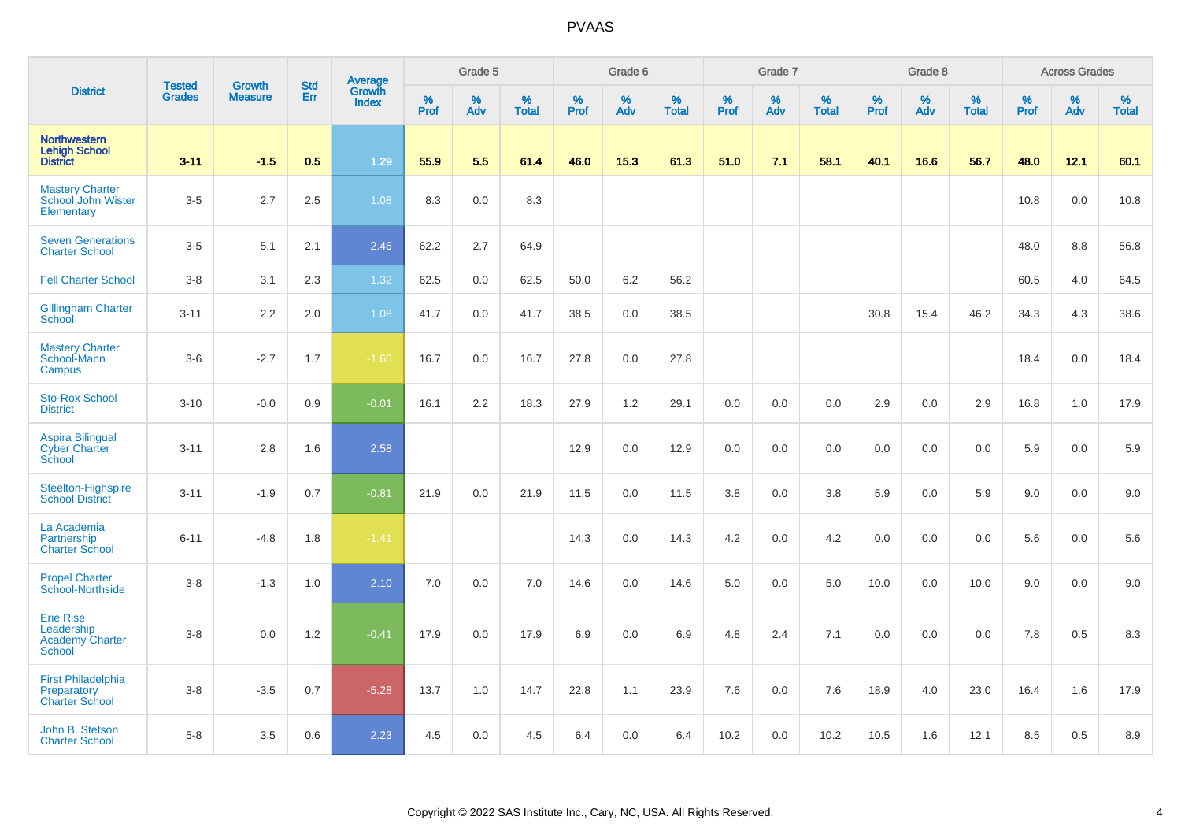# PVAAS

| District | Tested Grades | Growth Measure | Std Err | Average Growth Index | Grade 5 | | | Grade 6 | | | Grade 7 | | | Grade 8 | | | Across Grades | | |
|---|---|---|---|---|---|---|---|---|---|---|---|---|---|---|---|---|---|---|---|
| | | | | | % Prof | % Adv | % Total | % Prof | % Adv | % Total | % Prof | % Adv | % Total | % Prof | % Adv | % Total | % Prof | % Adv | % Total |
| **Northwestern Lehigh School District** | **3-11** | **-1.5** | **0.5** | **1.29** | **55.9** | **5.5** | **61.4** | **46.0** | **15.3** | **61.3** | **51.0** | **7.1** | **58.1** | **40.1** | **16.6** | **56.7** | **48.0** | **12.1** | **60.1** |
| Mastery Charter School John Wister Elementary | 3-5 | 2.7 | 2.5 | 1.08 | 8.3 | 0.0 | 8.3 | | | | | | | | | | 10.8 | 0.0 | 10.8 |
| Seven Generations Charter School | 3-5 | 5.1 | 2.1 | 2.46 | 62.2 | 2.7 | 64.9 | | | | | | | | | | 48.0 | 8.8 | 56.8 |
| Fell Charter School | 3-8 | 3.1 | 2.3 | 1.32 | 62.5 | 0.0 | 62.5 | 50.0 | 6.2 | 56.2 | | | | | | | 60.5 | 4.0 | 64.5 |
| Gillingham Charter School | 3-11 | 2.2 | 2.0 | 1.08 | 41.7 | 0.0 | 41.7 | 38.5 | 0.0 | 38.5 | | | | 30.8 | 15.4 | 46.2 | 34.3 | 4.3 | 38.6 |
| Mastery Charter School-Mann Campus | 3-6 | -2.7 | 1.7 | -1.60 | 16.7 | 0.0 | 16.7 | 27.8 | 0.0 | 27.8 | | | | | | | 18.4 | 0.0 | 18.4 |
| Sto-Rox School District | 3-10 | -0.0 | 0.9 | -0.01 | 16.1 | 2.2 | 18.3 | 27.9 | 1.2 | 29.1 | 0.0 | 0.0 | 0.0 | 2.9 | 0.0 | 2.9 | 16.8 | 1.0 | 17.9 |
| Aspira Bilingual Cyber Charter School | 3-11 | 2.8 | 1.6 | 2.58 | | | | 12.9 | 0.0 | 12.9 | 0.0 | 0.0 | 0.0 | 0.0 | 0.0 | 0.0 | 5.9 | 0.0 | 5.9 |
| Steelton-Highspire School District | 3-11 | -1.9 | 0.7 | -0.81 | 21.9 | 0.0 | 21.9 | 11.5 | 0.0 | 11.5 | 3.8 | 0.0 | 3.8 | 5.9 | 0.0 | 5.9 | 9.0 | 0.0 | 9.0 |
| La Academia Partnership Charter School | 6-11 | -4.8 | 1.8 | -1.41 | | | | 14.3 | 0.0 | 14.3 | 4.2 | 0.0 | 4.2 | 0.0 | 0.0 | 0.0 | 5.6 | 0.0 | 5.6 |
| Propel Charter School-Northside | 3-8 | -1.3 | 1.0 | 2.10 | 7.0 | 0.0 | 7.0 | 14.6 | 0.0 | 14.6 | 5.0 | 0.0 | 5.0 | 10.0 | 0.0 | 10.0 | 9.0 | 0.0 | 9.0 |
| Erie Rise Leadership Academy Charter School | 3-8 | 0.0 | 1.2 | -0.41 | 17.9 | 0.0 | 17.9 | 6.9 | 0.0 | 6.9 | 4.8 | 2.4 | 7.1 | 0.0 | 0.0 | 0.0 | 7.8 | 0.5 | 8.3 |
| First Philadelphia Preparatory Charter School | 3-8 | -3.5 | 0.7 | -5.28 | 13.7 | 1.0 | 14.7 | 22.8 | 1.1 | 23.9 | 7.6 | 0.0 | 7.6 | 18.9 | 4.0 | 23.0 | 16.4 | 1.6 | 17.9 |
| John B. Stetson Charter School | 5-8 | 3.5 | 0.6 | 2.23 | 4.5 | 0.0 | 4.5 | 6.4 | 0.0 | 6.4 | 10.2 | 0.0 | 10.2 | 10.5 | 1.6 | 12.1 | 8.5 | 0.5 | 8.9 |

Copyright © 2022 SAS Institute Inc., Cary, NC, USA. All Rights Reserved.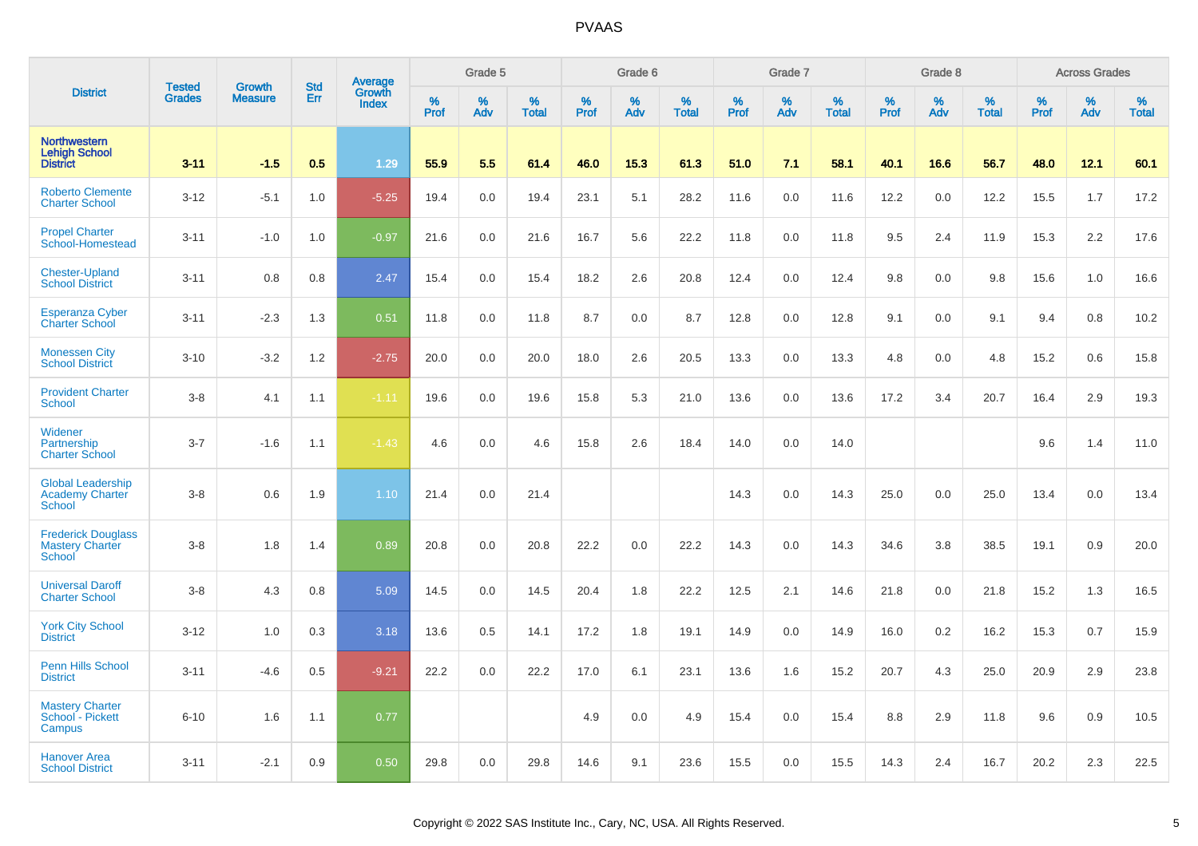# PVAAS

| District | Tested Grades | Growth Measure | Std Err | Average Growth Index | Grade 5 | | | Grade 6 | | | Grade 7 | | | Grade 8 | | | Across Grades | | |
|---|---|---|---|---|---|---|---|---|---|---|---|---|---|---|---|---|---|---|---|
| | | | | | % Prof | % Adv | % Total | % Prof | % Adv | % Total | % Prof | % Adv | % Total | % Prof | % Adv | % Total | % Prof | % Adv | % Total |
| **Northwestern Lehigh School District** | **3-11** | **-1.5** | **0.5** | **1.29** | **55.9** | **5.5** | **61.4** | **46.0** | **15.3** | **61.3** | **51.0** | **7.1** | **58.1** | **40.1** | **16.6** | **56.7** | **48.0** | **12.1** | **60.1** |
| Roberto Clemente Charter School | 3-12 | -5.1 | 1.0 | -5.25 | 19.4 | 0.0 | 19.4 | 23.1 | 5.1 | 28.2 | 11.6 | 0.0 | 11.6 | 12.2 | 0.0 | 12.2 | 15.5 | 1.7 | 17.2 |
| Propel Charter School-Homestead | 3-11 | -1.0 | 1.0 | -0.97 | 21.6 | 0.0 | 21.6 | 16.7 | 5.6 | 22.2 | 11.8 | 0.0 | 11.8 | 9.5 | 2.4 | 11.9 | 15.3 | 2.2 | 17.6 |
| Chester-Upland School District | 3-11 | 0.8 | 0.8 | 2.47 | 15.4 | 0.0 | 15.4 | 18.2 | 2.6 | 20.8 | 12.4 | 0.0 | 12.4 | 9.8 | 0.0 | 9.8 | 15.6 | 1.0 | 16.6 |
| Esperanza Cyber Charter School | 3-11 | -2.3 | 1.3 | 0.51 | 11.8 | 0.0 | 11.8 | 8.7 | 0.0 | 8.7 | 12.8 | 0.0 | 12.8 | 9.1 | 0.0 | 9.1 | 9.4 | 0.8 | 10.2 |
| Monessen City School District | 3-10 | -3.2 | 1.2 | -2.75 | 20.0 | 0.0 | 20.0 | 18.0 | 2.6 | 20.5 | 13.3 | 0.0 | 13.3 | 4.8 | 0.0 | 4.8 | 15.2 | 0.6 | 15.8 |
| Provident Charter School | 3-8 | 4.1 | 1.1 | -1.11 | 19.6 | 0.0 | 19.6 | 15.8 | 5.3 | 21.0 | 13.6 | 0.0 | 13.6 | 17.2 | 3.4 | 20.7 | 16.4 | 2.9 | 19.3 |
| Widener Partnership Charter School | 3-7 | -1.6 | 1.1 | -1.43 | 4.6 | 0.0 | 4.6 | 15.8 | 2.6 | 18.4 | 14.0 | 0.0 | 14.0 | | | | 9.6 | 1.4 | 11.0 |
| Global Leadership Academy Charter School | 3-8 | 0.6 | 1.9 | 1.10 | 21.4 | 0.0 | 21.4 | | | | 14.3 | 0.0 | 14.3 | 25.0 | 0.0 | 25.0 | 13.4 | 0.0 | 13.4 |
| Frederick Douglass Mastery Charter School | 3-8 | 1.8 | 1.4 | 0.89 | 20.8 | 0.0 | 20.8 | 22.2 | 0.0 | 22.2 | 14.3 | 0.0 | 14.3 | 34.6 | 3.8 | 38.5 | 19.1 | 0.9 | 20.0 |
| Universal Daroff Charter School | 3-8 | 4.3 | 0.8 | 5.09 | 14.5 | 0.0 | 14.5 | 20.4 | 1.8 | 22.2 | 12.5 | 2.1 | 14.6 | 21.8 | 0.0 | 21.8 | 15.2 | 1.3 | 16.5 |
| York City School District | 3-12 | 1.0 | 0.3 | 3.18 | 13.6 | 0.5 | 14.1 | 17.2 | 1.8 | 19.1 | 14.9 | 0.0 | 14.9 | 16.0 | 0.2 | 16.2 | 15.3 | 0.7 | 15.9 |
| Penn Hills School District | 3-11 | -4.6 | 0.5 | -9.21 | 22.2 | 0.0 | 22.2 | 17.0 | 6.1 | 23.1 | 13.6 | 1.6 | 15.2 | 20.7 | 4.3 | 25.0 | 20.9 | 2.9 | 23.8 |
| Mastery Charter School - Pickett Campus | 6-10 | 1.6 | 1.1 | 0.77 | | | | 4.9 | 0.0 | 4.9 | 15.4 | 0.0 | 15.4 | 8.8 | 2.9 | 11.8 | 9.6 | 0.9 | 10.5 |
| Hanover Area School District | 3-11 | -2.1 | 0.9 | 0.50 | 29.8 | 0.0 | 29.8 | 14.6 | 9.1 | 23.6 | 15.5 | 0.0 | 15.5 | 14.3 | 2.4 | 16.7 | 20.2 | 2.3 | 22.5 |

Copyright © 2022 SAS Institute Inc., Cary, NC, USA. All Rights Reserved.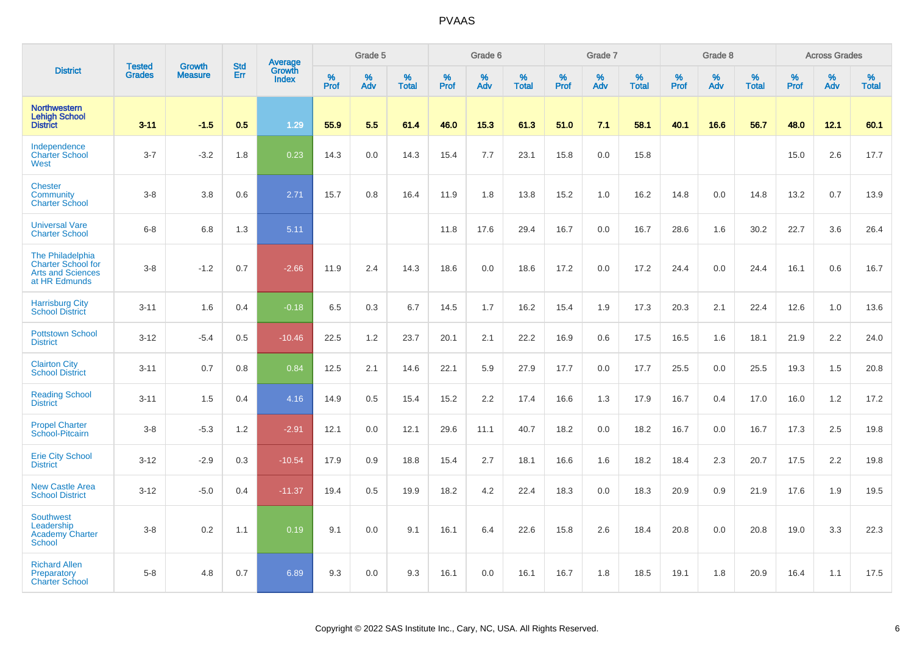# PVAAS

| District | Tested Grades | Growth Measure | Std Err | Average Growth Index | Grade 5 | | | Grade 6 | | | Grade 7 | | | Grade 8 | | | Across Grades | | |
|---|---|---|---|---|---|---|---|---|---|---|---|---|---|---|---|---|---|---|---|
| | | | | | % Prof | % Adv | % Total | % Prof | % Adv | % Total | % Prof | % Adv | % Total | % Prof | % Adv | % Total | % Prof | % Adv | % Total |
| **Northwestern Lehigh School District** | **3-11** | **-1.5** | **0.5** | **1.29** | **55.9** | **5.5** | **61.4** | **46.0** | **15.3** | **61.3** | **51.0** | **7.1** | **58.1** | **40.1** | **16.6** | **56.7** | **48.0** | **12.1** | **60.1** |
| Independence Charter School West | 3-7 | -3.2 | 1.8 | 0.23 | 14.3 | 0.0 | 14.3 | 15.4 | 7.7 | 23.1 | 15.8 | 0.0 | 15.8 | | | | 15.0 | 2.6 | 17.7 |
| Chester Community Charter School | 3-8 | 3.8 | 0.6 | 2.71 | 15.7 | 0.8 | 16.4 | 11.9 | 1.8 | 13.8 | 15.2 | 1.0 | 16.2 | 14.8 | 0.0 | 14.8 | 13.2 | 0.7 | 13.9 |
| Universal Vare Charter School | 6-8 | 6.8 | 1.3 | 5.11 | | | | 11.8 | 17.6 | 29.4 | 16.7 | 0.0 | 16.7 | 28.6 | 1.6 | 30.2 | 22.7 | 3.6 | 26.4 |
| The Philadelphia Charter School for Arts and Sciences at HR Edmunds | 3-8 | -1.2 | 0.7 | -2.66 | 11.9 | 2.4 | 14.3 | 18.6 | 0.0 | 18.6 | 17.2 | 0.0 | 17.2 | 24.4 | 0.0 | 24.4 | 16.1 | 0.6 | 16.7 |
| Harrisburg City School District | 3-11 | 1.6 | 0.4 | -0.18 | 6.5 | 0.3 | 6.7 | 14.5 | 1.7 | 16.2 | 15.4 | 1.9 | 17.3 | 20.3 | 2.1 | 22.4 | 12.6 | 1.0 | 13.6 |
| Pottstown School District | 3-12 | -5.4 | 0.5 | -10.46 | 22.5 | 1.2 | 23.7 | 20.1 | 2.1 | 22.2 | 16.9 | 0.6 | 17.5 | 16.5 | 1.6 | 18.1 | 21.9 | 2.2 | 24.0 |
| Clairton City School District | 3-11 | 0.7 | 0.8 | 0.84 | 12.5 | 2.1 | 14.6 | 22.1 | 5.9 | 27.9 | 17.7 | 0.0 | 17.7 | 25.5 | 0.0 | 25.5 | 19.3 | 1.5 | 20.8 |
| Reading School District | 3-11 | 1.5 | 0.4 | 4.16 | 14.9 | 0.5 | 15.4 | 15.2 | 2.2 | 17.4 | 16.6 | 1.3 | 17.9 | 16.7 | 0.4 | 17.0 | 16.0 | 1.2 | 17.2 |
| Propel Charter School-Pitcairn | 3-8 | -5.3 | 1.2 | -2.91 | 12.1 | 0.0 | 12.1 | 29.6 | 11.1 | 40.7 | 18.2 | 0.0 | 18.2 | 16.7 | 0.0 | 16.7 | 17.3 | 2.5 | 19.8 |
| Erie City School District | 3-12 | -2.9 | 0.3 | -10.54 | 17.9 | 0.9 | 18.8 | 15.4 | 2.7 | 18.1 | 16.6 | 1.6 | 18.2 | 18.4 | 2.3 | 20.7 | 17.5 | 2.2 | 19.8 |
| New Castle Area School District | 3-12 | -5.0 | 0.4 | -11.37 | 19.4 | 0.5 | 19.9 | 18.2 | 4.2 | 22.4 | 18.3 | 0.0 | 18.3 | 20.9 | 0.9 | 21.9 | 17.6 | 1.9 | 19.5 |
| Southwest Leadership Academy Charter School | 3-8 | 0.2 | 1.1 | 0.19 | 9.1 | 0.0 | 9.1 | 16.1 | 6.4 | 22.6 | 15.8 | 2.6 | 18.4 | 20.8 | 0.0 | 20.8 | 19.0 | 3.3 | 22.3 |
| Richard Allen Preparatory Charter School | 5-8 | 4.8 | 0.7 | 6.89 | 9.3 | 0.0 | 9.3 | 16.1 | 0.0 | 16.1 | 16.7 | 1.8 | 18.5 | 19.1 | 1.8 | 20.9 | 16.4 | 1.1 | 17.5 |

Copyright © 2022 SAS Institute Inc., Cary, NC, USA. All Rights Reserved.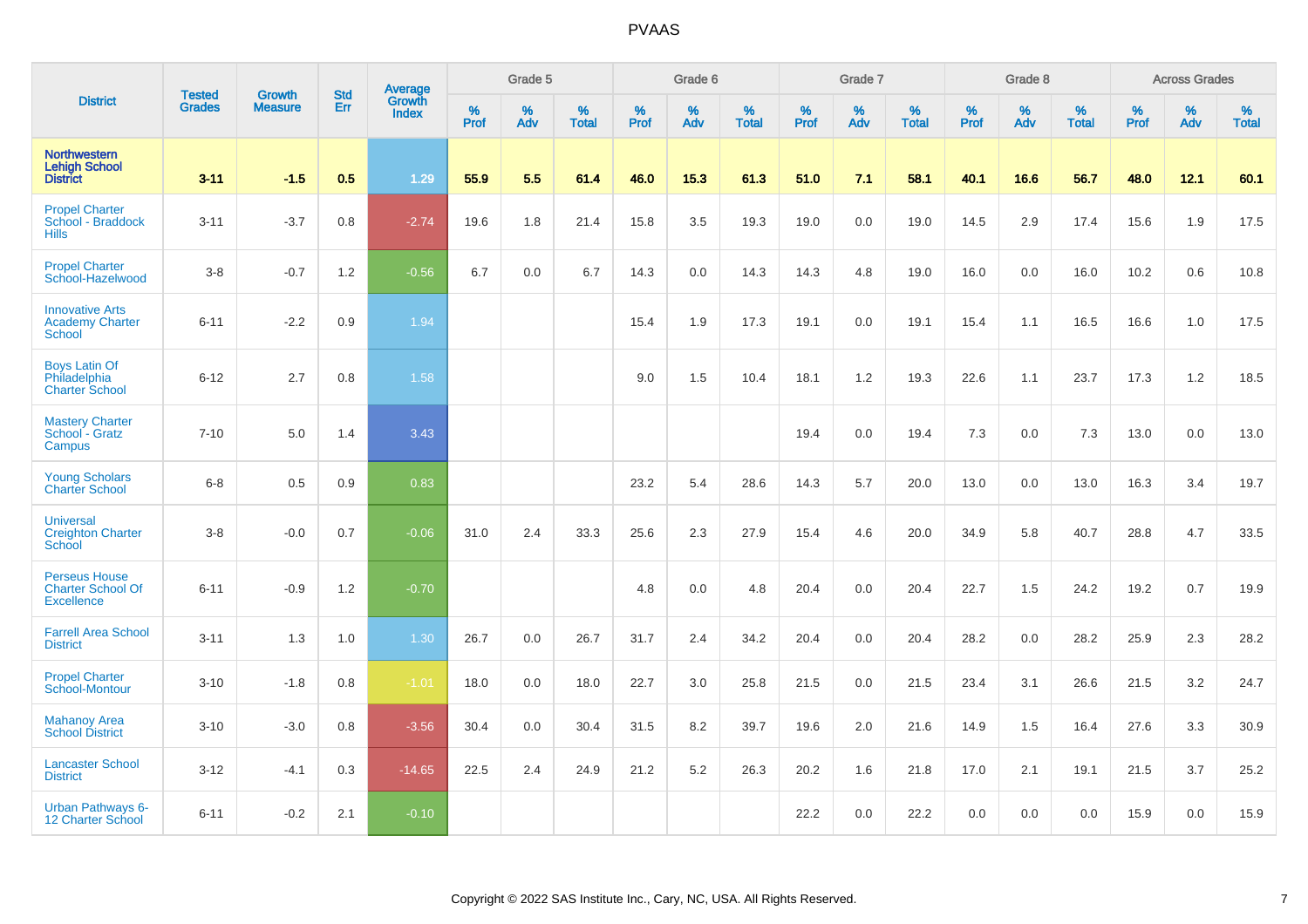| District | Tested Grades | Growth Measure | Std Err | Average Growth Index | Grade 5 | | | Grade 6 | | | Grade 7 | | | Grade 8 | | | Across Grades | | |
|---|---|---|---|---|---|---|---|---|---|---|---|---|---|---|---|---|---|---|---|
| | | | | | % Prof | % Adv | % Total | % Prof | % Adv | % Total | % Prof | % Adv | % Total | % Prof | % Adv | % Total | % Prof | % Adv | % Total |
| **Northwestern Lehigh School District** | **3-11** | **-1.5** | **0.5** | **1.29** | **55.9** | **5.5** | **61.4** | **46.0** | **15.3** | **61.3** | **51.0** | **7.1** | **58.1** | **40.1** | **16.6** | **56.7** | **48.0** | **12.1** | **60.1** |
| Propel Charter School - Braddock Hills | 3-11 | -3.7 | 0.8 | -2.74 | 19.6 | 1.8 | 21.4 | 15.8 | 3.5 | 19.3 | 19.0 | 0.0 | 19.0 | 14.5 | 2.9 | 17.4 | 15.6 | 1.9 | 17.5 |
| Propel Charter School-Hazelwood | 3-8 | -0.7 | 1.2 | -0.56 | 6.7 | 0.0 | 6.7 | 14.3 | 0.0 | 14.3 | 14.3 | 4.8 | 19.0 | 16.0 | 0.0 | 16.0 | 10.2 | 0.6 | 10.8 |
| Innovative Arts Academy Charter School | 6-11 | -2.2 | 0.9 | 1.94 | | | | 15.4 | 1.9 | 17.3 | 19.1 | 0.0 | 19.1 | 15.4 | 1.1 | 16.5 | 16.6 | 1.0 | 17.5 |
| Boys Latin Of Philadelphia Charter School | 6-12 | 2.7 | 0.8 | 1.58 | | | | 9.0 | 1.5 | 10.4 | 18.1 | 1.2 | 19.3 | 22.6 | 1.1 | 23.7 | 17.3 | 1.2 | 18.5 |
| Mastery Charter School - Gratz Campus | 7-10 | 5.0 | 1.4 | 3.43 | | | | | | | 19.4 | 0.0 | 19.4 | 7.3 | 0.0 | 7.3 | 13.0 | 0.0 | 13.0 |
| Young Scholars Charter School | 6-8 | 0.5 | 0.9 | 0.83 | | | | 23.2 | 5.4 | 28.6 | 14.3 | 5.7 | 20.0 | 13.0 | 0.0 | 13.0 | 16.3 | 3.4 | 19.7 |
| Universal Creighton Charter School | 3-8 | -0.0 | 0.7 | -0.06 | 31.0 | 2.4 | 33.3 | 25.6 | 2.3 | 27.9 | 15.4 | 4.6 | 20.0 | 34.9 | 5.8 | 40.7 | 28.8 | 4.7 | 33.5 |
| Perseus House Charter School Of Excellence | 6-11 | -0.9 | 1.2 | -0.70 | | | | 4.8 | 0.0 | 4.8 | 20.4 | 0.0 | 20.4 | 22.7 | 1.5 | 24.2 | 19.2 | 0.7 | 19.9 |
| Farrell Area School District | 3-11 | 1.3 | 1.0 | 1.30 | 26.7 | 0.0 | 26.7 | 31.7 | 2.4 | 34.2 | 20.4 | 0.0 | 20.4 | 28.2 | 0.0 | 28.2 | 25.9 | 2.3 | 28.2 |
| Propel Charter School-Montour | 3-10 | -1.8 | 0.8 | -1.01 | 18.0 | 0.0 | 18.0 | 22.7 | 3.0 | 25.8 | 21.5 | 0.0 | 21.5 | 23.4 | 3.1 | 26.6 | 21.5 | 3.2 | 24.7 |
| Mahanoy Area School District | 3-10 | -3.0 | 0.8 | -3.56 | 30.4 | 0.0 | 30.4 | 31.5 | 8.2 | 39.7 | 19.6 | 2.0 | 21.6 | 14.9 | 1.5 | 16.4 | 27.6 | 3.3 | 30.9 |
| Lancaster School District | 3-12 | -4.1 | 0.3 | -14.65 | 22.5 | 2.4 | 24.9 | 21.2 | 5.2 | 26.3 | 20.2 | 1.6 | 21.8 | 17.0 | 2.1 | 19.1 | 21.5 | 3.7 | 25.2 |
| Urban Pathways 6-12 Charter School | 6-11 | -0.2 | 2.1 | -0.10 | | | | | | | 22.2 | 0.0 | 22.2 | 0.0 | 0.0 | 0.0 | 15.9 | 0.0 | 15.9 |

Copyright © 2022 SAS Institute Inc., Cary, NC, USA. All Rights Reserved.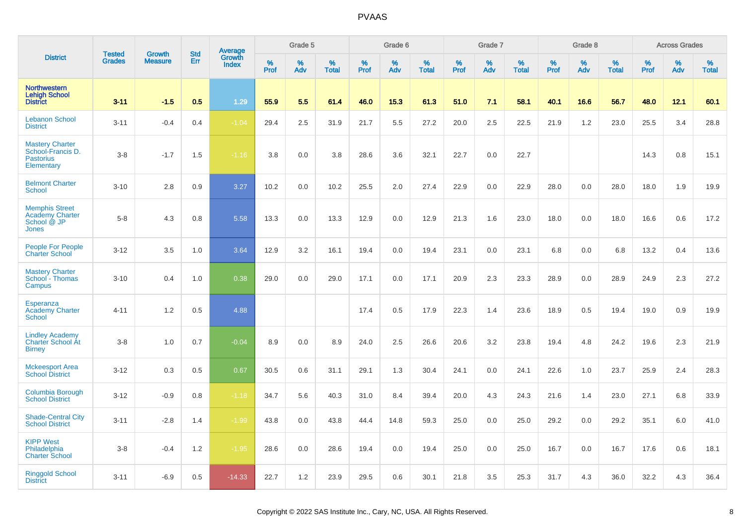# PVAAS

| District | Tested Grades | Growth Measure | Std Err | Average Growth Index | Grade 5 | | | Grade 6 | | | Grade 7 | | | Grade 8 | | | Across Grades | | |
|---|---|---|---|---|---|---|---|---|---|---|---|---|---|---|---|---|---|---|---|
| | | | | | % Prof | % Adv | % Total | % Prof | % Adv | % Total | % Prof | % Adv | % Total | % Prof | % Adv | % Total | % Prof | % Adv | % Total |
| **Northwestern Lehigh School District** | **3-11** | **-1.5** | **0.5** | **1.29** | **55.9** | **5.5** | **61.4** | **46.0** | **15.3** | **61.3** | **51.0** | **7.1** | **58.1** | **40.1** | **16.6** | **56.7** | **48.0** | **12.1** | **60.1** |
| Lebanon School District | 3-11 | -0.4 | 0.4 | -1.04 | 29.4 | 2.5 | 31.9 | 21.7 | 5.5 | 27.2 | 20.0 | 2.5 | 22.5 | 21.9 | 1.2 | 23.0 | 25.5 | 3.4 | 28.8 |
| Mastery Charter School-Francis D. Pastorius Elementary | 3-8 | -1.7 | 1.5 | -1.16 | 3.8 | 0.0 | 3.8 | 28.6 | 3.6 | 32.1 | 22.7 | 0.0 | 22.7 | | | | 14.3 | 0.8 | 15.1 |
| Belmont Charter School | 3-10 | 2.8 | 0.9 | 3.27 | 10.2 | 0.0 | 10.2 | 25.5 | 2.0 | 27.4 | 22.9 | 0.0 | 22.9 | 28.0 | 0.0 | 28.0 | 18.0 | 1.9 | 19.9 |
| Memphis Street Academy Charter School @ JP Jones | 5-8 | 4.3 | 0.8 | 5.58 | 13.3 | 0.0 | 13.3 | 12.9 | 0.0 | 12.9 | 21.3 | 1.6 | 23.0 | 18.0 | 0.0 | 18.0 | 16.6 | 0.6 | 17.2 |
| People For People Charter School | 3-12 | 3.5 | 1.0 | 3.64 | 12.9 | 3.2 | 16.1 | 19.4 | 0.0 | 19.4 | 23.1 | 0.0 | 23.1 | 6.8 | 0.0 | 6.8 | 13.2 | 0.4 | 13.6 |
| Mastery Charter School - Thomas Campus | 3-10 | 0.4 | 1.0 | 0.38 | 29.0 | 0.0 | 29.0 | 17.1 | 0.0 | 17.1 | 20.9 | 2.3 | 23.3 | 28.9 | 0.0 | 28.9 | 24.9 | 2.3 | 27.2 |
| Esperanza Academy Charter School | 4-11 | 1.2 | 0.5 | 4.88 | | | | 17.4 | 0.5 | 17.9 | 22.3 | 1.4 | 23.6 | 18.9 | 0.5 | 19.4 | 19.0 | 0.9 | 19.9 |
| Lindley Academy Charter School At Birney | 3-8 | 1.0 | 0.7 | -0.04 | 8.9 | 0.0 | 8.9 | 24.0 | 2.5 | 26.6 | 20.6 | 3.2 | 23.8 | 19.4 | 4.8 | 24.2 | 19.6 | 2.3 | 21.9 |
| Mckeesport Area School District | 3-12 | 0.3 | 0.5 | 0.67 | 30.5 | 0.6 | 31.1 | 29.1 | 1.3 | 30.4 | 24.1 | 0.0 | 24.1 | 22.6 | 1.0 | 23.7 | 25.9 | 2.4 | 28.3 |
| Columbia Borough School District | 3-12 | -0.9 | 0.8 | -1.18 | 34.7 | 5.6 | 40.3 | 31.0 | 8.4 | 39.4 | 20.0 | 4.3 | 24.3 | 21.6 | 1.4 | 23.0 | 27.1 | 6.8 | 33.9 |
| Shade-Central City School District | 3-11 | -2.8 | 1.4 | -1.99 | 43.8 | 0.0 | 43.8 | 44.4 | 14.8 | 59.3 | 25.0 | 0.0 | 25.0 | 29.2 | 0.0 | 29.2 | 35.1 | 6.0 | 41.0 |
| KIPP West Philadelphia Charter School | 3-8 | -0.4 | 1.2 | -1.95 | 28.6 | 0.0 | 28.6 | 19.4 | 0.0 | 19.4 | 25.0 | 0.0 | 25.0 | 16.7 | 0.0 | 16.7 | 17.6 | 0.6 | 18.1 |
| Ringgold School District | 3-11 | -6.9 | 0.5 | -14.33 | 22.7 | 1.2 | 23.9 | 29.5 | 0.6 | 30.1 | 21.8 | 3.5 | 25.3 | 31.7 | 4.3 | 36.0 | 32.2 | 4.3 | 36.4 |

Copyright © 2022 SAS Institute Inc., Cary, NC, USA. All Rights Reserved.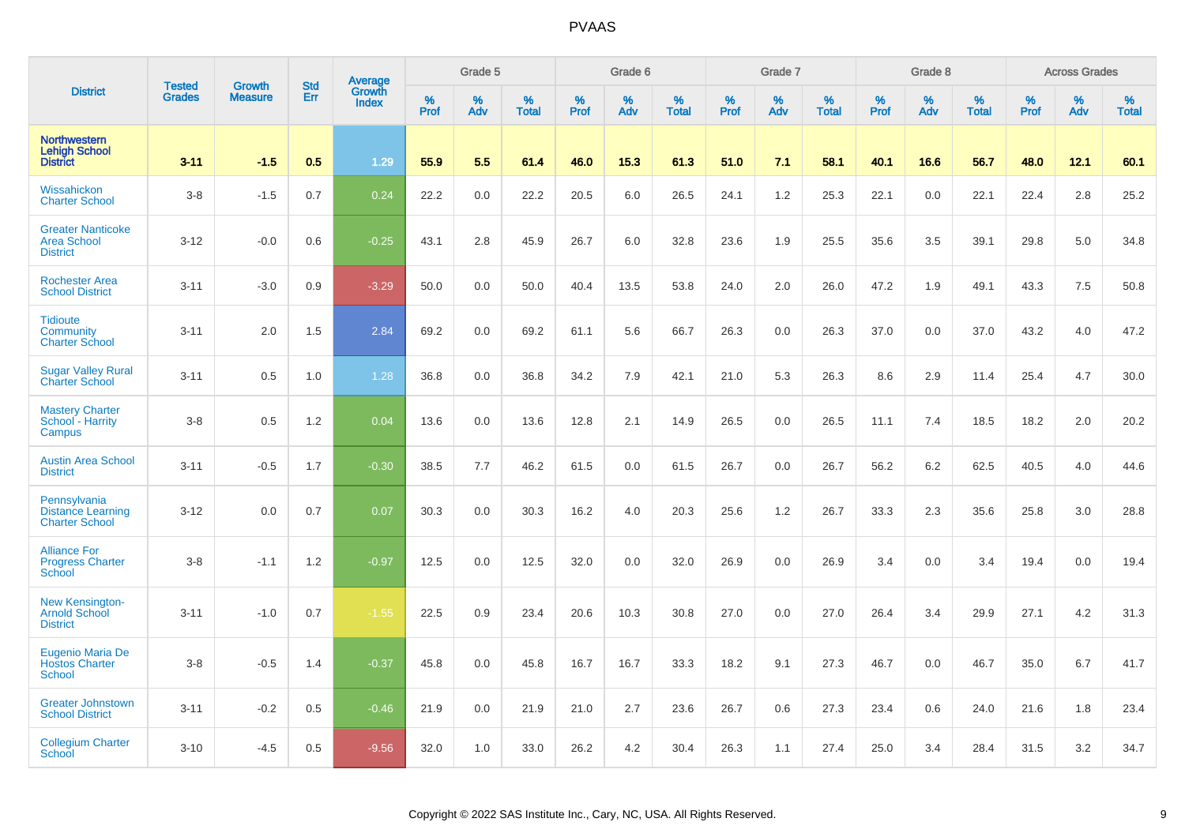# PVAAS

| District | Tested Grades | Growth Measure | Std Err | Average Growth Index | Grade 5 | | | Grade 6 | | | Grade 7 | | | Grade 8 | | | Across Grades | | |
|---|---|---|---|---|---|---|---|---|---|---|---|---|---|---|---|---|---|---|---|
| | | | | | % Prof | % Adv | % Total | % Prof | % Adv | % Total | % Prof | % Adv | % Total | % Prof | % Adv | % Total | % Prof | % Adv | % Total |
| **Northwestern Lehigh School District** | **3-11** | **-1.5** | **0.5** | **1.29** | **55.9** | **5.5** | **61.4** | **46.0** | **15.3** | **61.3** | **51.0** | **7.1** | **58.1** | **40.1** | **16.6** | **56.7** | **48.0** | **12.1** | **60.1** |
| Wissahickon Charter School | 3-8 | -1.5 | 0.7 | 0.24 | 22.2 | 0.0 | 22.2 | 20.5 | 6.0 | 26.5 | 24.1 | 1.2 | 25.3 | 22.1 | 0.0 | 22.1 | 22.4 | 2.8 | 25.2 |
| Greater Nanticoke Area School District | 3-12 | -0.0 | 0.6 | -0.25 | 43.1 | 2.8 | 45.9 | 26.7 | 6.0 | 32.8 | 23.6 | 1.9 | 25.5 | 35.6 | 3.5 | 39.1 | 29.8 | 5.0 | 34.8 |
| Rochester Area School District | 3-11 | -3.0 | 0.9 | -3.29 | 50.0 | 0.0 | 50.0 | 40.4 | 13.5 | 53.8 | 24.0 | 2.0 | 26.0 | 47.2 | 1.9 | 49.1 | 43.3 | 7.5 | 50.8 |
| Tidioute Community Charter School | 3-11 | 2.0 | 1.5 | 2.84 | 69.2 | 0.0 | 69.2 | 61.1 | 5.6 | 66.7 | 26.3 | 0.0 | 26.3 | 37.0 | 0.0 | 37.0 | 43.2 | 4.0 | 47.2 |
| Sugar Valley Rural Charter School | 3-11 | 0.5 | 1.0 | 1.28 | 36.8 | 0.0 | 36.8 | 34.2 | 7.9 | 42.1 | 21.0 | 5.3 | 26.3 | 8.6 | 2.9 | 11.4 | 25.4 | 4.7 | 30.0 |
| Mastery Charter School - Harrity Campus | 3-8 | 0.5 | 1.2 | 0.04 | 13.6 | 0.0 | 13.6 | 12.8 | 2.1 | 14.9 | 26.5 | 0.0 | 26.5 | 11.1 | 7.4 | 18.5 | 18.2 | 2.0 | 20.2 |
| Austin Area School District | 3-11 | -0.5 | 1.7 | -0.30 | 38.5 | 7.7 | 46.2 | 61.5 | 0.0 | 61.5 | 26.7 | 0.0 | 26.7 | 56.2 | 6.2 | 62.5 | 40.5 | 4.0 | 44.6 |
| Pennsylvania Distance Learning Charter School | 3-12 | 0.0 | 0.7 | 0.07 | 30.3 | 0.0 | 30.3 | 16.2 | 4.0 | 20.3 | 25.6 | 1.2 | 26.7 | 33.3 | 2.3 | 35.6 | 25.8 | 3.0 | 28.8 |
| Alliance For Progress Charter School | 3-8 | -1.1 | 1.2 | -0.97 | 12.5 | 0.0 | 12.5 | 32.0 | 0.0 | 32.0 | 26.9 | 0.0 | 26.9 | 3.4 | 0.0 | 3.4 | 19.4 | 0.0 | 19.4 |
| New Kensington-Arnold School District | 3-11 | -1.0 | 0.7 | -1.55 | 22.5 | 0.9 | 23.4 | 20.6 | 10.3 | 30.8 | 27.0 | 0.0 | 27.0 | 26.4 | 3.4 | 29.9 | 27.1 | 4.2 | 31.3 |
| Eugenio Maria De Hostos Charter School | 3-8 | -0.5 | 1.4 | -0.37 | 45.8 | 0.0 | 45.8 | 16.7 | 16.7 | 33.3 | 18.2 | 9.1 | 27.3 | 46.7 | 0.0 | 46.7 | 35.0 | 6.7 | 41.7 |
| Greater Johnstown School District | 3-11 | -0.2 | 0.5 | -0.46 | 21.9 | 0.0 | 21.9 | 21.0 | 2.7 | 23.6 | 26.7 | 0.6 | 27.3 | 23.4 | 0.6 | 24.0 | 21.6 | 1.8 | 23.4 |
| Collegium Charter School | 3-10 | -4.5 | 0.5 | -9.56 | 32.0 | 1.0 | 33.0 | 26.2 | 4.2 | 30.4 | 26.3 | 1.1 | 27.4 | 25.0 | 3.4 | 28.4 | 31.5 | 3.2 | 34.7 |

Copyright © 2022 SAS Institute Inc., Cary, NC, USA. All Rights Reserved.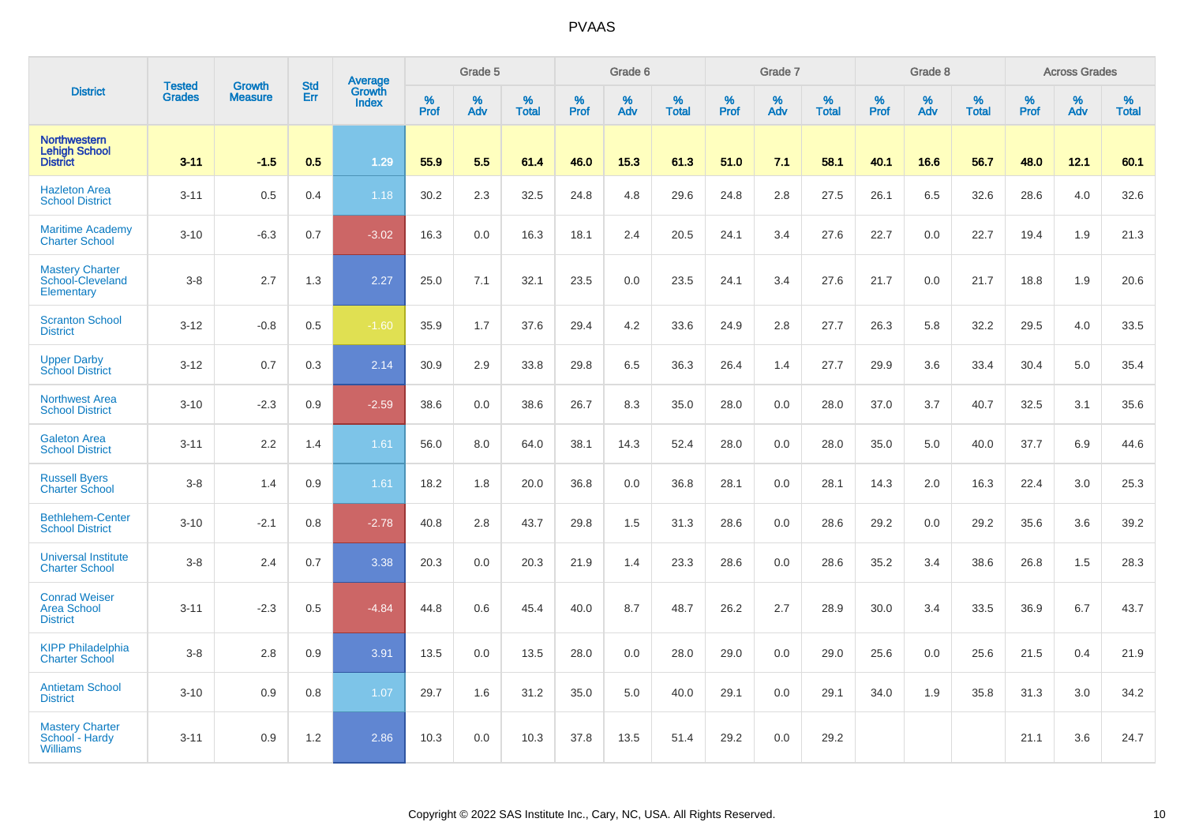# PVAAS

| District | Tested Grades | Growth Measure | Std Err | Average Growth Index | Grade 5 | | | Grade 6 | | | Grade 7 | | | Grade 8 | | | Across Grades | | |
|---|---|---|---|---|---|---|---|---|---|---|---|---|---|---|---|---|---|---|---|
| | | | | | % Prof | % Adv | % Total | % Prof | % Adv | % Total | % Prof | % Adv | % Total | % Prof | % Adv | % Total | % Prof | % Adv | % Total |
| **Northwestern Lehigh School District** | **3-11** | **-1.5** | **0.5** | **1.29** | **55.9** | **5.5** | **61.4** | **46.0** | **15.3** | **61.3** | **51.0** | **7.1** | **58.1** | **40.1** | **16.6** | **56.7** | **48.0** | **12.1** | **60.1** |
| Hazleton Area School District | 3-11 | 0.5 | 0.4 | 1.18 | 30.2 | 2.3 | 32.5 | 24.8 | 4.8 | 29.6 | 24.8 | 2.8 | 27.5 | 26.1 | 6.5 | 32.6 | 28.6 | 4.0 | 32.6 |
| Maritime Academy Charter School | 3-10 | -6.3 | 0.7 | -3.02 | 16.3 | 0.0 | 16.3 | 18.1 | 2.4 | 20.5 | 24.1 | 3.4 | 27.6 | 22.7 | 0.0 | 22.7 | 19.4 | 1.9 | 21.3 |
| Mastery Charter School-Cleveland Elementary | 3-8 | 2.7 | 1.3 | 2.27 | 25.0 | 7.1 | 32.1 | 23.5 | 0.0 | 23.5 | 24.1 | 3.4 | 27.6 | 21.7 | 0.0 | 21.7 | 18.8 | 1.9 | 20.6 |
| Scranton School District | 3-12 | -0.8 | 0.5 | -1.60 | 35.9 | 1.7 | 37.6 | 29.4 | 4.2 | 33.6 | 24.9 | 2.8 | 27.7 | 26.3 | 5.8 | 32.2 | 29.5 | 4.0 | 33.5 |
| Upper Darby School District | 3-12 | 0.7 | 0.3 | 2.14 | 30.9 | 2.9 | 33.8 | 29.8 | 6.5 | 36.3 | 26.4 | 1.4 | 27.7 | 29.9 | 3.6 | 33.4 | 30.4 | 5.0 | 35.4 |
| Northwest Area School District | 3-10 | -2.3 | 0.9 | -2.59 | 38.6 | 0.0 | 38.6 | 26.7 | 8.3 | 35.0 | 28.0 | 0.0 | 28.0 | 37.0 | 3.7 | 40.7 | 32.5 | 3.1 | 35.6 |
| Galeton Area School District | 3-11 | 2.2 | 1.4 | 1.61 | 56.0 | 8.0 | 64.0 | 38.1 | 14.3 | 52.4 | 28.0 | 0.0 | 28.0 | 35.0 | 5.0 | 40.0 | 37.7 | 6.9 | 44.6 |
| Russell Byers Charter School | 3-8 | 1.4 | 0.9 | 1.61 | 18.2 | 1.8 | 20.0 | 36.8 | 0.0 | 36.8 | 28.1 | 0.0 | 28.1 | 14.3 | 2.0 | 16.3 | 22.4 | 3.0 | 25.3 |
| Bethlehem-Center School District | 3-10 | -2.1 | 0.8 | -2.78 | 40.8 | 2.8 | 43.7 | 29.8 | 1.5 | 31.3 | 28.6 | 0.0 | 28.6 | 29.2 | 0.0 | 29.2 | 35.6 | 3.6 | 39.2 |
| Universal Institute Charter School | 3-8 | 2.4 | 0.7 | 3.38 | 20.3 | 0.0 | 20.3 | 21.9 | 1.4 | 23.3 | 28.6 | 0.0 | 28.6 | 35.2 | 3.4 | 38.6 | 26.8 | 1.5 | 28.3 |
| Conrad Weiser Area School District | 3-11 | -2.3 | 0.5 | -4.84 | 44.8 | 0.6 | 45.4 | 40.0 | 8.7 | 48.7 | 26.2 | 2.7 | 28.9 | 30.0 | 3.4 | 33.5 | 36.9 | 6.7 | 43.7 |
| KIPP Philadelphia Charter School | 3-8 | 2.8 | 0.9 | 3.91 | 13.5 | 0.0 | 13.5 | 28.0 | 0.0 | 28.0 | 29.0 | 0.0 | 29.0 | 25.6 | 0.0 | 25.6 | 21.5 | 0.4 | 21.9 |
| Antietam School District | 3-10 | 0.9 | 0.8 | 1.07 | 29.7 | 1.6 | 31.2 | 35.0 | 5.0 | 40.0 | 29.1 | 0.0 | 29.1 | 34.0 | 1.9 | 35.8 | 31.3 | 3.0 | 34.2 |
| Mastery Charter School - Hardy Williams | 3-11 | 0.9 | 1.2 | 2.86 | 10.3 | 0.0 | 10.3 | 37.8 | 13.5 | 51.4 | 29.2 | 0.0 | 29.2 | | | | 21.1 | 3.6 | 24.7 |

Copyright © 2022 SAS Institute Inc., Cary, NC, USA. All Rights Reserved.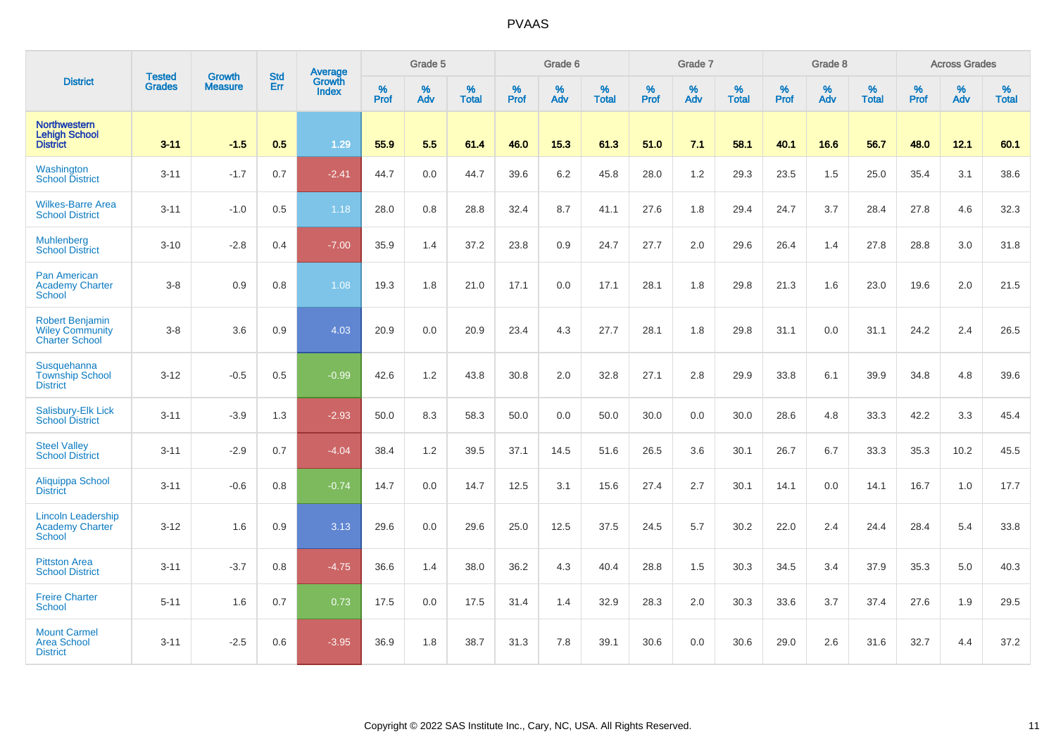# PVAAS

| District | Tested Grades | Growth Measure | Std Err | Average Growth Index | Grade 5 | | | Grade 6 | | | Grade 7 | | | Grade 8 | | | Across Grades | | |
|---|---|---|---|---|---|---|---|---|---|---|---|---|---|---|---|---|---|---|---|
| | | | | | % Prof | % Adv | % Total | % Prof | % Adv | % Total | % Prof | % Adv | % Total | % Prof | % Adv | % Total | % Prof | % Adv | % Total |
| **Northwestern Lehigh School District** | **3-11** | **-1.5** | **0.5** | **1.29** | **55.9** | **5.5** | **61.4** | **46.0** | **15.3** | **61.3** | **51.0** | **7.1** | **58.1** | **40.1** | **16.6** | **56.7** | **48.0** | **12.1** | **60.1** |
| Washington School District | 3-11 | -1.7 | 0.7 | -2.41 | 44.7 | 0.0 | 44.7 | 39.6 | 6.2 | 45.8 | 28.0 | 1.2 | 29.3 | 23.5 | 1.5 | 25.0 | 35.4 | 3.1 | 38.6 |
| Wilkes-Barre Area School District | 3-11 | -1.0 | 0.5 | 1.18 | 28.0 | 0.8 | 28.8 | 32.4 | 8.7 | 41.1 | 27.6 | 1.8 | 29.4 | 24.7 | 3.7 | 28.4 | 27.8 | 4.6 | 32.3 |
| Muhlenberg School District | 3-10 | -2.8 | 0.4 | -7.00 | 35.9 | 1.4 | 37.2 | 23.8 | 0.9 | 24.7 | 27.7 | 2.0 | 29.6 | 26.4 | 1.4 | 27.8 | 28.8 | 3.0 | 31.8 |
| Pan American Academy Charter School | 3-8 | 0.9 | 0.8 | 1.08 | 19.3 | 1.8 | 21.0 | 17.1 | 0.0 | 17.1 | 28.1 | 1.8 | 29.8 | 21.3 | 1.6 | 23.0 | 19.6 | 2.0 | 21.5 |
| Robert Benjamin Wiley Community Charter School | 3-8 | 3.6 | 0.9 | 4.03 | 20.9 | 0.0 | 20.9 | 23.4 | 4.3 | 27.7 | 28.1 | 1.8 | 29.8 | 31.1 | 0.0 | 31.1 | 24.2 | 2.4 | 26.5 |
| Susquehanna Township School District | 3-12 | -0.5 | 0.5 | -0.99 | 42.6 | 1.2 | 43.8 | 30.8 | 2.0 | 32.8 | 27.1 | 2.8 | 29.9 | 33.8 | 6.1 | 39.9 | 34.8 | 4.8 | 39.6 |
| Salisbury-Elk Lick School District | 3-11 | -3.9 | 1.3 | -2.93 | 50.0 | 8.3 | 58.3 | 50.0 | 0.0 | 50.0 | 30.0 | 0.0 | 30.0 | 28.6 | 4.8 | 33.3 | 42.2 | 3.3 | 45.4 |
| Steel Valley School District | 3-11 | -2.9 | 0.7 | -4.04 | 38.4 | 1.2 | 39.5 | 37.1 | 14.5 | 51.6 | 26.5 | 3.6 | 30.1 | 26.7 | 6.7 | 33.3 | 35.3 | 10.2 | 45.5 |
| Aliquippa School District | 3-11 | -0.6 | 0.8 | -0.74 | 14.7 | 0.0 | 14.7 | 12.5 | 3.1 | 15.6 | 27.4 | 2.7 | 30.1 | 14.1 | 0.0 | 14.1 | 16.7 | 1.0 | 17.7 |
| Lincoln Leadership Academy Charter School | 3-12 | 1.6 | 0.9 | 3.13 | 29.6 | 0.0 | 29.6 | 25.0 | 12.5 | 37.5 | 24.5 | 5.7 | 30.2 | 22.0 | 2.4 | 24.4 | 28.4 | 5.4 | 33.8 |
| Pittston Area School District | 3-11 | -3.7 | 0.8 | -4.75 | 36.6 | 1.4 | 38.0 | 36.2 | 4.3 | 40.4 | 28.8 | 1.5 | 30.3 | 34.5 | 3.4 | 37.9 | 35.3 | 5.0 | 40.3 |
| Freire Charter School | 5-11 | 1.6 | 0.7 | 0.73 | 17.5 | 0.0 | 17.5 | 31.4 | 1.4 | 32.9 | 28.3 | 2.0 | 30.3 | 33.6 | 3.7 | 37.4 | 27.6 | 1.9 | 29.5 |
| Mount Carmel Area School District | 3-11 | -2.5 | 0.6 | -3.95 | 36.9 | 1.8 | 38.7 | 31.3 | 7.8 | 39.1 | 30.6 | 0.0 | 30.6 | 29.0 | 2.6 | 31.6 | 32.7 | 4.4 | 37.2 |

Copyright © 2022 SAS Institute Inc., Cary, NC, USA. All Rights Reserved.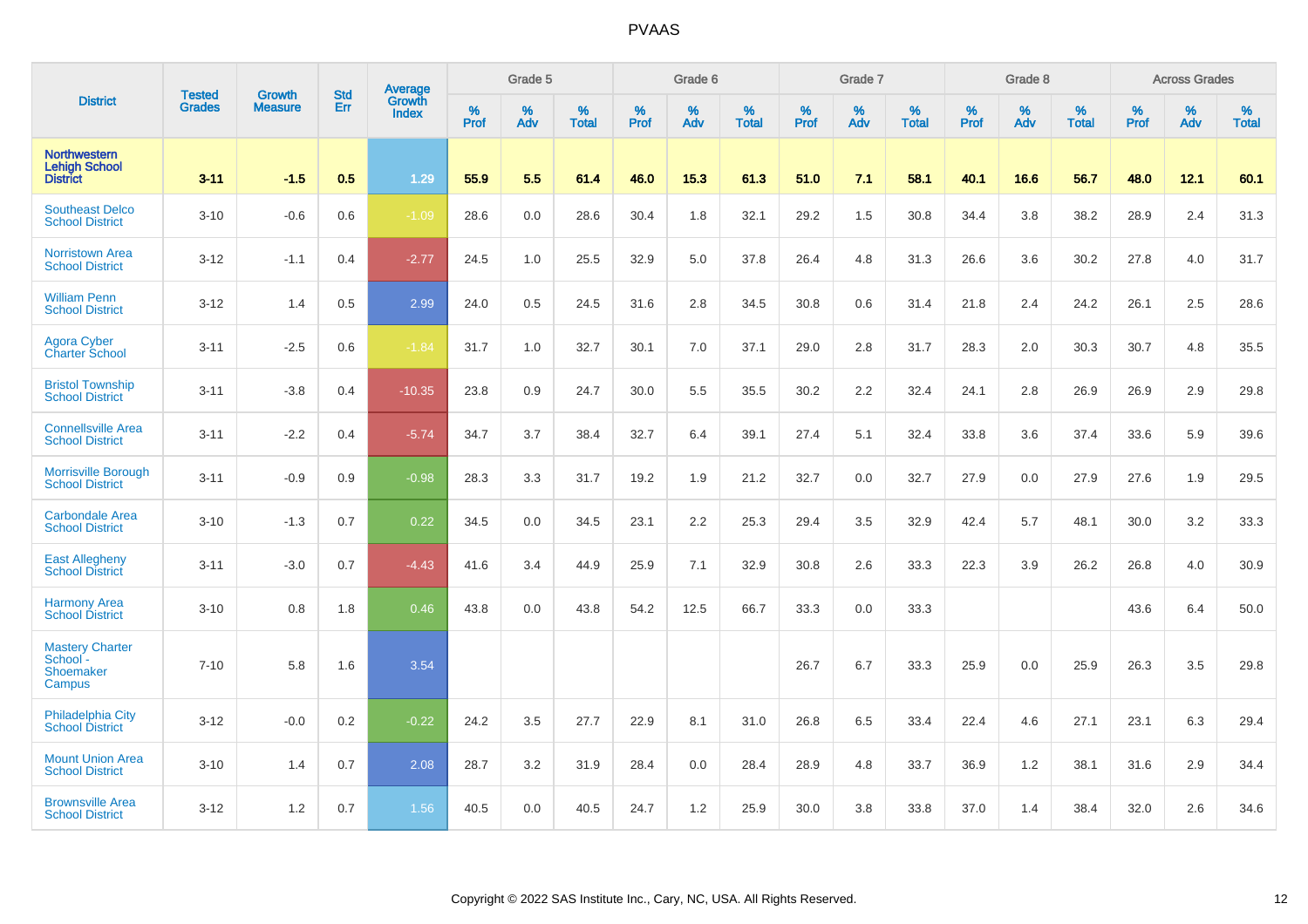# PVAAS

| District | Tested Grades | Growth Measure | Std Err | Average Growth Index | Grade 5 | | | Grade 6 | | | Grade 7 | | | Grade 8 | | | Across Grades | | |
|---|---|---|---|---|---|---|---|---|---|---|---|---|---|---|---|---|---|---|---|
| | | | | | % Prof | % Adv | % Total | % Prof | % Adv | % Total | % Prof | % Adv | % Total | % Prof | % Adv | % Total | % Prof | % Adv | % Total |
| **Northwestern Lehigh School District** | **3-11** | **-1.5** | **0.5** | **1.29** | **55.9** | **5.5** | **61.4** | **46.0** | **15.3** | **61.3** | **51.0** | **7.1** | **58.1** | **40.1** | **16.6** | **56.7** | **48.0** | **12.1** | **60.1** |
| Southeast Delco School District | 3-10 | -0.6 | 0.6 | -1.09 | 28.6 | 0.0 | 28.6 | 30.4 | 1.8 | 32.1 | 29.2 | 1.5 | 30.8 | 34.4 | 3.8 | 38.2 | 28.9 | 2.4 | 31.3 |
| Norristown Area School District | 3-12 | -1.1 | 0.4 | -2.77 | 24.5 | 1.0 | 25.5 | 32.9 | 5.0 | 37.8 | 26.4 | 4.8 | 31.3 | 26.6 | 3.6 | 30.2 | 27.8 | 4.0 | 31.7 |
| William Penn School District | 3-12 | 1.4 | 0.5 | 2.99 | 24.0 | 0.5 | 24.5 | 31.6 | 2.8 | 34.5 | 30.8 | 0.6 | 31.4 | 21.8 | 2.4 | 24.2 | 26.1 | 2.5 | 28.6 |
| Agora Cyber Charter School | 3-11 | -2.5 | 0.6 | -1.84 | 31.7 | 1.0 | 32.7 | 30.1 | 7.0 | 37.1 | 29.0 | 2.8 | 31.7 | 28.3 | 2.0 | 30.3 | 30.7 | 4.8 | 35.5 |
| Bristol Township School District | 3-11 | -3.8 | 0.4 | -10.35 | 23.8 | 0.9 | 24.7 | 30.0 | 5.5 | 35.5 | 30.2 | 2.2 | 32.4 | 24.1 | 2.8 | 26.9 | 26.9 | 2.9 | 29.8 |
| Connellsville Area School District | 3-11 | -2.2 | 0.4 | -5.74 | 34.7 | 3.7 | 38.4 | 32.7 | 6.4 | 39.1 | 27.4 | 5.1 | 32.4 | 33.8 | 3.6 | 37.4 | 33.6 | 5.9 | 39.6 |
| Morrisville Borough School District | 3-11 | -0.9 | 0.9 | -0.98 | 28.3 | 3.3 | 31.7 | 19.2 | 1.9 | 21.2 | 32.7 | 0.0 | 32.7 | 27.9 | 0.0 | 27.9 | 27.6 | 1.9 | 29.5 |
| Carbondale Area School District | 3-10 | -1.3 | 0.7 | 0.22 | 34.5 | 0.0 | 34.5 | 23.1 | 2.2 | 25.3 | 29.4 | 3.5 | 32.9 | 42.4 | 5.7 | 48.1 | 30.0 | 3.2 | 33.3 |
| East Allegheny School District | 3-11 | -3.0 | 0.7 | -4.43 | 41.6 | 3.4 | 44.9 | 25.9 | 7.1 | 32.9 | 30.8 | 2.6 | 33.3 | 22.3 | 3.9 | 26.2 | 26.8 | 4.0 | 30.9 |
| Harmony Area School District | 3-10 | 0.8 | 1.8 | 0.46 | 43.8 | 0.0 | 43.8 | 54.2 | 12.5 | 66.7 | 33.3 | 0.0 | 33.3 | | | | 43.6 | 6.4 | 50.0 |
| Mastery Charter School - Shoemaker Campus | 7-10 | 5.8 | 1.6 | 3.54 | | | | | | | 26.7 | 6.7 | 33.3 | 25.9 | 0.0 | 25.9 | 26.3 | 3.5 | 29.8 |
| Philadelphia City School District | 3-12 | -0.0 | 0.2 | -0.22 | 24.2 | 3.5 | 27.7 | 22.9 | 8.1 | 31.0 | 26.8 | 6.5 | 33.4 | 22.4 | 4.6 | 27.1 | 23.1 | 6.3 | 29.4 |
| Mount Union Area School District | 3-10 | 1.4 | 0.7 | 2.08 | 28.7 | 3.2 | 31.9 | 28.4 | 0.0 | 28.4 | 28.9 | 4.8 | 33.7 | 36.9 | 1.2 | 38.1 | 31.6 | 2.9 | 34.4 |
| Brownsville Area School District | 3-12 | 1.2 | 0.7 | 1.56 | 40.5 | 0.0 | 40.5 | 24.7 | 1.2 | 25.9 | 30.0 | 3.8 | 33.8 | 37.0 | 1.4 | 38.4 | 32.0 | 2.6 | 34.6 |

Copyright © 2022 SAS Institute Inc., Cary, NC, USA. All Rights Reserved.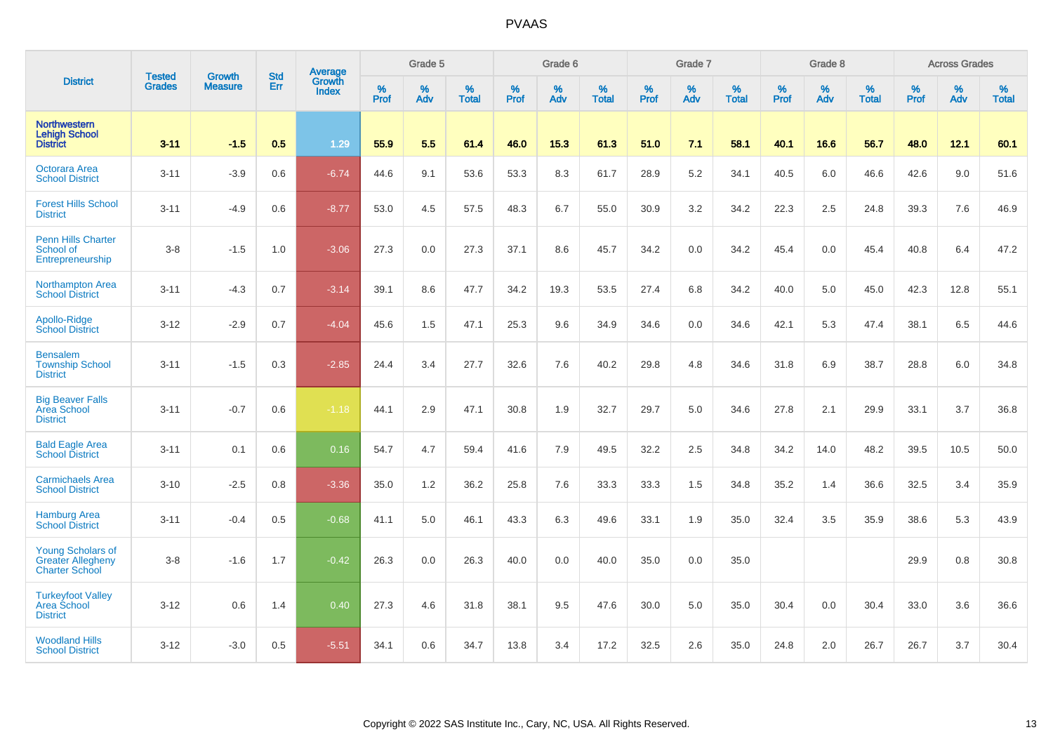# PVAAS

| District | Tested Grades | Growth Measure | Std Err | Average Growth Index | Grade 5 | | | Grade 6 | | | Grade 7 | | | Grade 8 | | | Across Grades | | |
|---|---|---|---|---|---|---|---|---|---|---|---|---|---|---|---|---|---|---|---|
| | | | | | % Prof | % Adv | % Total | % Prof | % Adv | % Total | % Prof | % Adv | % Total | % Prof | % Adv | % Total | % Prof | % Adv | % Total |
| **Northwestern Lehigh School District** | **3-11** | **-1.5** | **0.5** | **1.29** | **55.9** | **5.5** | **61.4** | **46.0** | **15.3** | **61.3** | **51.0** | **7.1** | **58.1** | **40.1** | **16.6** | **56.7** | **48.0** | **12.1** | **60.1** |
| Octorara Area School District | 3-11 | -3.9 | 0.6 | -6.74 | 44.6 | 9.1 | 53.6 | 53.3 | 8.3 | 61.7 | 28.9 | 5.2 | 34.1 | 40.5 | 6.0 | 46.6 | 42.6 | 9.0 | 51.6 |
| Forest Hills School District | 3-11 | -4.9 | 0.6 | -8.77 | 53.0 | 4.5 | 57.5 | 48.3 | 6.7 | 55.0 | 30.9 | 3.2 | 34.2 | 22.3 | 2.5 | 24.8 | 39.3 | 7.6 | 46.9 |
| Penn Hills Charter School of Entrepreneurship | 3-8 | -1.5 | 1.0 | -3.06 | 27.3 | 0.0 | 27.3 | 37.1 | 8.6 | 45.7 | 34.2 | 0.0 | 34.2 | 45.4 | 0.0 | 45.4 | 40.8 | 6.4 | 47.2 |
| Northampton Area School District | 3-11 | -4.3 | 0.7 | -3.14 | 39.1 | 8.6 | 47.7 | 34.2 | 19.3 | 53.5 | 27.4 | 6.8 | 34.2 | 40.0 | 5.0 | 45.0 | 42.3 | 12.8 | 55.1 |
| Apollo-Ridge School District | 3-12 | -2.9 | 0.7 | -4.04 | 45.6 | 1.5 | 47.1 | 25.3 | 9.6 | 34.9 | 34.6 | 0.0 | 34.6 | 42.1 | 5.3 | 47.4 | 38.1 | 6.5 | 44.6 |
| Bensalem Township School District | 3-11 | -1.5 | 0.3 | -2.85 | 24.4 | 3.4 | 27.7 | 32.6 | 7.6 | 40.2 | 29.8 | 4.8 | 34.6 | 31.8 | 6.9 | 38.7 | 28.8 | 6.0 | 34.8 |
| Big Beaver Falls Area School District | 3-11 | -0.7 | 0.6 | -1.18 | 44.1 | 2.9 | 47.1 | 30.8 | 1.9 | 32.7 | 29.7 | 5.0 | 34.6 | 27.8 | 2.1 | 29.9 | 33.1 | 3.7 | 36.8 |
| Bald Eagle Area School District | 3-11 | 0.1 | 0.6 | 0.16 | 54.7 | 4.7 | 59.4 | 41.6 | 7.9 | 49.5 | 32.2 | 2.5 | 34.8 | 34.2 | 14.0 | 48.2 | 39.5 | 10.5 | 50.0 |
| Carmichaels Area School District | 3-10 | -2.5 | 0.8 | -3.36 | 35.0 | 1.2 | 36.2 | 25.8 | 7.6 | 33.3 | 33.3 | 1.5 | 34.8 | 35.2 | 1.4 | 36.6 | 32.5 | 3.4 | 35.9 |
| Hamburg Area School District | 3-11 | -0.4 | 0.5 | -0.68 | 41.1 | 5.0 | 46.1 | 43.3 | 6.3 | 49.6 | 33.1 | 1.9 | 35.0 | 32.4 | 3.5 | 35.9 | 38.6 | 5.3 | 43.9 |
| Young Scholars of Greater Allegheny Charter School | 3-8 | -1.6 | 1.7 | -0.42 | 26.3 | 0.0 | 26.3 | 40.0 | 0.0 | 40.0 | 35.0 | 0.0 | 35.0 | | | | 29.9 | 0.8 | 30.8 |
| Turkeyfoot Valley Area School District | 3-12 | 0.6 | 1.4 | 0.40 | 27.3 | 4.6 | 31.8 | 38.1 | 9.5 | 47.6 | 30.0 | 5.0 | 35.0 | 30.4 | 0.0 | 30.4 | 33.0 | 3.6 | 36.6 |
| Woodland Hills School District | 3-12 | -3.0 | 0.5 | -5.51 | 34.1 | 0.6 | 34.7 | 13.8 | 3.4 | 17.2 | 32.5 | 2.6 | 35.0 | 24.8 | 2.0 | 26.7 | 26.7 | 3.7 | 30.4 |

Copyright © 2022 SAS Institute Inc., Cary, NC, USA. All Rights Reserved.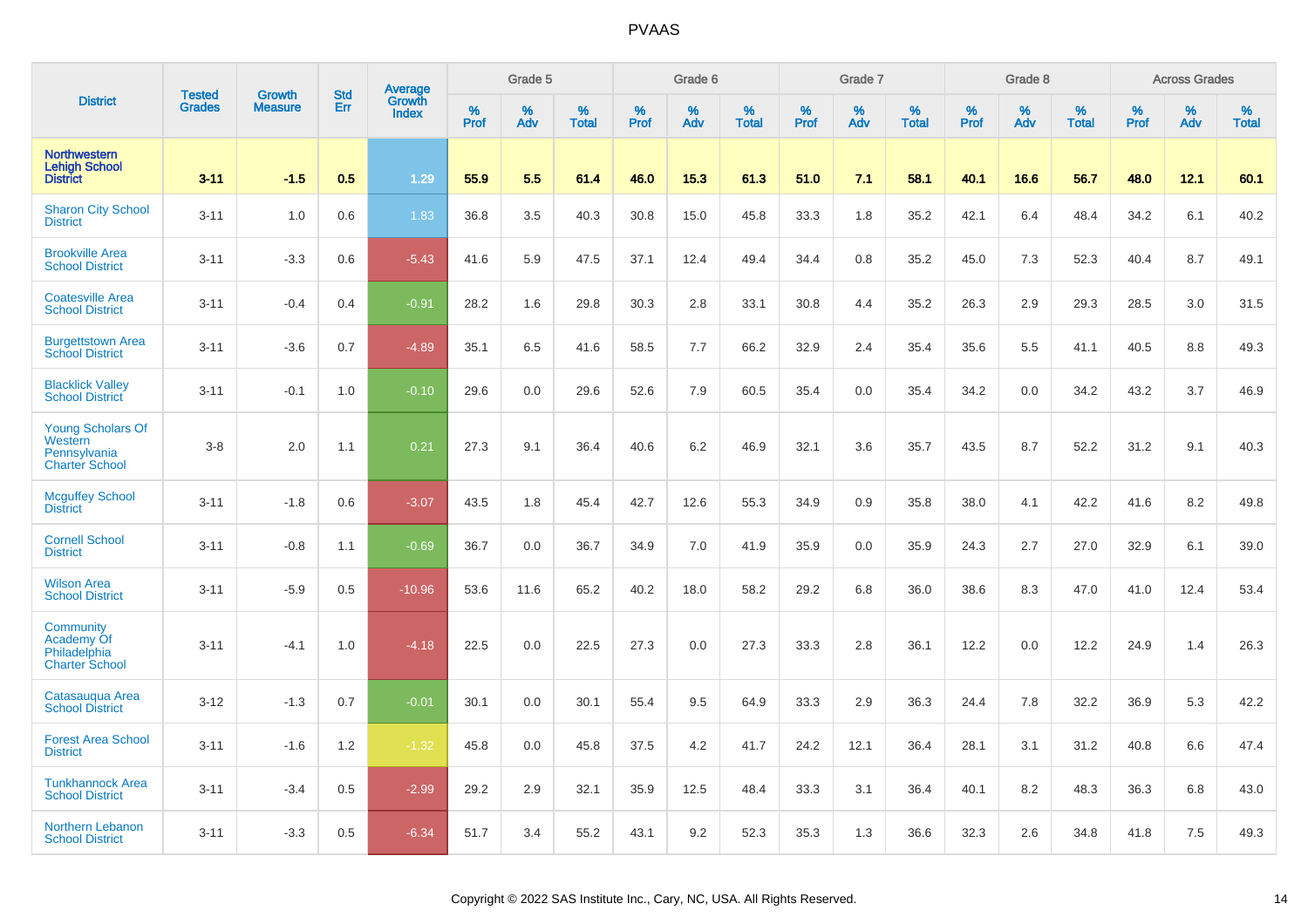# PVAAS

| District | Tested Grades | Growth Measure | Std Err | Average Growth Index | Grade 5 | | | Grade 6 | | | Grade 7 | | | Grade 8 | | | Across Grades | | |
|---|---|---|---|---|---|---|---|---|---|---|---|---|---|---|---|---|---|---|---|
| | | | | | % Prof | % Adv | % Total | % Prof | % Adv | % Total | % Prof | % Adv | % Total | % Prof | % Adv | % Total | % Prof | % Adv | % Total |
| **Northwestern Lehigh School District** | **3-11** | **-1.5** | **0.5** | **1.29** | **55.9** | **5.5** | **61.4** | **46.0** | **15.3** | **61.3** | **51.0** | **7.1** | **58.1** | **40.1** | **16.6** | **56.7** | **48.0** | **12.1** | **60.1** |
| Sharon City School District | 3-11 | 1.0 | 0.6 | 1.83 | 36.8 | 3.5 | 40.3 | 30.8 | 15.0 | 45.8 | 33.3 | 1.8 | 35.2 | 42.1 | 6.4 | 48.4 | 34.2 | 6.1 | 40.2 |
| Brookville Area School District | 3-11 | -3.3 | 0.6 | -5.43 | 41.6 | 5.9 | 47.5 | 37.1 | 12.4 | 49.4 | 34.4 | 0.8 | 35.2 | 45.0 | 7.3 | 52.3 | 40.4 | 8.7 | 49.1 |
| Coatesville Area School District | 3-11 | -0.4 | 0.4 | -0.91 | 28.2 | 1.6 | 29.8 | 30.3 | 2.8 | 33.1 | 30.8 | 4.4 | 35.2 | 26.3 | 2.9 | 29.3 | 28.5 | 3.0 | 31.5 |
| Burgettstown Area School District | 3-11 | -3.6 | 0.7 | -4.89 | 35.1 | 6.5 | 41.6 | 58.5 | 7.7 | 66.2 | 32.9 | 2.4 | 35.4 | 35.6 | 5.5 | 41.1 | 40.5 | 8.8 | 49.3 |
| Blacklick Valley School District | 3-11 | -0.1 | 1.0 | -0.10 | 29.6 | 0.0 | 29.6 | 52.6 | 7.9 | 60.5 | 35.4 | 0.0 | 35.4 | 34.2 | 0.0 | 34.2 | 43.2 | 3.7 | 46.9 |
| Young Scholars Of Western Pennsylvania Charter School | 3-8 | 2.0 | 1.1 | 0.21 | 27.3 | 9.1 | 36.4 | 40.6 | 6.2 | 46.9 | 32.1 | 3.6 | 35.7 | 43.5 | 8.7 | 52.2 | 31.2 | 9.1 | 40.3 |
| Mcguffey School District | 3-11 | -1.8 | 0.6 | -3.07 | 43.5 | 1.8 | 45.4 | 42.7 | 12.6 | 55.3 | 34.9 | 0.9 | 35.8 | 38.0 | 4.1 | 42.2 | 41.6 | 8.2 | 49.8 |
| Cornell School District | 3-11 | -0.8 | 1.1 | -0.69 | 36.7 | 0.0 | 36.7 | 34.9 | 7.0 | 41.9 | 35.9 | 0.0 | 35.9 | 24.3 | 2.7 | 27.0 | 32.9 | 6.1 | 39.0 |
| Wilson Area School District | 3-11 | -5.9 | 0.5 | -10.96 | 53.6 | 11.6 | 65.2 | 40.2 | 18.0 | 58.2 | 29.2 | 6.8 | 36.0 | 38.6 | 8.3 | 47.0 | 41.0 | 12.4 | 53.4 |
| Community Academy Of Philadelphia Charter School | 3-11 | -4.1 | 1.0 | -4.18 | 22.5 | 0.0 | 22.5 | 27.3 | 0.0 | 27.3 | 33.3 | 2.8 | 36.1 | 12.2 | 0.0 | 12.2 | 24.9 | 1.4 | 26.3 |
| Catasauqua Area School District | 3-12 | -1.3 | 0.7 | -0.01 | 30.1 | 0.0 | 30.1 | 55.4 | 9.5 | 64.9 | 33.3 | 2.9 | 36.3 | 24.4 | 7.8 | 32.2 | 36.9 | 5.3 | 42.2 |
| Forest Area School District | 3-11 | -1.6 | 1.2 | -1.32 | 45.8 | 0.0 | 45.8 | 37.5 | 4.2 | 41.7 | 24.2 | 12.1 | 36.4 | 28.1 | 3.1 | 31.2 | 40.8 | 6.6 | 47.4 |
| Tunkhannock Area School District | 3-11 | -3.4 | 0.5 | -2.99 | 29.2 | 2.9 | 32.1 | 35.9 | 12.5 | 48.4 | 33.3 | 3.1 | 36.4 | 40.1 | 8.2 | 48.3 | 36.3 | 6.8 | 43.0 |
| Northern Lebanon School District | 3-11 | -3.3 | 0.5 | -6.34 | 51.7 | 3.4 | 55.2 | 43.1 | 9.2 | 52.3 | 35.3 | 1.3 | 36.6 | 32.3 | 2.6 | 34.8 | 41.8 | 7.5 | 49.3 |

Copyright © 2022 SAS Institute Inc., Cary, NC, USA. All Rights Reserved.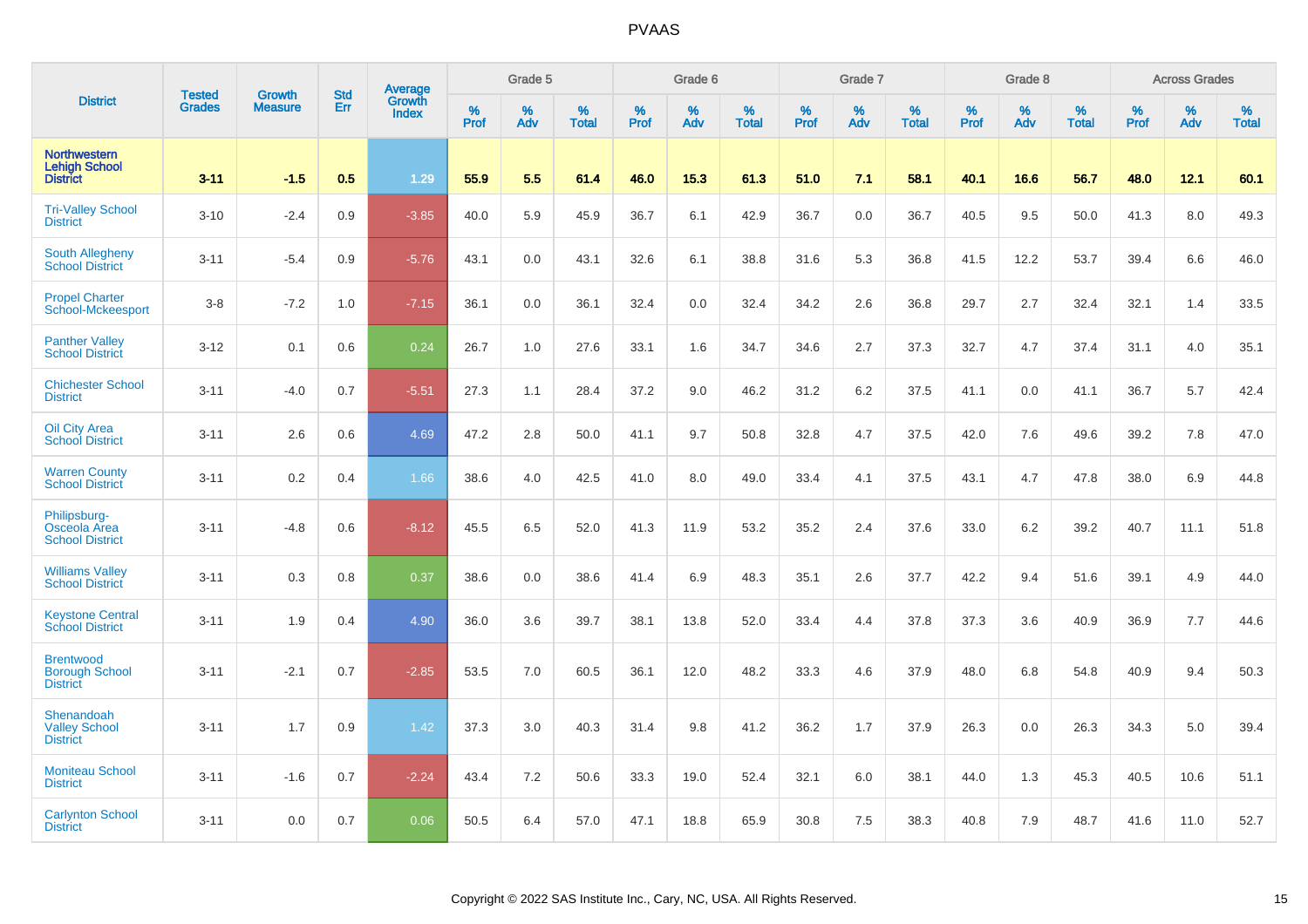| District | Tested Grades | Growth Measure | Std Err | Average Growth Index | Grade 5 | | | Grade 6 | | | Grade 7 | | | Grade 8 | | | Across Grades | | |
|---|---|---|---|---|---|---|---|---|---|---|---|---|---|---|---|---|---|---|---|
| | | | | | % Prof | % Adv | % Total | % Prof | % Adv | % Total | % Prof | % Adv | % Total | % Prof | % Adv | % Total | % Prof | % Adv | % Total |
| **Northwestern Lehigh School District** | **3-11** | **-1.5** | **0.5** | **1.29** | **55.9** | **5.5** | **61.4** | **46.0** | **15.3** | **61.3** | **51.0** | **7.1** | **58.1** | **40.1** | **16.6** | **56.7** | **48.0** | **12.1** | **60.1** |
| Tri-Valley School District | 3-10 | -2.4 | 0.9 | -3.85 | 40.0 | 5.9 | 45.9 | 36.7 | 6.1 | 42.9 | 36.7 | 0.0 | 36.7 | 40.5 | 9.5 | 50.0 | 41.3 | 8.0 | 49.3 |
| South Allegheny School District | 3-11 | -5.4 | 0.9 | -5.76 | 43.1 | 0.0 | 43.1 | 32.6 | 6.1 | 38.8 | 31.6 | 5.3 | 36.8 | 41.5 | 12.2 | 53.7 | 39.4 | 6.6 | 46.0 |
| Propel Charter School-Mckeesport | 3-8 | -7.2 | 1.0 | -7.15 | 36.1 | 0.0 | 36.1 | 32.4 | 0.0 | 32.4 | 34.2 | 2.6 | 36.8 | 29.7 | 2.7 | 32.4 | 32.1 | 1.4 | 33.5 |
| Panther Valley School District | 3-12 | 0.1 | 0.6 | 0.24 | 26.7 | 1.0 | 27.6 | 33.1 | 1.6 | 34.7 | 34.6 | 2.7 | 37.3 | 32.7 | 4.7 | 37.4 | 31.1 | 4.0 | 35.1 |
| Chichester School District | 3-11 | -4.0 | 0.7 | -5.51 | 27.3 | 1.1 | 28.4 | 37.2 | 9.0 | 46.2 | 31.2 | 6.2 | 37.5 | 41.1 | 0.0 | 41.1 | 36.7 | 5.7 | 42.4 |
| Oil City Area School District | 3-11 | 2.6 | 0.6 | 4.69 | 47.2 | 2.8 | 50.0 | 41.1 | 9.7 | 50.8 | 32.8 | 4.7 | 37.5 | 42.0 | 7.6 | 49.6 | 39.2 | 7.8 | 47.0 |
| Warren County School District | 3-11 | 0.2 | 0.4 | 1.66 | 38.6 | 4.0 | 42.5 | 41.0 | 8.0 | 49.0 | 33.4 | 4.1 | 37.5 | 43.1 | 4.7 | 47.8 | 38.0 | 6.9 | 44.8 |
| Philipsburg-Osceola Area School District | 3-11 | -4.8 | 0.6 | -8.12 | 45.5 | 6.5 | 52.0 | 41.3 | 11.9 | 53.2 | 35.2 | 2.4 | 37.6 | 33.0 | 6.2 | 39.2 | 40.7 | 11.1 | 51.8 |
| Williams Valley School District | 3-11 | 0.3 | 0.8 | 0.37 | 38.6 | 0.0 | 38.6 | 41.4 | 6.9 | 48.3 | 35.1 | 2.6 | 37.7 | 42.2 | 9.4 | 51.6 | 39.1 | 4.9 | 44.0 |
| Keystone Central School District | 3-11 | 1.9 | 0.4 | 4.90 | 36.0 | 3.6 | 39.7 | 38.1 | 13.8 | 52.0 | 33.4 | 4.4 | 37.8 | 37.3 | 3.6 | 40.9 | 36.9 | 7.7 | 44.6 |
| Brentwood Borough School District | 3-11 | -2.1 | 0.7 | -2.85 | 53.5 | 7.0 | 60.5 | 36.1 | 12.0 | 48.2 | 33.3 | 4.6 | 37.9 | 48.0 | 6.8 | 54.8 | 40.9 | 9.4 | 50.3 |
| Shenandoah Valley School District | 3-11 | 1.7 | 0.9 | 1.42 | 37.3 | 3.0 | 40.3 | 31.4 | 9.8 | 41.2 | 36.2 | 1.7 | 37.9 | 26.3 | 0.0 | 26.3 | 34.3 | 5.0 | 39.4 |
| Moniteau School District | 3-11 | -1.6 | 0.7 | -2.24 | 43.4 | 7.2 | 50.6 | 33.3 | 19.0 | 52.4 | 32.1 | 6.0 | 38.1 | 44.0 | 1.3 | 45.3 | 40.5 | 10.6 | 51.1 |
| Carlynton School District | 3-11 | 0.0 | 0.7 | 0.06 | 50.5 | 6.4 | 57.0 | 47.1 | 18.8 | 65.9 | 30.8 | 7.5 | 38.3 | 40.8 | 7.9 | 48.7 | 41.6 | 11.0 | 52.7 |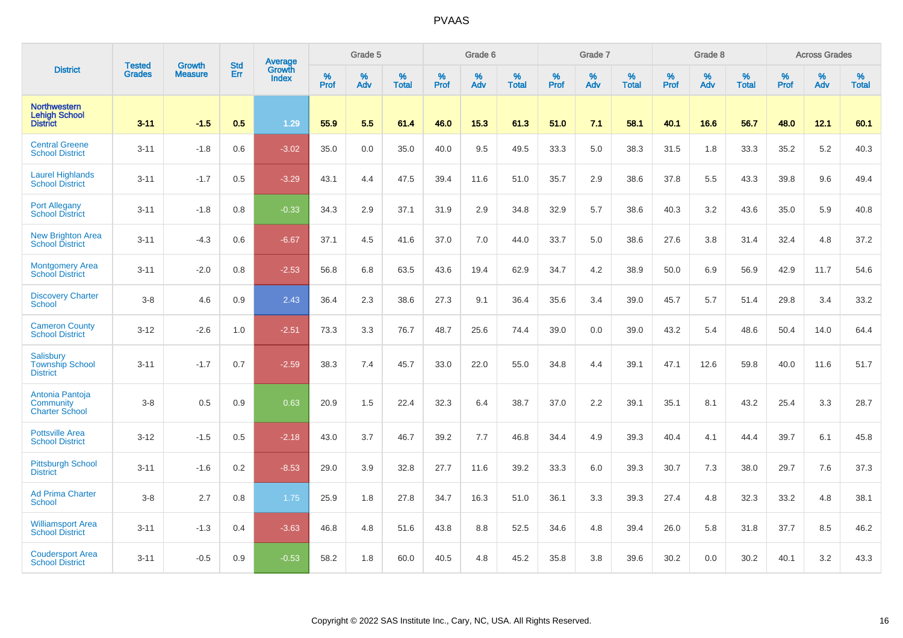# PVAAS

| District | Tested Grades | Growth Measure | Std Err | Average Growth Index | Grade 5 | | | Grade 6 | | | Grade 7 | | | Grade 8 | | | Across Grades | | |
|---|---|---|---|---|---|---|---|---|---|---|---|---|---|---|---|---|---|---|---|
| | | | | | % Prof | % Adv | % Total | % Prof | % Adv | % Total | % Prof | % Adv | % Total | % Prof | % Adv | % Total | % Prof | % Adv | % Total |
| **Northwestern Lehigh School District** | **3-11** | **-1.5** | **0.5** | **1.29** | **55.9** | **5.5** | **61.4** | **46.0** | **15.3** | **61.3** | **51.0** | **7.1** | **58.1** | **40.1** | **16.6** | **56.7** | **48.0** | **12.1** | **60.1** |
| Central Greene School District | 3-11 | -1.8 | 0.6 | -3.02 | 35.0 | 0.0 | 35.0 | 40.0 | 9.5 | 49.5 | 33.3 | 5.0 | 38.3 | 31.5 | 1.8 | 33.3 | 35.2 | 5.2 | 40.3 |
| Laurel Highlands School District | 3-11 | -1.7 | 0.5 | -3.29 | 43.1 | 4.4 | 47.5 | 39.4 | 11.6 | 51.0 | 35.7 | 2.9 | 38.6 | 37.8 | 5.5 | 43.3 | 39.8 | 9.6 | 49.4 |
| Port Allegany School District | 3-11 | -1.8 | 0.8 | -0.33 | 34.3 | 2.9 | 37.1 | 31.9 | 2.9 | 34.8 | 32.9 | 5.7 | 38.6 | 40.3 | 3.2 | 43.6 | 35.0 | 5.9 | 40.8 |
| New Brighton Area School District | 3-11 | -4.3 | 0.6 | -6.67 | 37.1 | 4.5 | 41.6 | 37.0 | 7.0 | 44.0 | 33.7 | 5.0 | 38.6 | 27.6 | 3.8 | 31.4 | 32.4 | 4.8 | 37.2 |
| Montgomery Area School District | 3-11 | -2.0 | 0.8 | -2.53 | 56.8 | 6.8 | 63.5 | 43.6 | 19.4 | 62.9 | 34.7 | 4.2 | 38.9 | 50.0 | 6.9 | 56.9 | 42.9 | 11.7 | 54.6 |
| Discovery Charter School | 3-8 | 4.6 | 0.9 | 2.43 | 36.4 | 2.3 | 38.6 | 27.3 | 9.1 | 36.4 | 35.6 | 3.4 | 39.0 | 45.7 | 5.7 | 51.4 | 29.8 | 3.4 | 33.2 |
| Cameron County School District | 3-12 | -2.6 | 1.0 | -2.51 | 73.3 | 3.3 | 76.7 | 48.7 | 25.6 | 74.4 | 39.0 | 0.0 | 39.0 | 43.2 | 5.4 | 48.6 | 50.4 | 14.0 | 64.4 |
| Salisbury Township School District | 3-11 | -1.7 | 0.7 | -2.59 | 38.3 | 7.4 | 45.7 | 33.0 | 22.0 | 55.0 | 34.8 | 4.4 | 39.1 | 47.1 | 12.6 | 59.8 | 40.0 | 11.6 | 51.7 |
| Antonia Pantoja Community Charter School | 3-8 | 0.5 | 0.9 | 0.63 | 20.9 | 1.5 | 22.4 | 32.3 | 6.4 | 38.7 | 37.0 | 2.2 | 39.1 | 35.1 | 8.1 | 43.2 | 25.4 | 3.3 | 28.7 |
| Pottsville Area School District | 3-12 | -1.5 | 0.5 | -2.18 | 43.0 | 3.7 | 46.7 | 39.2 | 7.7 | 46.8 | 34.4 | 4.9 | 39.3 | 40.4 | 4.1 | 44.4 | 39.7 | 6.1 | 45.8 |
| Pittsburgh School District | 3-11 | -1.6 | 0.2 | -8.53 | 29.0 | 3.9 | 32.8 | 27.7 | 11.6 | 39.2 | 33.3 | 6.0 | 39.3 | 30.7 | 7.3 | 38.0 | 29.7 | 7.6 | 37.3 |
| Ad Prima Charter School | 3-8 | 2.7 | 0.8 | 1.75 | 25.9 | 1.8 | 27.8 | 34.7 | 16.3 | 51.0 | 36.1 | 3.3 | 39.3 | 27.4 | 4.8 | 32.3 | 33.2 | 4.8 | 38.1 |
| Williamsport Area School District | 3-11 | -1.3 | 0.4 | -3.63 | 46.8 | 4.8 | 51.6 | 43.8 | 8.8 | 52.5 | 34.6 | 4.8 | 39.4 | 26.0 | 5.8 | 31.8 | 37.7 | 8.5 | 46.2 |
| Coudersport Area School District | 3-11 | -0.5 | 0.9 | -0.53 | 58.2 | 1.8 | 60.0 | 40.5 | 4.8 | 45.2 | 35.8 | 3.8 | 39.6 | 30.2 | 0.0 | 30.2 | 40.1 | 3.2 | 43.3 |

Copyright © 2022 SAS Institute Inc., Cary, NC, USA. All Rights Reserved.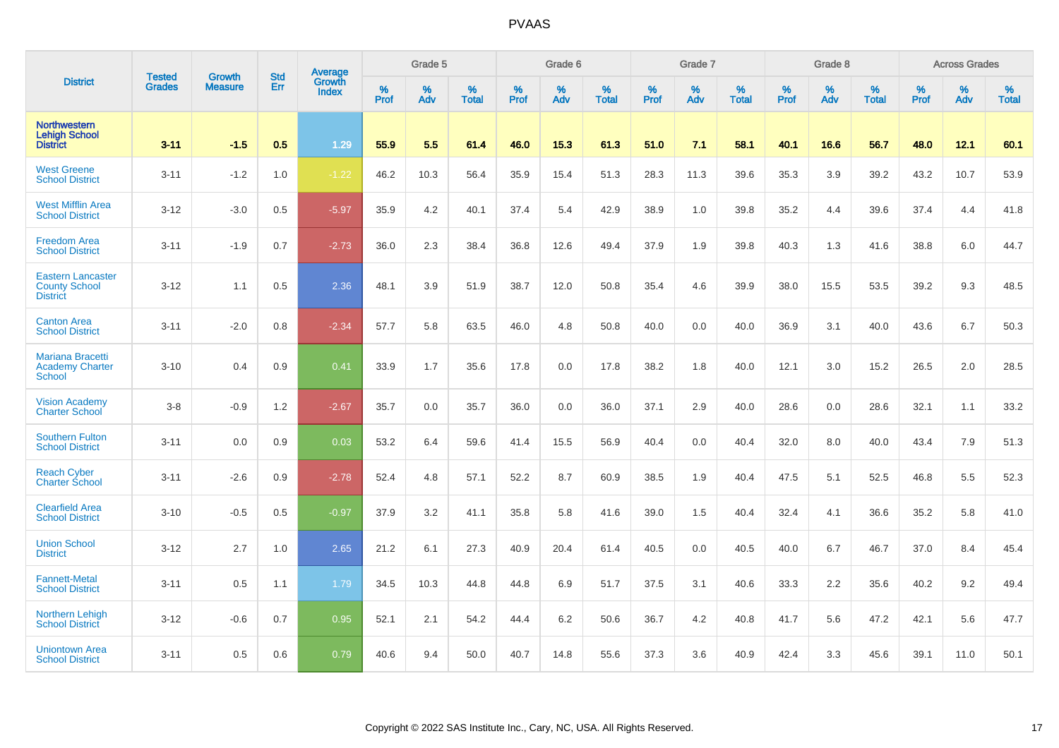# PVAAS

| District | Tested Grades | Growth Measure | Std Err | Average Growth Index | Grade 5 | | | Grade 6 | | | Grade 7 | | | Grade 8 | | | Across Grades | | |
|---|---|---|---|---|---|---|---|---|---|---|---|---|---|---|---|---|---|---|---|
| | | | | | % Prof | % Adv | % Total | % Prof | % Adv | % Total | % Prof | % Adv | % Total | % Prof | % Adv | % Total | % Prof | % Adv | % Total |
| **Northwestern Lehigh School District** | **3-11** | **-1.5** | **0.5** | **1.29** | **55.9** | **5.5** | **61.4** | **46.0** | **15.3** | **61.3** | **51.0** | **7.1** | **58.1** | **40.1** | **16.6** | **56.7** | **48.0** | **12.1** | **60.1** |
| West Greene School District | 3-11 | -1.2 | 1.0 | -1.22 | 46.2 | 10.3 | 56.4 | 35.9 | 15.4 | 51.3 | 28.3 | 11.3 | 39.6 | 35.3 | 3.9 | 39.2 | 43.2 | 10.7 | 53.9 |
| West Mifflin Area School District | 3-12 | -3.0 | 0.5 | -5.97 | 35.9 | 4.2 | 40.1 | 37.4 | 5.4 | 42.9 | 38.9 | 1.0 | 39.8 | 35.2 | 4.4 | 39.6 | 37.4 | 4.4 | 41.8 |
| Freedom Area School District | 3-11 | -1.9 | 0.7 | -2.73 | 36.0 | 2.3 | 38.4 | 36.8 | 12.6 | 49.4 | 37.9 | 1.9 | 39.8 | 40.3 | 1.3 | 41.6 | 38.8 | 6.0 | 44.7 |
| Eastern Lancaster County School District | 3-12 | 1.1 | 0.5 | 2.36 | 48.1 | 3.9 | 51.9 | 38.7 | 12.0 | 50.8 | 35.4 | 4.6 | 39.9 | 38.0 | 15.5 | 53.5 | 39.2 | 9.3 | 48.5 |
| Canton Area School District | 3-11 | -2.0 | 0.8 | -2.34 | 57.7 | 5.8 | 63.5 | 46.0 | 4.8 | 50.8 | 40.0 | 0.0 | 40.0 | 36.9 | 3.1 | 40.0 | 43.6 | 6.7 | 50.3 |
| Mariana Bracetti Academy Charter School | 3-10 | 0.4 | 0.9 | 0.41 | 33.9 | 1.7 | 35.6 | 17.8 | 0.0 | 17.8 | 38.2 | 1.8 | 40.0 | 12.1 | 3.0 | 15.2 | 26.5 | 2.0 | 28.5 |
| Vision Academy Charter School | 3-8 | -0.9 | 1.2 | -2.67 | 35.7 | 0.0 | 35.7 | 36.0 | 0.0 | 36.0 | 37.1 | 2.9 | 40.0 | 28.6 | 0.0 | 28.6 | 32.1 | 1.1 | 33.2 |
| Southern Fulton School District | 3-11 | 0.0 | 0.9 | 0.03 | 53.2 | 6.4 | 59.6 | 41.4 | 15.5 | 56.9 | 40.4 | 0.0 | 40.4 | 32.0 | 8.0 | 40.0 | 43.4 | 7.9 | 51.3 |
| Reach Cyber Charter School | 3-11 | -2.6 | 0.9 | -2.78 | 52.4 | 4.8 | 57.1 | 52.2 | 8.7 | 60.9 | 38.5 | 1.9 | 40.4 | 47.5 | 5.1 | 52.5 | 46.8 | 5.5 | 52.3 |
| Clearfield Area School District | 3-10 | -0.5 | 0.5 | -0.97 | 37.9 | 3.2 | 41.1 | 35.8 | 5.8 | 41.6 | 39.0 | 1.5 | 40.4 | 32.4 | 4.1 | 36.6 | 35.2 | 5.8 | 41.0 |
| Union School District | 3-12 | 2.7 | 1.0 | 2.65 | 21.2 | 6.1 | 27.3 | 40.9 | 20.4 | 61.4 | 40.5 | 0.0 | 40.5 | 40.0 | 6.7 | 46.7 | 37.0 | 8.4 | 45.4 |
| Fannett-Metal School District | 3-11 | 0.5 | 1.1 | 1.79 | 34.5 | 10.3 | 44.8 | 44.8 | 6.9 | 51.7 | 37.5 | 3.1 | 40.6 | 33.3 | 2.2 | 35.6 | 40.2 | 9.2 | 49.4 |
| Northern Lehigh School District | 3-12 | -0.6 | 0.7 | 0.95 | 52.1 | 2.1 | 54.2 | 44.4 | 6.2 | 50.6 | 36.7 | 4.2 | 40.8 | 41.7 | 5.6 | 47.2 | 42.1 | 5.6 | 47.7 |
| Uniontown Area School District | 3-11 | 0.5 | 0.6 | 0.79 | 40.6 | 9.4 | 50.0 | 40.7 | 14.8 | 55.6 | 37.3 | 3.6 | 40.9 | 42.4 | 3.3 | 45.6 | 39.1 | 11.0 | 50.1 |

Copyright © 2022 SAS Institute Inc., Cary, NC, USA. All Rights Reserved.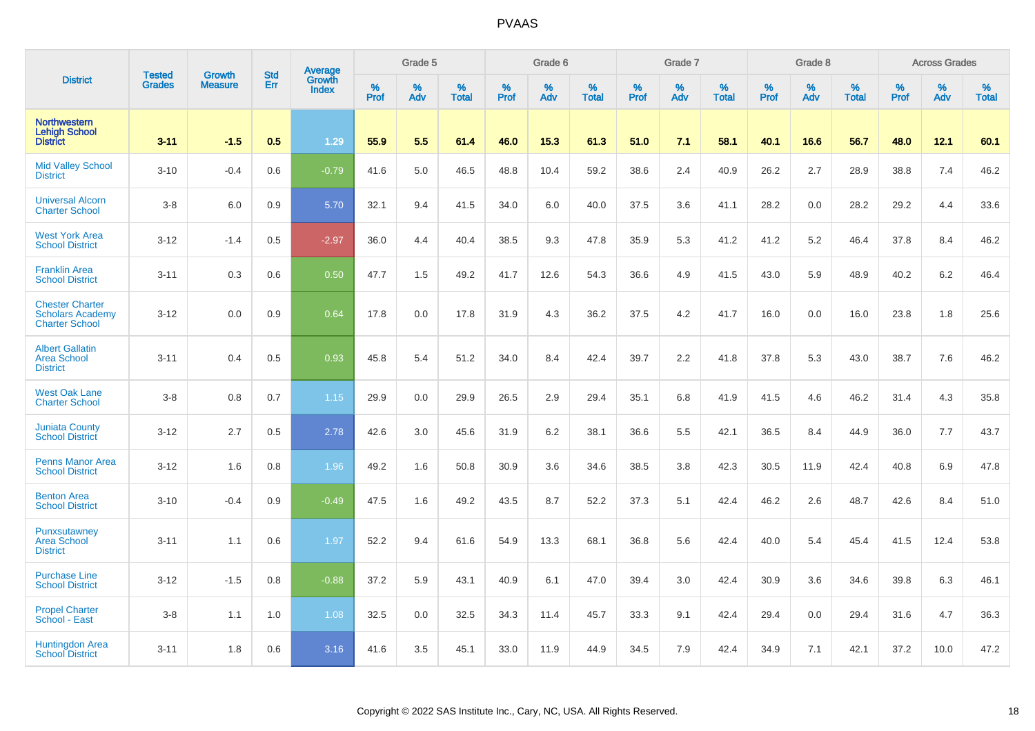# PVAAS

| District | Tested Grades | Growth Measure | Std Err | Average Growth Index | Grade 5 | | | Grade 6 | | | Grade 7 | | | Grade 8 | | | Across Grades | | |
|---|---|---|---|---|---|---|---|---|---|---|---|---|---|---|---|---|---|---|---|
| | | | | | % Prof | % Adv | % Total | % Prof | % Adv | % Total | % Prof | % Adv | % Total | % Prof | % Adv | % Total | % Prof | % Adv | % Total |
| **Northwestern Lehigh School District** | **3-11** | **-1.5** | **0.5** | **1.29** | **55.9** | **5.5** | **61.4** | **46.0** | **15.3** | **61.3** | **51.0** | **7.1** | **58.1** | **40.1** | **16.6** | **56.7** | **48.0** | **12.1** | **60.1** |
| Mid Valley School District | 3-10 | -0.4 | 0.6 | -0.79 | 41.6 | 5.0 | 46.5 | 48.8 | 10.4 | 59.2 | 38.6 | 2.4 | 40.9 | 26.2 | 2.7 | 28.9 | 38.8 | 7.4 | 46.2 |
| Universal Alcorn Charter School | 3-8 | 6.0 | 0.9 | 5.70 | 32.1 | 9.4 | 41.5 | 34.0 | 6.0 | 40.0 | 37.5 | 3.6 | 41.1 | 28.2 | 0.0 | 28.2 | 29.2 | 4.4 | 33.6 |
| West York Area School District | 3-12 | -1.4 | 0.5 | -2.97 | 36.0 | 4.4 | 40.4 | 38.5 | 9.3 | 47.8 | 35.9 | 5.3 | 41.2 | 41.2 | 5.2 | 46.4 | 37.8 | 8.4 | 46.2 |
| Franklin Area School District | 3-11 | 0.3 | 0.6 | 0.50 | 47.7 | 1.5 | 49.2 | 41.7 | 12.6 | 54.3 | 36.6 | 4.9 | 41.5 | 43.0 | 5.9 | 48.9 | 40.2 | 6.2 | 46.4 |
| Chester Charter Scholars Academy Charter School | 3-12 | 0.0 | 0.9 | 0.64 | 17.8 | 0.0 | 17.8 | 31.9 | 4.3 | 36.2 | 37.5 | 4.2 | 41.7 | 16.0 | 0.0 | 16.0 | 23.8 | 1.8 | 25.6 |
| Albert Gallatin Area School District | 3-11 | 0.4 | 0.5 | 0.93 | 45.8 | 5.4 | 51.2 | 34.0 | 8.4 | 42.4 | 39.7 | 2.2 | 41.8 | 37.8 | 5.3 | 43.0 | 38.7 | 7.6 | 46.2 |
| West Oak Lane Charter School | 3-8 | 0.8 | 0.7 | 1.15 | 29.9 | 0.0 | 29.9 | 26.5 | 2.9 | 29.4 | 35.1 | 6.8 | 41.9 | 41.5 | 4.6 | 46.2 | 31.4 | 4.3 | 35.8 |
| Juniata County School District | 3-12 | 2.7 | 0.5 | 2.78 | 42.6 | 3.0 | 45.6 | 31.9 | 6.2 | 38.1 | 36.6 | 5.5 | 42.1 | 36.5 | 8.4 | 44.9 | 36.0 | 7.7 | 43.7 |
| Penns Manor Area School District | 3-12 | 1.6 | 0.8 | 1.96 | 49.2 | 1.6 | 50.8 | 30.9 | 3.6 | 34.6 | 38.5 | 3.8 | 42.3 | 30.5 | 11.9 | 42.4 | 40.8 | 6.9 | 47.8 |
| Benton Area School District | 3-10 | -0.4 | 0.9 | -0.49 | 47.5 | 1.6 | 49.2 | 43.5 | 8.7 | 52.2 | 37.3 | 5.1 | 42.4 | 46.2 | 2.6 | 48.7 | 42.6 | 8.4 | 51.0 |
| Punxsutawney Area School District | 3-11 | 1.1 | 0.6 | 1.97 | 52.2 | 9.4 | 61.6 | 54.9 | 13.3 | 68.1 | 36.8 | 5.6 | 42.4 | 40.0 | 5.4 | 45.4 | 41.5 | 12.4 | 53.8 |
| Purchase Line School District | 3-12 | -1.5 | 0.8 | -0.88 | 37.2 | 5.9 | 43.1 | 40.9 | 6.1 | 47.0 | 39.4 | 3.0 | 42.4 | 30.9 | 3.6 | 34.6 | 39.8 | 6.3 | 46.1 |
| Propel Charter School - East | 3-8 | 1.1 | 1.0 | 1.08 | 32.5 | 0.0 | 32.5 | 34.3 | 11.4 | 45.7 | 33.3 | 9.1 | 42.4 | 29.4 | 0.0 | 29.4 | 31.6 | 4.7 | 36.3 |
| Huntingdon Area School District | 3-11 | 1.8 | 0.6 | 3.16 | 41.6 | 3.5 | 45.1 | 33.0 | 11.9 | 44.9 | 34.5 | 7.9 | 42.4 | 34.9 | 7.1 | 42.1 | 37.2 | 10.0 | 47.2 |

Copyright © 2022 SAS Institute Inc., Cary, NC, USA. All Rights Reserved.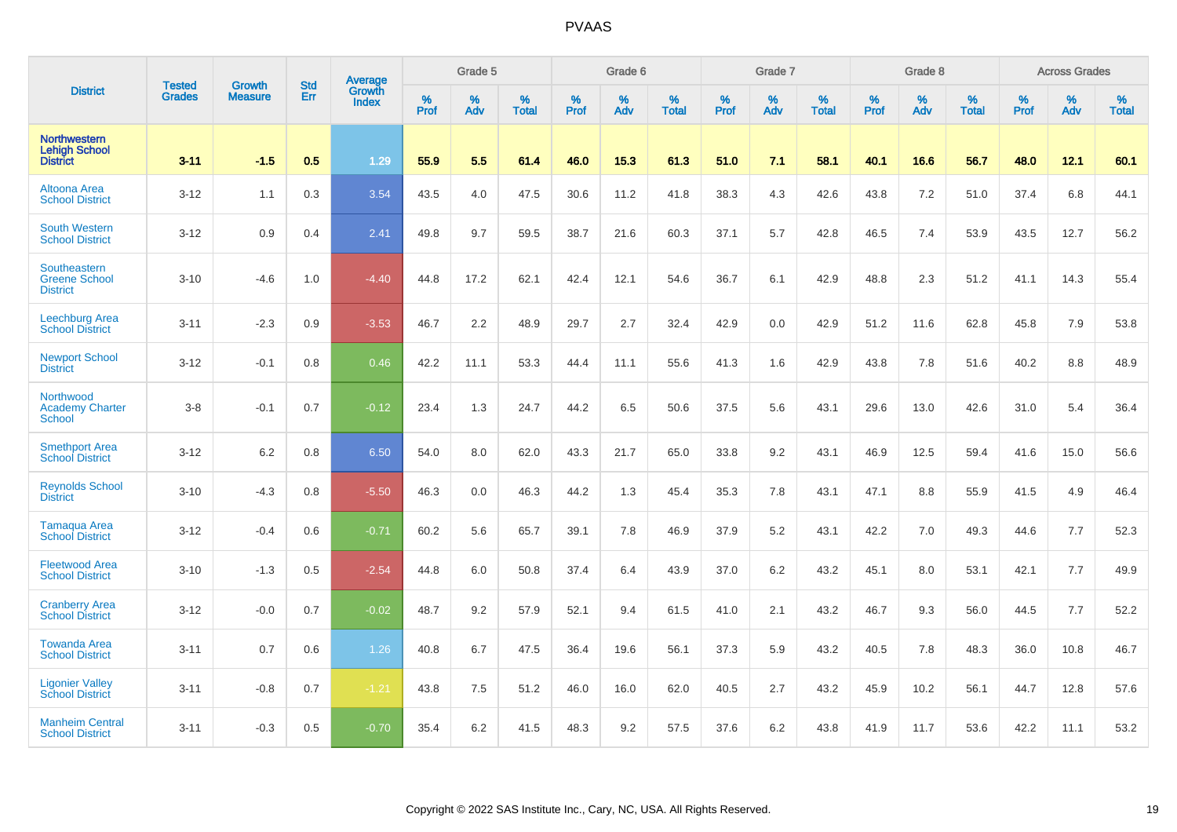# PVAAS

| District | Tested Grades | Growth Measure | Std Err | Average Growth Index | Grade 5 | | | Grade 6 | | | Grade 7 | | | Grade 8 | | | Across Grades | | |
|---|---|---|---|---|---|---|---|---|---|---|---|---|---|---|---|---|---|---|---|
| | | | | | % Prof | % Adv | % Total | % Prof | % Adv | % Total | % Prof | % Adv | % Total | % Prof | % Adv | % Total | % Prof | % Adv | % Total |
| **Northwestern Lehigh School District** | **3-11** | **-1.5** | **0.5** | **1.29** | **55.9** | **5.5** | **61.4** | **46.0** | **15.3** | **61.3** | **51.0** | **7.1** | **58.1** | **40.1** | **16.6** | **56.7** | **48.0** | **12.1** | **60.1** |
| Altoona Area School District | 3-12 | 1.1 | 0.3 | 3.54 | 43.5 | 4.0 | 47.5 | 30.6 | 11.2 | 41.8 | 38.3 | 4.3 | 42.6 | 43.8 | 7.2 | 51.0 | 37.4 | 6.8 | 44.1 |
| South Western School District | 3-12 | 0.9 | 0.4 | 2.41 | 49.8 | 9.7 | 59.5 | 38.7 | 21.6 | 60.3 | 37.1 | 5.7 | 42.8 | 46.5 | 7.4 | 53.9 | 43.5 | 12.7 | 56.2 |
| Southeastern Greene School District | 3-10 | -4.6 | 1.0 | -4.40 | 44.8 | 17.2 | 62.1 | 42.4 | 12.1 | 54.6 | 36.7 | 6.1 | 42.9 | 48.8 | 2.3 | 51.2 | 41.1 | 14.3 | 55.4 |
| Leechburg Area School District | 3-11 | -2.3 | 0.9 | -3.53 | 46.7 | 2.2 | 48.9 | 29.7 | 2.7 | 32.4 | 42.9 | 0.0 | 42.9 | 51.2 | 11.6 | 62.8 | 45.8 | 7.9 | 53.8 |
| Newport School District | 3-12 | -0.1 | 0.8 | 0.46 | 42.2 | 11.1 | 53.3 | 44.4 | 11.1 | 55.6 | 41.3 | 1.6 | 42.9 | 43.8 | 7.8 | 51.6 | 40.2 | 8.8 | 48.9 |
| Northwood Academy Charter School | 3-8 | -0.1 | 0.7 | -0.12 | 23.4 | 1.3 | 24.7 | 44.2 | 6.5 | 50.6 | 37.5 | 5.6 | 43.1 | 29.6 | 13.0 | 42.6 | 31.0 | 5.4 | 36.4 |
| Smethport Area School District | 3-12 | 6.2 | 0.8 | 6.50 | 54.0 | 8.0 | 62.0 | 43.3 | 21.7 | 65.0 | 33.8 | 9.2 | 43.1 | 46.9 | 12.5 | 59.4 | 41.6 | 15.0 | 56.6 |
| Reynolds School District | 3-10 | -4.3 | 0.8 | -5.50 | 46.3 | 0.0 | 46.3 | 44.2 | 1.3 | 45.4 | 35.3 | 7.8 | 43.1 | 47.1 | 8.8 | 55.9 | 41.5 | 4.9 | 46.4 |
| Tamaqua Area School District | 3-12 | -0.4 | 0.6 | -0.71 | 60.2 | 5.6 | 65.7 | 39.1 | 7.8 | 46.9 | 37.9 | 5.2 | 43.1 | 42.2 | 7.0 | 49.3 | 44.6 | 7.7 | 52.3 |
| Fleetwood Area School District | 3-10 | -1.3 | 0.5 | -2.54 | 44.8 | 6.0 | 50.8 | 37.4 | 6.4 | 43.9 | 37.0 | 6.2 | 43.2 | 45.1 | 8.0 | 53.1 | 42.1 | 7.7 | 49.9 |
| Cranberry Area School District | 3-12 | -0.0 | 0.7 | -0.02 | 48.7 | 9.2 | 57.9 | 52.1 | 9.4 | 61.5 | 41.0 | 2.1 | 43.2 | 46.7 | 9.3 | 56.0 | 44.5 | 7.7 | 52.2 |
| Towanda Area School District | 3-11 | 0.7 | 0.6 | 1.26 | 40.8 | 6.7 | 47.5 | 36.4 | 19.6 | 56.1 | 37.3 | 5.9 | 43.2 | 40.5 | 7.8 | 48.3 | 36.0 | 10.8 | 46.7 |
| Ligonier Valley School District | 3-11 | -0.8 | 0.7 | -1.21 | 43.8 | 7.5 | 51.2 | 46.0 | 16.0 | 62.0 | 40.5 | 2.7 | 43.2 | 45.9 | 10.2 | 56.1 | 44.7 | 12.8 | 57.6 |
| Manheim Central School District | 3-11 | -0.3 | 0.5 | -0.70 | 35.4 | 6.2 | 41.5 | 48.3 | 9.2 | 57.5 | 37.6 | 6.2 | 43.8 | 41.9 | 11.7 | 53.6 | 42.2 | 11.1 | 53.2 |

Copyright © 2022 SAS Institute Inc., Cary, NC, USA. All Rights Reserved.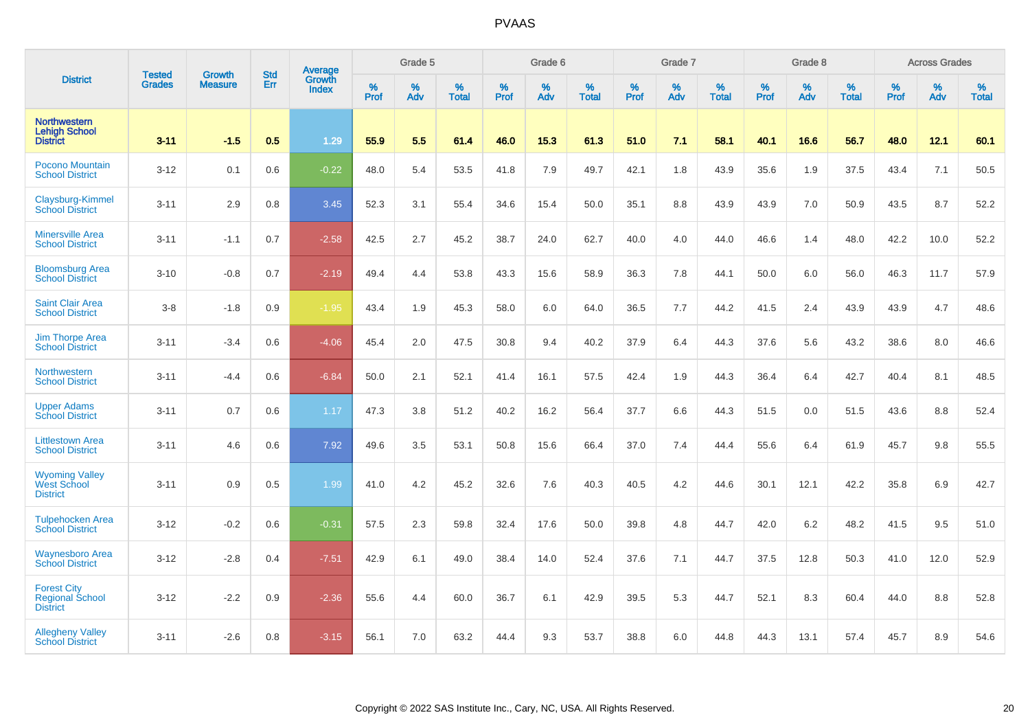# PVAAS

| District | Tested Grades | Growth Measure | Std Err | Average Growth Index | Grade 5 | | | Grade 6 | | | Grade 7 | | | Grade 8 | | | Across Grades | | |
|---|---|---|---|---|---|---|---|---|---|---|---|---|---|---|---|---|---|---|---|
| | | | | | % Prof | % Adv | % Total | % Prof | % Adv | % Total | % Prof | % Adv | % Total | % Prof | % Adv | % Total | % Prof | % Adv | % Total |
| **Northwestern Lehigh School District** | **3-11** | **-1.5** | **0.5** | **1.29** | **55.9** | **5.5** | **61.4** | **46.0** | **15.3** | **61.3** | **51.0** | **7.1** | **58.1** | **40.1** | **16.6** | **56.7** | **48.0** | **12.1** | **60.1** |
| Pocono Mountain School District | 3-12 | 0.1 | 0.6 | -0.22 | 48.0 | 5.4 | 53.5 | 41.8 | 7.9 | 49.7 | 42.1 | 1.8 | 43.9 | 35.6 | 1.9 | 37.5 | 43.4 | 7.1 | 50.5 |
| Claysburg-Kimmel School District | 3-11 | 2.9 | 0.8 | 3.45 | 52.3 | 3.1 | 55.4 | 34.6 | 15.4 | 50.0 | 35.1 | 8.8 | 43.9 | 43.9 | 7.0 | 50.9 | 43.5 | 8.7 | 52.2 |
| Minersville Area School District | 3-11 | -1.1 | 0.7 | -2.58 | 42.5 | 2.7 | 45.2 | 38.7 | 24.0 | 62.7 | 40.0 | 4.0 | 44.0 | 46.6 | 1.4 | 48.0 | 42.2 | 10.0 | 52.2 |
| Bloomsburg Area School District | 3-10 | -0.8 | 0.7 | -2.19 | 49.4 | 4.4 | 53.8 | 43.3 | 15.6 | 58.9 | 36.3 | 7.8 | 44.1 | 50.0 | 6.0 | 56.0 | 46.3 | 11.7 | 57.9 |
| Saint Clair Area School District | 3-8 | -1.8 | 0.9 | -1.95 | 43.4 | 1.9 | 45.3 | 58.0 | 6.0 | 64.0 | 36.5 | 7.7 | 44.2 | 41.5 | 2.4 | 43.9 | 43.9 | 4.7 | 48.6 |
| Jim Thorpe Area School District | 3-11 | -3.4 | 0.6 | -4.06 | 45.4 | 2.0 | 47.5 | 30.8 | 9.4 | 40.2 | 37.9 | 6.4 | 44.3 | 37.6 | 5.6 | 43.2 | 38.6 | 8.0 | 46.6 |
| Northwestern School District | 3-11 | -4.4 | 0.6 | -6.84 | 50.0 | 2.1 | 52.1 | 41.4 | 16.1 | 57.5 | 42.4 | 1.9 | 44.3 | 36.4 | 6.4 | 42.7 | 40.4 | 8.1 | 48.5 |
| Upper Adams School District | 3-11 | 0.7 | 0.6 | 1.17 | 47.3 | 3.8 | 51.2 | 40.2 | 16.2 | 56.4 | 37.7 | 6.6 | 44.3 | 51.5 | 0.0 | 51.5 | 43.6 | 8.8 | 52.4 |
| Littlestown Area School District | 3-11 | 4.6 | 0.6 | 7.92 | 49.6 | 3.5 | 53.1 | 50.8 | 15.6 | 66.4 | 37.0 | 7.4 | 44.4 | 55.6 | 6.4 | 61.9 | 45.7 | 9.8 | 55.5 |
| Wyoming Valley West School District | 3-11 | 0.9 | 0.5 | 1.99 | 41.0 | 4.2 | 45.2 | 32.6 | 7.6 | 40.3 | 40.5 | 4.2 | 44.6 | 30.1 | 12.1 | 42.2 | 35.8 | 6.9 | 42.7 |
| Tulpehocken Area School District | 3-12 | -0.2 | 0.6 | -0.31 | 57.5 | 2.3 | 59.8 | 32.4 | 17.6 | 50.0 | 39.8 | 4.8 | 44.7 | 42.0 | 6.2 | 48.2 | 41.5 | 9.5 | 51.0 |
| Waynesboro Area School District | 3-12 | -2.8 | 0.4 | -7.51 | 42.9 | 6.1 | 49.0 | 38.4 | 14.0 | 52.4 | 37.6 | 7.1 | 44.7 | 37.5 | 12.8 | 50.3 | 41.0 | 12.0 | 52.9 |
| Forest City Regional School District | 3-12 | -2.2 | 0.9 | -2.36 | 55.6 | 4.4 | 60.0 | 36.7 | 6.1 | 42.9 | 39.5 | 5.3 | 44.7 | 52.1 | 8.3 | 60.4 | 44.0 | 8.8 | 52.8 |
| Allegheny Valley School District | 3-11 | -2.6 | 0.8 | -3.15 | 56.1 | 7.0 | 63.2 | 44.4 | 9.3 | 53.7 | 38.8 | 6.0 | 44.8 | 44.3 | 13.1 | 57.4 | 45.7 | 8.9 | 54.6 |

Copyright © 2022 SAS Institute Inc., Cary, NC, USA. All Rights Reserved.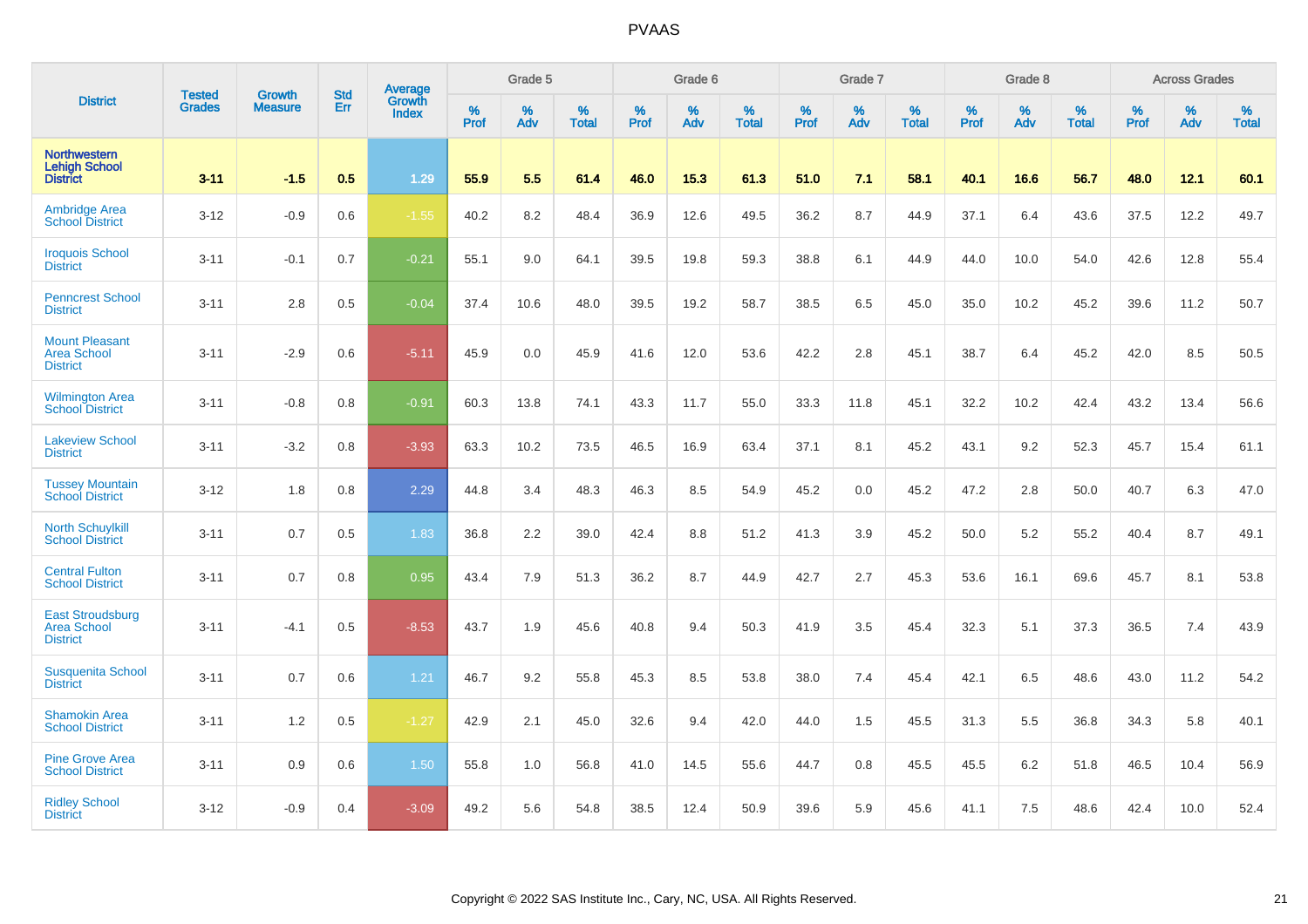# PVAAS

| District | Tested Grades | Growth Measure | Std Err | Average Growth Index | Grade 5 | | | Grade 6 | | | Grade 7 | | | Grade 8 | | | Across Grades | | |
|---|---|---|---|---|---|---|---|---|---|---|---|---|---|---|---|---|---|---|---|
| | | | | | % Prof | % Adv | % Total | % Prof | % Adv | % Total | % Prof | % Adv | % Total | % Prof | % Adv | % Total | % Prof | % Adv | % Total |
| **Northwestern Lehigh School District** | **3-11** | **-1.5** | **0.5** | **1.29** | **55.9** | **5.5** | **61.4** | **46.0** | **15.3** | **61.3** | **51.0** | **7.1** | **58.1** | **40.1** | **16.6** | **56.7** | **48.0** | **12.1** | **60.1** |
| Ambridge Area School District | 3-12 | -0.9 | 0.6 | -1.55 | 40.2 | 8.2 | 48.4 | 36.9 | 12.6 | 49.5 | 36.2 | 8.7 | 44.9 | 37.1 | 6.4 | 43.6 | 37.5 | 12.2 | 49.7 |
| Iroquois School District | 3-11 | -0.1 | 0.7 | -0.21 | 55.1 | 9.0 | 64.1 | 39.5 | 19.8 | 59.3 | 38.8 | 6.1 | 44.9 | 44.0 | 10.0 | 54.0 | 42.6 | 12.8 | 55.4 |
| Penncrest School District | 3-11 | 2.8 | 0.5 | -0.04 | 37.4 | 10.6 | 48.0 | 39.5 | 19.2 | 58.7 | 38.5 | 6.5 | 45.0 | 35.0 | 10.2 | 45.2 | 39.6 | 11.2 | 50.7 |
| Mount Pleasant Area School District | 3-11 | -2.9 | 0.6 | -5.11 | 45.9 | 0.0 | 45.9 | 41.6 | 12.0 | 53.6 | 42.2 | 2.8 | 45.1 | 38.7 | 6.4 | 45.2 | 42.0 | 8.5 | 50.5 |
| Wilmington Area School District | 3-11 | -0.8 | 0.8 | -0.91 | 60.3 | 13.8 | 74.1 | 43.3 | 11.7 | 55.0 | 33.3 | 11.8 | 45.1 | 32.2 | 10.2 | 42.4 | 43.2 | 13.4 | 56.6 |
| Lakeview School District | 3-11 | -3.2 | 0.8 | -3.93 | 63.3 | 10.2 | 73.5 | 46.5 | 16.9 | 63.4 | 37.1 | 8.1 | 45.2 | 43.1 | 9.2 | 52.3 | 45.7 | 15.4 | 61.1 |
| Tussey Mountain School District | 3-12 | 1.8 | 0.8 | 2.29 | 44.8 | 3.4 | 48.3 | 46.3 | 8.5 | 54.9 | 45.2 | 0.0 | 45.2 | 47.2 | 2.8 | 50.0 | 40.7 | 6.3 | 47.0 |
| North Schuylkill School District | 3-11 | 0.7 | 0.5 | 1.83 | 36.8 | 2.2 | 39.0 | 42.4 | 8.8 | 51.2 | 41.3 | 3.9 | 45.2 | 50.0 | 5.2 | 55.2 | 40.4 | 8.7 | 49.1 |
| Central Fulton School District | 3-11 | 0.7 | 0.8 | 0.95 | 43.4 | 7.9 | 51.3 | 36.2 | 8.7 | 44.9 | 42.7 | 2.7 | 45.3 | 53.6 | 16.1 | 69.6 | 45.7 | 8.1 | 53.8 |
| East Stroudsburg Area School District | 3-11 | -4.1 | 0.5 | -8.53 | 43.7 | 1.9 | 45.6 | 40.8 | 9.4 | 50.3 | 41.9 | 3.5 | 45.4 | 32.3 | 5.1 | 37.3 | 36.5 | 7.4 | 43.9 |
| Susquenita School District | 3-11 | 0.7 | 0.6 | 1.21 | 46.7 | 9.2 | 55.8 | 45.3 | 8.5 | 53.8 | 38.0 | 7.4 | 45.4 | 42.1 | 6.5 | 48.6 | 43.0 | 11.2 | 54.2 |
| Shamokin Area School District | 3-11 | 1.2 | 0.5 | -1.27 | 42.9 | 2.1 | 45.0 | 32.6 | 9.4 | 42.0 | 44.0 | 1.5 | 45.5 | 31.3 | 5.5 | 36.8 | 34.3 | 5.8 | 40.1 |
| Pine Grove Area School District | 3-11 | 0.9 | 0.6 | 1.50 | 55.8 | 1.0 | 56.8 | 41.0 | 14.5 | 55.6 | 44.7 | 0.8 | 45.5 | 45.5 | 6.2 | 51.8 | 46.5 | 10.4 | 56.9 |
| Ridley School District | 3-12 | -0.9 | 0.4 | -3.09 | 49.2 | 5.6 | 54.8 | 38.5 | 12.4 | 50.9 | 39.6 | 5.9 | 45.6 | 41.1 | 7.5 | 48.6 | 42.4 | 10.0 | 52.4 |

Copyright © 2022 SAS Institute Inc., Cary, NC, USA. All Rights Reserved.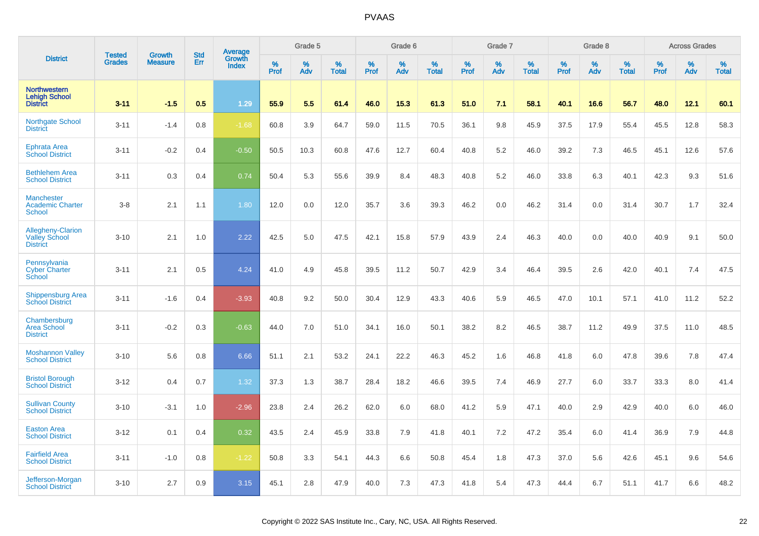# PVAAS

| District | Tested Grades | Growth Measure | Std Err | Average Growth Index | Grade 5 | | | Grade 6 | | | Grade 7 | | | Grade 8 | | | Across Grades | | |
|---|---|---|---|---|---|---|---|---|---|---|---|---|---|---|---|---|---|---|---|
| | | | | | % Prof | % Adv | % Total | % Prof | % Adv | % Total | % Prof | % Adv | % Total | % Prof | % Adv | % Total | % Prof | % Adv | % Total |
| **Northwestern Lehigh School District** | **3-11** | **-1.5** | **0.5** | **1.29** | **55.9** | **5.5** | **61.4** | **46.0** | **15.3** | **61.3** | **51.0** | **7.1** | **58.1** | **40.1** | **16.6** | **56.7** | **48.0** | **12.1** | **60.1** |
| Northgate School District | 3-11 | -1.4 | 0.8 | -1.68 | 60.8 | 3.9 | 64.7 | 59.0 | 11.5 | 70.5 | 36.1 | 9.8 | 45.9 | 37.5 | 17.9 | 55.4 | 45.5 | 12.8 | 58.3 |
| Ephrata Area School District | 3-11 | -0.2 | 0.4 | -0.50 | 50.5 | 10.3 | 60.8 | 47.6 | 12.7 | 60.4 | 40.8 | 5.2 | 46.0 | 39.2 | 7.3 | 46.5 | 45.1 | 12.6 | 57.6 |
| Bethlehem Area School District | 3-11 | 0.3 | 0.4 | 0.74 | 50.4 | 5.3 | 55.6 | 39.9 | 8.4 | 48.3 | 40.8 | 5.2 | 46.0 | 33.8 | 6.3 | 40.1 | 42.3 | 9.3 | 51.6 |
| Manchester Academic Charter School | 3-8 | 2.1 | 1.1 | 1.80 | 12.0 | 0.0 | 12.0 | 35.7 | 3.6 | 39.3 | 46.2 | 0.0 | 46.2 | 31.4 | 0.0 | 31.4 | 30.7 | 1.7 | 32.4 |
| Allegheny-Clarion Valley School District | 3-10 | 2.1 | 1.0 | 2.22 | 42.5 | 5.0 | 47.5 | 42.1 | 15.8 | 57.9 | 43.9 | 2.4 | 46.3 | 40.0 | 0.0 | 40.0 | 40.9 | 9.1 | 50.0 |
| Pennsylvania Cyber Charter School | 3-11 | 2.1 | 0.5 | 4.24 | 41.0 | 4.9 | 45.8 | 39.5 | 11.2 | 50.7 | 42.9 | 3.4 | 46.4 | 39.5 | 2.6 | 42.0 | 40.1 | 7.4 | 47.5 |
| Shippensburg Area School District | 3-11 | -1.6 | 0.4 | -3.93 | 40.8 | 9.2 | 50.0 | 30.4 | 12.9 | 43.3 | 40.6 | 5.9 | 46.5 | 47.0 | 10.1 | 57.1 | 41.0 | 11.2 | 52.2 |
| Chambersburg Area School District | 3-11 | -0.2 | 0.3 | -0.63 | 44.0 | 7.0 | 51.0 | 34.1 | 16.0 | 50.1 | 38.2 | 8.2 | 46.5 | 38.7 | 11.2 | 49.9 | 37.5 | 11.0 | 48.5 |
| Moshannon Valley School District | 3-10 | 5.6 | 0.8 | 6.66 | 51.1 | 2.1 | 53.2 | 24.1 | 22.2 | 46.3 | 45.2 | 1.6 | 46.8 | 41.8 | 6.0 | 47.8 | 39.6 | 7.8 | 47.4 |
| Bristol Borough School District | 3-12 | 0.4 | 0.7 | 1.32 | 37.3 | 1.3 | 38.7 | 28.4 | 18.2 | 46.6 | 39.5 | 7.4 | 46.9 | 27.7 | 6.0 | 33.7 | 33.3 | 8.0 | 41.4 |
| Sullivan County School District | 3-10 | -3.1 | 1.0 | -2.96 | 23.8 | 2.4 | 26.2 | 62.0 | 6.0 | 68.0 | 41.2 | 5.9 | 47.1 | 40.0 | 2.9 | 42.9 | 40.0 | 6.0 | 46.0 |
| Easton Area School District | 3-12 | 0.1 | 0.4 | 0.32 | 43.5 | 2.4 | 45.9 | 33.8 | 7.9 | 41.8 | 40.1 | 7.2 | 47.2 | 35.4 | 6.0 | 41.4 | 36.9 | 7.9 | 44.8 |
| Fairfield Area School District | 3-11 | -1.0 | 0.8 | -1.22 | 50.8 | 3.3 | 54.1 | 44.3 | 6.6 | 50.8 | 45.4 | 1.8 | 47.3 | 37.0 | 5.6 | 42.6 | 45.1 | 9.6 | 54.6 |
| Jefferson-Morgan School District | 3-10 | 2.7 | 0.9 | 3.15 | 45.1 | 2.8 | 47.9 | 40.0 | 7.3 | 47.3 | 41.8 | 5.4 | 47.3 | 44.4 | 6.7 | 51.1 | 41.7 | 6.6 | 48.2 |

Copyright © 2022 SAS Institute Inc., Cary, NC, USA. All Rights Reserved.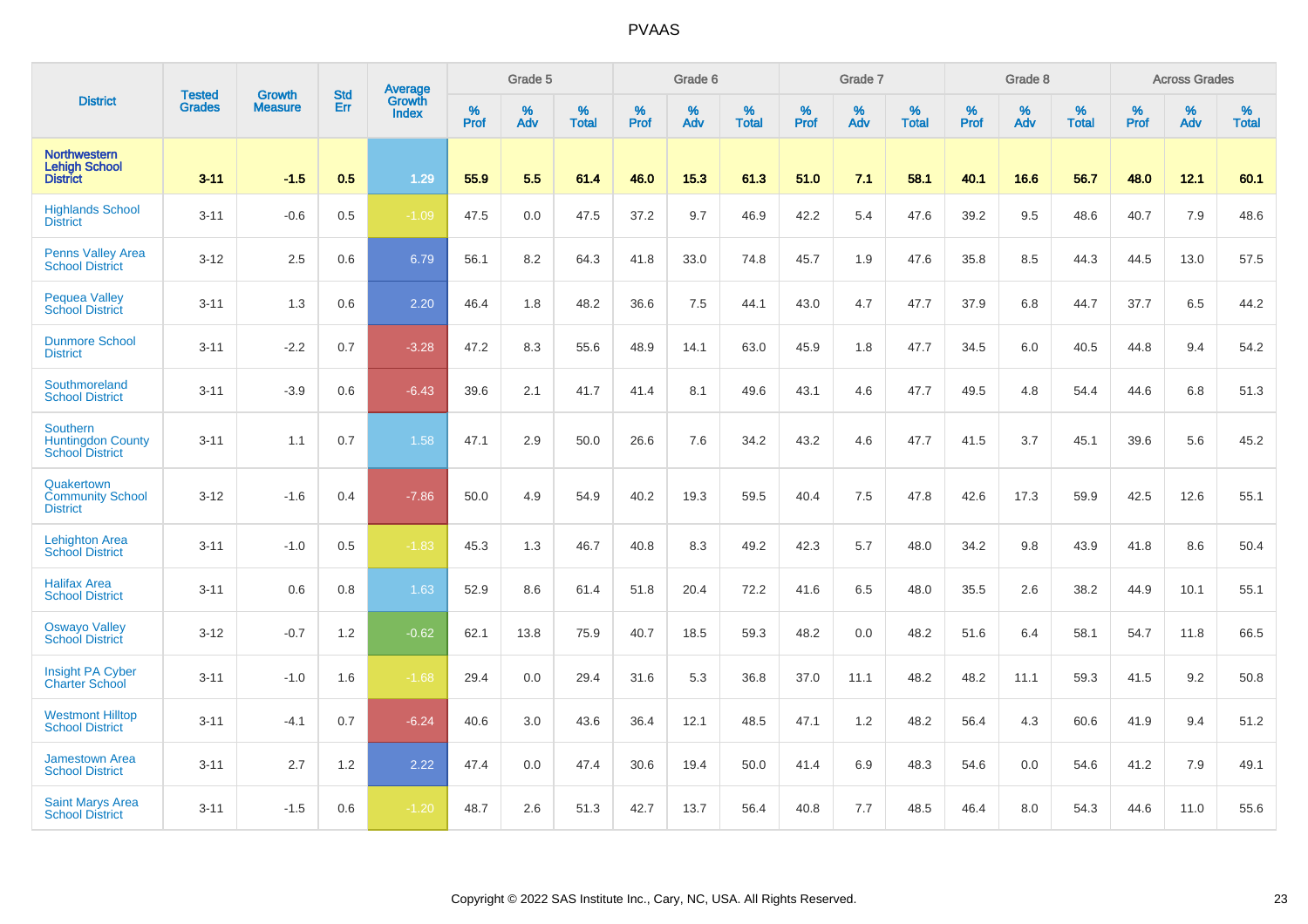# PVAAS

| District | Tested Grades | Growth Measure | Std Err | Average Growth Index | Grade 5 | | | Grade 6 | | | Grade 7 | | | Grade 8 | | | Across Grades | | |
|---|---|---|---|---|---|---|---|---|---|---|---|---|---|---|---|---|---|---|---|
| | | | | | % Prof | % Adv | % Total | % Prof | % Adv | % Total | % Prof | % Adv | % Total | % Prof | % Adv | % Total | % Prof | % Adv | % Total |
| **Northwestern Lehigh School District** | **3-11** | **-1.5** | **0.5** | **1.29** | **55.9** | **5.5** | **61.4** | **46.0** | **15.3** | **61.3** | **51.0** | **7.1** | **58.1** | **40.1** | **16.6** | **56.7** | **48.0** | **12.1** | **60.1** |
| Highlands School District | 3-11 | -0.6 | 0.5 | -1.09 | 47.5 | 0.0 | 47.5 | 37.2 | 9.7 | 46.9 | 42.2 | 5.4 | 47.6 | 39.2 | 9.5 | 48.6 | 40.7 | 7.9 | 48.6 |
| Penns Valley Area School District | 3-12 | 2.5 | 0.6 | 6.79 | 56.1 | 8.2 | 64.3 | 41.8 | 33.0 | 74.8 | 45.7 | 1.9 | 47.6 | 35.8 | 8.5 | 44.3 | 44.5 | 13.0 | 57.5 |
| Pequea Valley School District | 3-11 | 1.3 | 0.6 | 2.20 | 46.4 | 1.8 | 48.2 | 36.6 | 7.5 | 44.1 | 43.0 | 4.7 | 47.7 | 37.9 | 6.8 | 44.7 | 37.7 | 6.5 | 44.2 |
| Dunmore School District | 3-11 | -2.2 | 0.7 | -3.28 | 47.2 | 8.3 | 55.6 | 48.9 | 14.1 | 63.0 | 45.9 | 1.8 | 47.7 | 34.5 | 6.0 | 40.5 | 44.8 | 9.4 | 54.2 |
| Southmoreland School District | 3-11 | -3.9 | 0.6 | -6.43 | 39.6 | 2.1 | 41.7 | 41.4 | 8.1 | 49.6 | 43.1 | 4.6 | 47.7 | 49.5 | 4.8 | 54.4 | 44.6 | 6.8 | 51.3 |
| Southern Huntingdon County School District | 3-11 | 1.1 | 0.7 | 1.58 | 47.1 | 2.9 | 50.0 | 26.6 | 7.6 | 34.2 | 43.2 | 4.6 | 47.7 | 41.5 | 3.7 | 45.1 | 39.6 | 5.6 | 45.2 |
| Quakertown Community School District | 3-12 | -1.6 | 0.4 | -7.86 | 50.0 | 4.9 | 54.9 | 40.2 | 19.3 | 59.5 | 40.4 | 7.5 | 47.8 | 42.6 | 17.3 | 59.9 | 42.5 | 12.6 | 55.1 |
| Lehighton Area School District | 3-11 | -1.0 | 0.5 | -1.83 | 45.3 | 1.3 | 46.7 | 40.8 | 8.3 | 49.2 | 42.3 | 5.7 | 48.0 | 34.2 | 9.8 | 43.9 | 41.8 | 8.6 | 50.4 |
| Halifax Area School District | 3-11 | 0.6 | 0.8 | 1.63 | 52.9 | 8.6 | 61.4 | 51.8 | 20.4 | 72.2 | 41.6 | 6.5 | 48.0 | 35.5 | 2.6 | 38.2 | 44.9 | 10.1 | 55.1 |
| Oswayo Valley School District | 3-12 | -0.7 | 1.2 | -0.62 | 62.1 | 13.8 | 75.9 | 40.7 | 18.5 | 59.3 | 48.2 | 0.0 | 48.2 | 51.6 | 6.4 | 58.1 | 54.7 | 11.8 | 66.5 |
| Insight PA Cyber Charter School | 3-11 | -1.0 | 1.6 | -1.68 | 29.4 | 0.0 | 29.4 | 31.6 | 5.3 | 36.8 | 37.0 | 11.1 | 48.2 | 48.2 | 11.1 | 59.3 | 41.5 | 9.2 | 50.8 |
| Westmont Hilltop School District | 3-11 | -4.1 | 0.7 | -6.24 | 40.6 | 3.0 | 43.6 | 36.4 | 12.1 | 48.5 | 47.1 | 1.2 | 48.2 | 56.4 | 4.3 | 60.6 | 41.9 | 9.4 | 51.2 |
| Jamestown Area School District | 3-11 | 2.7 | 1.2 | 2.22 | 47.4 | 0.0 | 47.4 | 30.6 | 19.4 | 50.0 | 41.4 | 6.9 | 48.3 | 54.6 | 0.0 | 54.6 | 41.2 | 7.9 | 49.1 |
| Saint Marys Area School District | 3-11 | -1.5 | 0.6 | -1.20 | 48.7 | 2.6 | 51.3 | 42.7 | 13.7 | 56.4 | 40.8 | 7.7 | 48.5 | 46.4 | 8.0 | 54.3 | 44.6 | 11.0 | 55.6 |

Copyright © 2022 SAS Institute Inc., Cary, NC, USA. All Rights Reserved.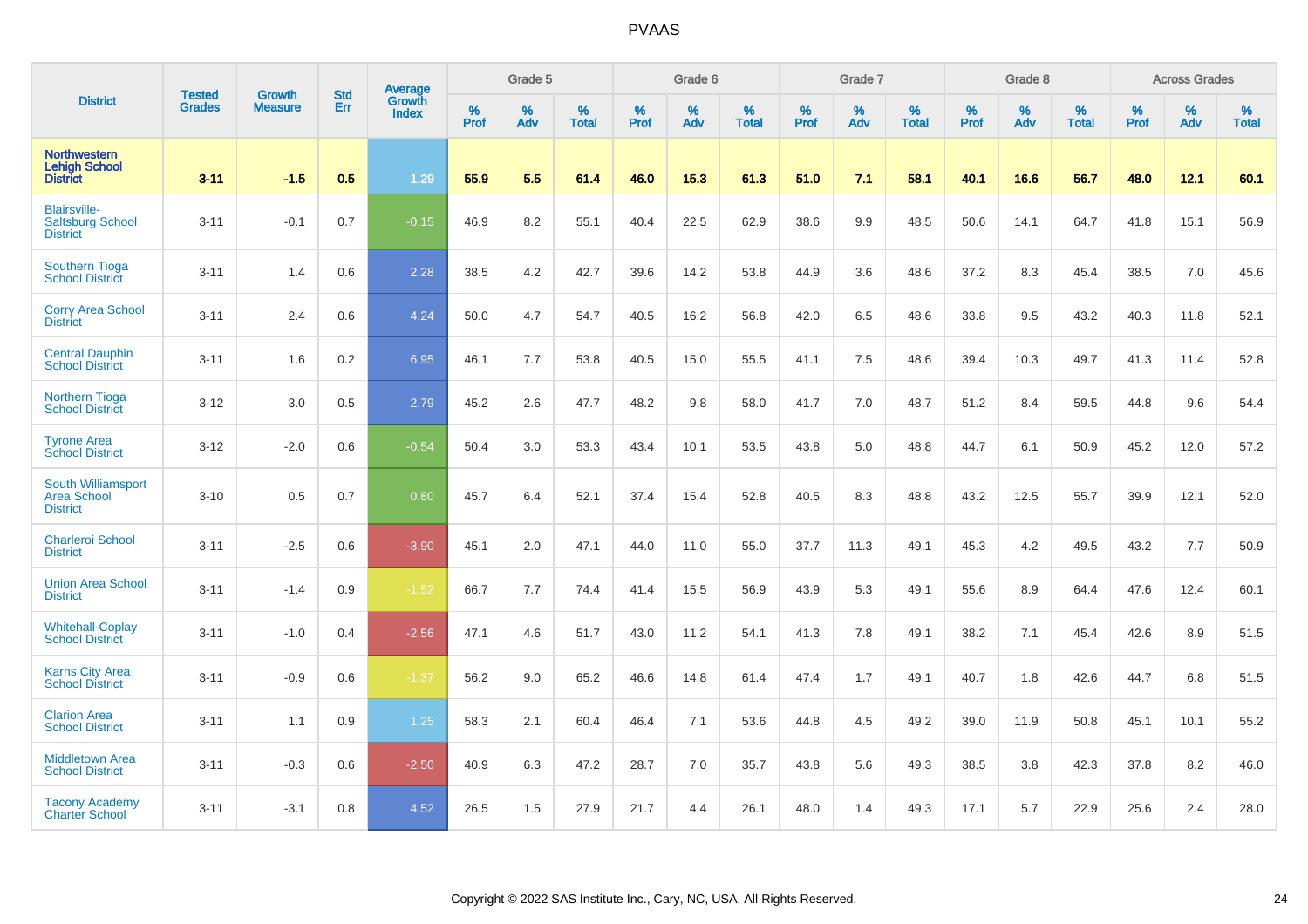# PVAAS

| District | Tested Grades | Growth Measure | Std Err | Average Growth Index | Grade 5 | | | Grade 6 | | | Grade 7 | | | Grade 8 | | | Across Grades | | |
|---|---|---|---|---|---|---|---|---|---|---|---|---|---|---|---|---|---|---|---|
| | | | | | % Prof | % Adv | % Total | % Prof | % Adv | % Total | % Prof | % Adv | % Total | % Prof | % Adv | % Total | % Prof | % Adv | % Total |
| **Northwestern Lehigh School District** | **3-11** | **-1.5** | **0.5** | **1.29** | **55.9** | **5.5** | **61.4** | **46.0** | **15.3** | **61.3** | **51.0** | **7.1** | **58.1** | **40.1** | **16.6** | **56.7** | **48.0** | **12.1** | **60.1** |
| Blairsville-Saltsburg School District | 3-11 | -0.1 | 0.7 | -0.15 | 46.9 | 8.2 | 55.1 | 40.4 | 22.5 | 62.9 | 38.6 | 9.9 | 48.5 | 50.6 | 14.1 | 64.7 | 41.8 | 15.1 | 56.9 |
| Southern Tioga School District | 3-11 | 1.4 | 0.6 | 2.28 | 38.5 | 4.2 | 42.7 | 39.6 | 14.2 | 53.8 | 44.9 | 3.6 | 48.6 | 37.2 | 8.3 | 45.4 | 38.5 | 7.0 | 45.6 |
| Corry Area School District | 3-11 | 2.4 | 0.6 | 4.24 | 50.0 | 4.7 | 54.7 | 40.5 | 16.2 | 56.8 | 42.0 | 6.5 | 48.6 | 33.8 | 9.5 | 43.2 | 40.3 | 11.8 | 52.1 |
| Central Dauphin School District | 3-11 | 1.6 | 0.2 | 6.95 | 46.1 | 7.7 | 53.8 | 40.5 | 15.0 | 55.5 | 41.1 | 7.5 | 48.6 | 39.4 | 10.3 | 49.7 | 41.3 | 11.4 | 52.8 |
| Northern Tioga School District | 3-12 | 3.0 | 0.5 | 2.79 | 45.2 | 2.6 | 47.7 | 48.2 | 9.8 | 58.0 | 41.7 | 7.0 | 48.7 | 51.2 | 8.4 | 59.5 | 44.8 | 9.6 | 54.4 |
| Tyrone Area School District | 3-12 | -2.0 | 0.6 | -0.54 | 50.4 | 3.0 | 53.3 | 43.4 | 10.1 | 53.5 | 43.8 | 5.0 | 48.8 | 44.7 | 6.1 | 50.9 | 45.2 | 12.0 | 57.2 |
| South Williamsport Area School District | 3-10 | 0.5 | 0.7 | 0.80 | 45.7 | 6.4 | 52.1 | 37.4 | 15.4 | 52.8 | 40.5 | 8.3 | 48.8 | 43.2 | 12.5 | 55.7 | 39.9 | 12.1 | 52.0 |
| Charleroi School District | 3-11 | -2.5 | 0.6 | -3.90 | 45.1 | 2.0 | 47.1 | 44.0 | 11.0 | 55.0 | 37.7 | 11.3 | 49.1 | 45.3 | 4.2 | 49.5 | 43.2 | 7.7 | 50.9 |
| Union Area School District | 3-11 | -1.4 | 0.9 | -1.52 | 66.7 | 7.7 | 74.4 | 41.4 | 15.5 | 56.9 | 43.9 | 5.3 | 49.1 | 55.6 | 8.9 | 64.4 | 47.6 | 12.4 | 60.1 |
| Whitehall-Coplay School District | 3-11 | -1.0 | 0.4 | -2.56 | 47.1 | 4.6 | 51.7 | 43.0 | 11.2 | 54.1 | 41.3 | 7.8 | 49.1 | 38.2 | 7.1 | 45.4 | 42.6 | 8.9 | 51.5 |
| Karns City Area School District | 3-11 | -0.9 | 0.6 | -1.37 | 56.2 | 9.0 | 65.2 | 46.6 | 14.8 | 61.4 | 47.4 | 1.7 | 49.1 | 40.7 | 1.8 | 42.6 | 44.7 | 6.8 | 51.5 |
| Clarion Area School District | 3-11 | 1.1 | 0.9 | 1.25 | 58.3 | 2.1 | 60.4 | 46.4 | 7.1 | 53.6 | 44.8 | 4.5 | 49.2 | 39.0 | 11.9 | 50.8 | 45.1 | 10.1 | 55.2 |
| Middletown Area School District | 3-11 | -0.3 | 0.6 | -2.50 | 40.9 | 6.3 | 47.2 | 28.7 | 7.0 | 35.7 | 43.8 | 5.6 | 49.3 | 38.5 | 3.8 | 42.3 | 37.8 | 8.2 | 46.0 |
| Tacony Academy Charter School | 3-11 | -3.1 | 0.8 | 4.52 | 26.5 | 1.5 | 27.9 | 21.7 | 4.4 | 26.1 | 48.0 | 1.4 | 49.3 | 17.1 | 5.7 | 22.9 | 25.6 | 2.4 | 28.0 |

Copyright © 2022 SAS Institute Inc., Cary, NC, USA. All Rights Reserved.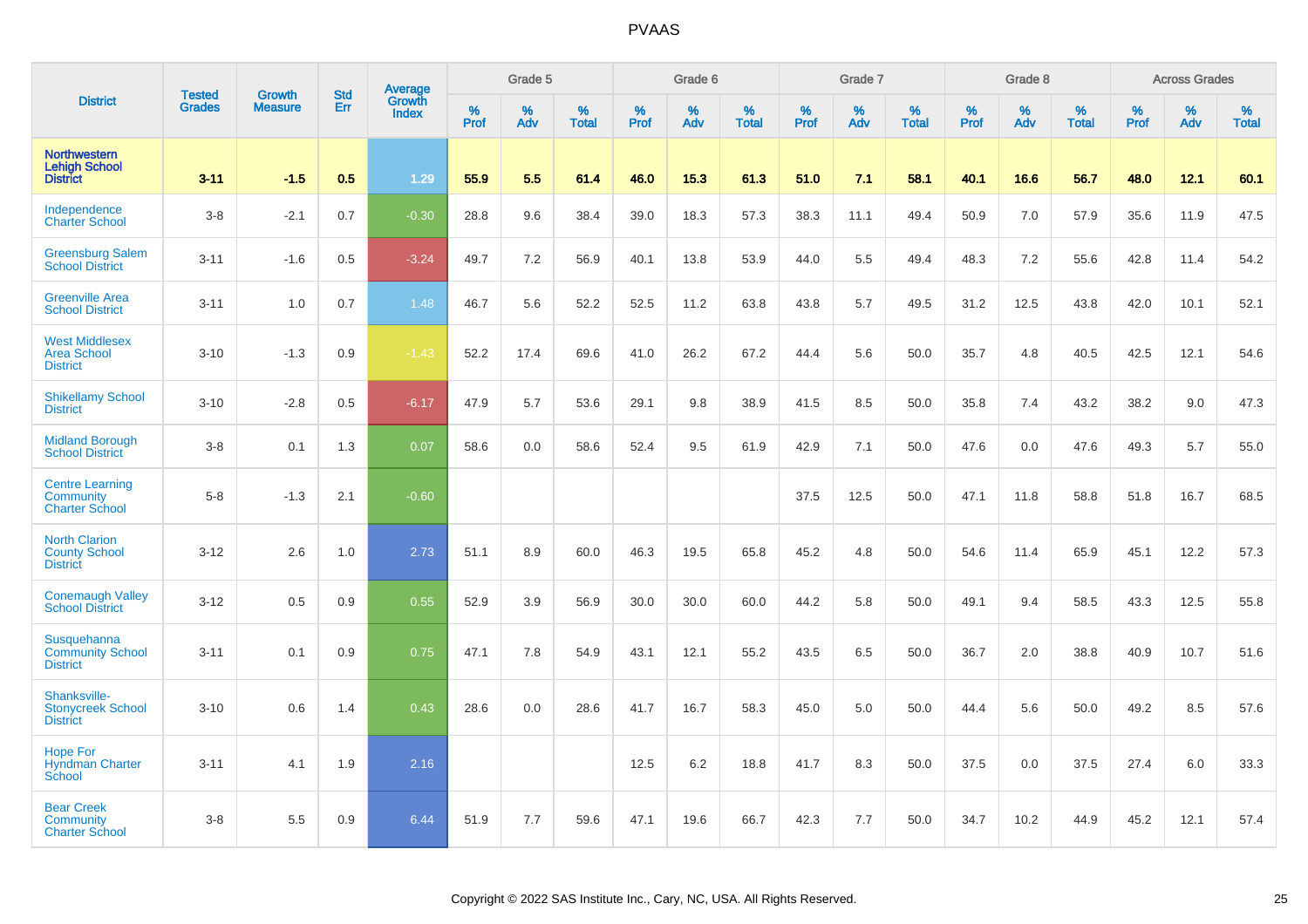# PVAAS

| District | Tested Grades | Growth Measure | Std Err | Average Growth Index | Grade 5 | | | Grade 6 | | | Grade 7 | | | Grade 8 | | | Across Grades | | |
|---|---|---|---|---|---|---|---|---|---|---|---|---|---|---|---|---|---|---|---|
| | | | | | % Prof | % Adv | % Total | % Prof | % Adv | % Total | % Prof | % Adv | % Total | % Prof | % Adv | % Total | % Prof | % Adv | % Total |
| **Northwestern Lehigh School District** | **3-11** | **-1.5** | **0.5** | **1.29** | **55.9** | **5.5** | **61.4** | **46.0** | **15.3** | **61.3** | **51.0** | **7.1** | **58.1** | **40.1** | **16.6** | **56.7** | **48.0** | **12.1** | **60.1** |
| Independence Charter School | 3-8 | -2.1 | 0.7 | -0.30 | 28.8 | 9.6 | 38.4 | 39.0 | 18.3 | 57.3 | 38.3 | 11.1 | 49.4 | 50.9 | 7.0 | 57.9 | 35.6 | 11.9 | 47.5 |
| Greensburg Salem School District | 3-11 | -1.6 | 0.5 | -3.24 | 49.7 | 7.2 | 56.9 | 40.1 | 13.8 | 53.9 | 44.0 | 5.5 | 49.4 | 48.3 | 7.2 | 55.6 | 42.8 | 11.4 | 54.2 |
| Greenville Area School District | 3-11 | 1.0 | 0.7 | 1.48 | 46.7 | 5.6 | 52.2 | 52.5 | 11.2 | 63.8 | 43.8 | 5.7 | 49.5 | 31.2 | 12.5 | 43.8 | 42.0 | 10.1 | 52.1 |
| West Middlesex Area School District | 3-10 | -1.3 | 0.9 | -1.43 | 52.2 | 17.4 | 69.6 | 41.0 | 26.2 | 67.2 | 44.4 | 5.6 | 50.0 | 35.7 | 4.8 | 40.5 | 42.5 | 12.1 | 54.6 |
| Shikellamy School District | 3-10 | -2.8 | 0.5 | -6.17 | 47.9 | 5.7 | 53.6 | 29.1 | 9.8 | 38.9 | 41.5 | 8.5 | 50.0 | 35.8 | 7.4 | 43.2 | 38.2 | 9.0 | 47.3 |
| Midland Borough School District | 3-8 | 0.1 | 1.3 | 0.07 | 58.6 | 0.0 | 58.6 | 52.4 | 9.5 | 61.9 | 42.9 | 7.1 | 50.0 | 47.6 | 0.0 | 47.6 | 49.3 | 5.7 | 55.0 |
| Centre Learning Community Charter School | 5-8 | -1.3 | 2.1 | -0.60 | | | | | | | 37.5 | 12.5 | 50.0 | 47.1 | 11.8 | 58.8 | 51.8 | 16.7 | 68.5 |
| North Clarion County School District | 3-12 | 2.6 | 1.0 | 2.73 | 51.1 | 8.9 | 60.0 | 46.3 | 19.5 | 65.8 | 45.2 | 4.8 | 50.0 | 54.6 | 11.4 | 65.9 | 45.1 | 12.2 | 57.3 |
| Conemaugh Valley School District | 3-12 | 0.5 | 0.9 | 0.55 | 52.9 | 3.9 | 56.9 | 30.0 | 30.0 | 60.0 | 44.2 | 5.8 | 50.0 | 49.1 | 9.4 | 58.5 | 43.3 | 12.5 | 55.8 |
| Susquehanna Community School District | 3-11 | 0.1 | 0.9 | 0.75 | 47.1 | 7.8 | 54.9 | 43.1 | 12.1 | 55.2 | 43.5 | 6.5 | 50.0 | 36.7 | 2.0 | 38.8 | 40.9 | 10.7 | 51.6 |
| Shanksville-Stonycreek School District | 3-10 | 0.6 | 1.4 | 0.43 | 28.6 | 0.0 | 28.6 | 41.7 | 16.7 | 58.3 | 45.0 | 5.0 | 50.0 | 44.4 | 5.6 | 50.0 | 49.2 | 8.5 | 57.6 |
| Hope For Hyndman Charter School | 3-11 | 4.1 | 1.9 | 2.16 | | | | 12.5 | 6.2 | 18.8 | 41.7 | 8.3 | 50.0 | 37.5 | 0.0 | 37.5 | 27.4 | 6.0 | 33.3 |
| Bear Creek Community Charter School | 3-8 | 5.5 | 0.9 | 6.44 | 51.9 | 7.7 | 59.6 | 47.1 | 19.6 | 66.7 | 42.3 | 7.7 | 50.0 | 34.7 | 10.2 | 44.9 | 45.2 | 12.1 | 57.4 |

Copyright © 2022 SAS Institute Inc., Cary, NC, USA. All Rights Reserved.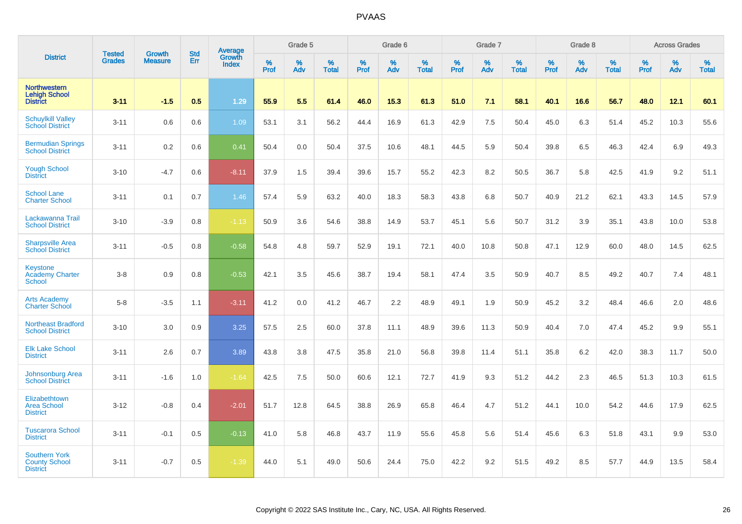# PVAAS

| District | Tested Grades | Growth Measure | Std Err | Average Growth Index | Grade 5 | | | Grade 6 | | | Grade 7 | | | Grade 8 | | | Across Grades | | |
|---|---|---|---|---|---|---|---|---|---|---|---|---|---|---|---|---|---|---|---|
| | | | | | % Prof | % Adv | % Total | % Prof | % Adv | % Total | % Prof | % Adv | % Total | % Prof | % Adv | % Total | % Prof | % Adv | % Total |
| **Northwestern Lehigh School District** | **3-11** | **-1.5** | **0.5** | **1.29** | **55.9** | **5.5** | **61.4** | **46.0** | **15.3** | **61.3** | **51.0** | **7.1** | **58.1** | **40.1** | **16.6** | **56.7** | **48.0** | **12.1** | **60.1** |
| Schuylkill Valley School District | 3-11 | 0.6 | 0.6 | 1.09 | 53.1 | 3.1 | 56.2 | 44.4 | 16.9 | 61.3 | 42.9 | 7.5 | 50.4 | 45.0 | 6.3 | 51.4 | 45.2 | 10.3 | 55.6 |
| Bermudian Springs School District | 3-11 | 0.2 | 0.6 | 0.41 | 50.4 | 0.0 | 50.4 | 37.5 | 10.6 | 48.1 | 44.5 | 5.9 | 50.4 | 39.8 | 6.5 | 46.3 | 42.4 | 6.9 | 49.3 |
| Yough School District | 3-10 | -4.7 | 0.6 | -8.11 | 37.9 | 1.5 | 39.4 | 39.6 | 15.7 | 55.2 | 42.3 | 8.2 | 50.5 | 36.7 | 5.8 | 42.5 | 41.9 | 9.2 | 51.1 |
| School Lane Charter School | 3-11 | 0.1 | 0.7 | 1.46 | 57.4 | 5.9 | 63.2 | 40.0 | 18.3 | 58.3 | 43.8 | 6.8 | 50.7 | 40.9 | 21.2 | 62.1 | 43.3 | 14.5 | 57.9 |
| Lackawanna Trail School District | 3-10 | -3.9 | 0.8 | -1.13 | 50.9 | 3.6 | 54.6 | 38.8 | 14.9 | 53.7 | 45.1 | 5.6 | 50.7 | 31.2 | 3.9 | 35.1 | 43.8 | 10.0 | 53.8 |
| Sharpsville Area School District | 3-11 | -0.5 | 0.8 | -0.58 | 54.8 | 4.8 | 59.7 | 52.9 | 19.1 | 72.1 | 40.0 | 10.8 | 50.8 | 47.1 | 12.9 | 60.0 | 48.0 | 14.5 | 62.5 |
| Keystone Academy Charter School | 3-8 | 0.9 | 0.8 | -0.53 | 42.1 | 3.5 | 45.6 | 38.7 | 19.4 | 58.1 | 47.4 | 3.5 | 50.9 | 40.7 | 8.5 | 49.2 | 40.7 | 7.4 | 48.1 |
| Arts Academy Charter School | 5-8 | -3.5 | 1.1 | -3.11 | 41.2 | 0.0 | 41.2 | 46.7 | 2.2 | 48.9 | 49.1 | 1.9 | 50.9 | 45.2 | 3.2 | 48.4 | 46.6 | 2.0 | 48.6 |
| Northeast Bradford School District | 3-10 | 3.0 | 0.9 | 3.25 | 57.5 | 2.5 | 60.0 | 37.8 | 11.1 | 48.9 | 39.6 | 11.3 | 50.9 | 40.4 | 7.0 | 47.4 | 45.2 | 9.9 | 55.1 |
| Elk Lake School District | 3-11 | 2.6 | 0.7 | 3.89 | 43.8 | 3.8 | 47.5 | 35.8 | 21.0 | 56.8 | 39.8 | 11.4 | 51.1 | 35.8 | 6.2 | 42.0 | 38.3 | 11.7 | 50.0 |
| Johnsonburg Area School District | 3-11 | -1.6 | 1.0 | -1.64 | 42.5 | 7.5 | 50.0 | 60.6 | 12.1 | 72.7 | 41.9 | 9.3 | 51.2 | 44.2 | 2.3 | 46.5 | 51.3 | 10.3 | 61.5 |
| Elizabethtown Area School District | 3-12 | -0.8 | 0.4 | -2.01 | 51.7 | 12.8 | 64.5 | 38.8 | 26.9 | 65.8 | 46.4 | 4.7 | 51.2 | 44.1 | 10.0 | 54.2 | 44.6 | 17.9 | 62.5 |
| Tuscarora School District | 3-11 | -0.1 | 0.5 | -0.13 | 41.0 | 5.8 | 46.8 | 43.7 | 11.9 | 55.6 | 45.8 | 5.6 | 51.4 | 45.6 | 6.3 | 51.8 | 43.1 | 9.9 | 53.0 |
| Southern York County School District | 3-11 | -0.7 | 0.5 | -1.39 | 44.0 | 5.1 | 49.0 | 50.6 | 24.4 | 75.0 | 42.2 | 9.2 | 51.5 | 49.2 | 8.5 | 57.7 | 44.9 | 13.5 | 58.4 |

Copyright © 2022 SAS Institute Inc., Cary, NC, USA. All Rights Reserved.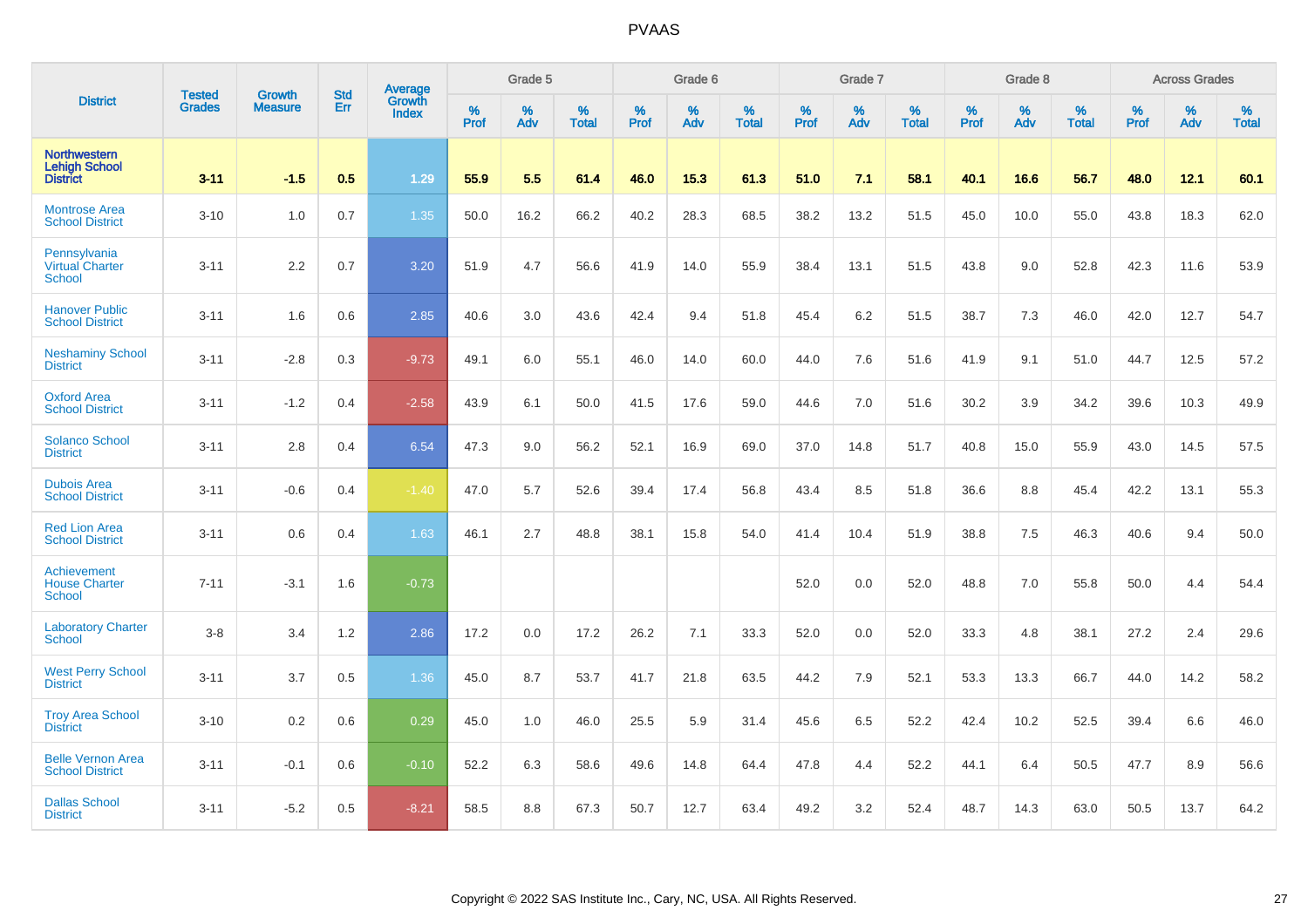# PVAAS

| District | Tested Grades | Growth Measure | Std Err | Average Growth Index | Grade 5 | | | Grade 6 | | | Grade 7 | | | Grade 8 | | | Across Grades | | |
|---|---|---|---|---|---|---|---|---|---|---|---|---|---|---|---|---|---|---|---|
| | | | | | % Prof | % Adv | % Total | % Prof | % Adv | % Total | % Prof | % Adv | % Total | % Prof | % Adv | % Total | % Prof | % Adv | % Total |
| **Northwestern Lehigh School District** | **3-11** | **-1.5** | **0.5** | **1.29** | **55.9** | **5.5** | **61.4** | **46.0** | **15.3** | **61.3** | **51.0** | **7.1** | **58.1** | **40.1** | **16.6** | **56.7** | **48.0** | **12.1** | **60.1** |
| Montrose Area School District | 3-10 | 1.0 | 0.7 | 1.35 | 50.0 | 16.2 | 66.2 | 40.2 | 28.3 | 68.5 | 38.2 | 13.2 | 51.5 | 45.0 | 10.0 | 55.0 | 43.8 | 18.3 | 62.0 |
| Pennsylvania Virtual Charter School | 3-11 | 2.2 | 0.7 | 3.20 | 51.9 | 4.7 | 56.6 | 41.9 | 14.0 | 55.9 | 38.4 | 13.1 | 51.5 | 43.8 | 9.0 | 52.8 | 42.3 | 11.6 | 53.9 |
| Hanover Public School District | 3-11 | 1.6 | 0.6 | 2.85 | 40.6 | 3.0 | 43.6 | 42.4 | 9.4 | 51.8 | 45.4 | 6.2 | 51.5 | 38.7 | 7.3 | 46.0 | 42.0 | 12.7 | 54.7 |
| Neshaminy School District | 3-11 | -2.8 | 0.3 | -9.73 | 49.1 | 6.0 | 55.1 | 46.0 | 14.0 | 60.0 | 44.0 | 7.6 | 51.6 | 41.9 | 9.1 | 51.0 | 44.7 | 12.5 | 57.2 |
| Oxford Area School District | 3-11 | -1.2 | 0.4 | -2.58 | 43.9 | 6.1 | 50.0 | 41.5 | 17.6 | 59.0 | 44.6 | 7.0 | 51.6 | 30.2 | 3.9 | 34.2 | 39.6 | 10.3 | 49.9 |
| Solanco School District | 3-11 | 2.8 | 0.4 | 6.54 | 47.3 | 9.0 | 56.2 | 52.1 | 16.9 | 69.0 | 37.0 | 14.8 | 51.7 | 40.8 | 15.0 | 55.9 | 43.0 | 14.5 | 57.5 |
| Dubois Area School District | 3-11 | -0.6 | 0.4 | -1.40 | 47.0 | 5.7 | 52.6 | 39.4 | 17.4 | 56.8 | 43.4 | 8.5 | 51.8 | 36.6 | 8.8 | 45.4 | 42.2 | 13.1 | 55.3 |
| Red Lion Area School District | 3-11 | 0.6 | 0.4 | 1.63 | 46.1 | 2.7 | 48.8 | 38.1 | 15.8 | 54.0 | 41.4 | 10.4 | 51.9 | 38.8 | 7.5 | 46.3 | 40.6 | 9.4 | 50.0 |
| Achievement House Charter School | 7-11 | -3.1 | 1.6 | -0.73 | | | | | | | 52.0 | 0.0 | 52.0 | 48.8 | 7.0 | 55.8 | 50.0 | 4.4 | 54.4 |
| Laboratory Charter School | 3-8 | 3.4 | 1.2 | 2.86 | 17.2 | 0.0 | 17.2 | 26.2 | 7.1 | 33.3 | 52.0 | 0.0 | 52.0 | 33.3 | 4.8 | 38.1 | 27.2 | 2.4 | 29.6 |
| West Perry School District | 3-11 | 3.7 | 0.5 | 1.36 | 45.0 | 8.7 | 53.7 | 41.7 | 21.8 | 63.5 | 44.2 | 7.9 | 52.1 | 53.3 | 13.3 | 66.7 | 44.0 | 14.2 | 58.2 |
| Troy Area School District | 3-10 | 0.2 | 0.6 | 0.29 | 45.0 | 1.0 | 46.0 | 25.5 | 5.9 | 31.4 | 45.6 | 6.5 | 52.2 | 42.4 | 10.2 | 52.5 | 39.4 | 6.6 | 46.0 |
| Belle Vernon Area School District | 3-11 | -0.1 | 0.6 | -0.10 | 52.2 | 6.3 | 58.6 | 49.6 | 14.8 | 64.4 | 47.8 | 4.4 | 52.2 | 44.1 | 6.4 | 50.5 | 47.7 | 8.9 | 56.6 |
| Dallas School District | 3-11 | -5.2 | 0.5 | -8.21 | 58.5 | 8.8 | 67.3 | 50.7 | 12.7 | 63.4 | 49.2 | 3.2 | 52.4 | 48.7 | 14.3 | 63.0 | 50.5 | 13.7 | 64.2 |

Copyright © 2022 SAS Institute Inc., Cary, NC, USA. All Rights Reserved.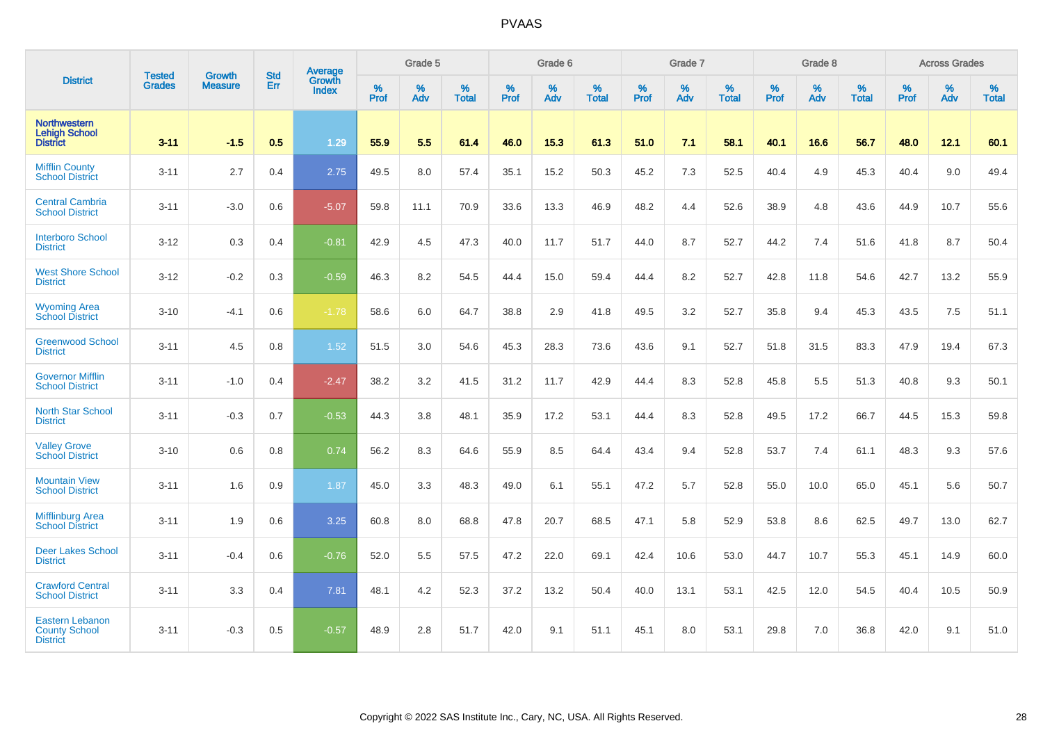# PVAAS

| District | Tested Grades | Growth Measure | Std Err | Average Growth Index | Grade 5 | | | Grade 6 | | | Grade 7 | | | Grade 8 | | | Across Grades | | |
|---|---|---|---|---|---|---|---|---|---|---|---|---|---|---|---|---|---|---|---|
| | | | | | % Prof | % Adv | % Total | % Prof | % Adv | % Total | % Prof | % Adv | % Total | % Prof | % Adv | % Total | % Prof | % Adv | % Total |
| **Northwestern Lehigh School District** | **3-11** | **-1.5** | **0.5** | **1.29** | **55.9** | **5.5** | **61.4** | **46.0** | **15.3** | **61.3** | **51.0** | **7.1** | **58.1** | **40.1** | **16.6** | **56.7** | **48.0** | **12.1** | **60.1** |
| Mifflin County School District | 3-11 | 2.7 | 0.4 | 2.75 | 49.5 | 8.0 | 57.4 | 35.1 | 15.2 | 50.3 | 45.2 | 7.3 | 52.5 | 40.4 | 4.9 | 45.3 | 40.4 | 9.0 | 49.4 |
| Central Cambria School District | 3-11 | -3.0 | 0.6 | -5.07 | 59.8 | 11.1 | 70.9 | 33.6 | 13.3 | 46.9 | 48.2 | 4.4 | 52.6 | 38.9 | 4.8 | 43.6 | 44.9 | 10.7 | 55.6 |
| Interboro School District | 3-12 | 0.3 | 0.4 | -0.81 | 42.9 | 4.5 | 47.3 | 40.0 | 11.7 | 51.7 | 44.0 | 8.7 | 52.7 | 44.2 | 7.4 | 51.6 | 41.8 | 8.7 | 50.4 |
| West Shore School District | 3-12 | -0.2 | 0.3 | -0.59 | 46.3 | 8.2 | 54.5 | 44.4 | 15.0 | 59.4 | 44.4 | 8.2 | 52.7 | 42.8 | 11.8 | 54.6 | 42.7 | 13.2 | 55.9 |
| Wyoming Area School District | 3-10 | -4.1 | 0.6 | -1.78 | 58.6 | 6.0 | 64.7 | 38.8 | 2.9 | 41.8 | 49.5 | 3.2 | 52.7 | 35.8 | 9.4 | 45.3 | 43.5 | 7.5 | 51.1 |
| Greenwood School District | 3-11 | 4.5 | 0.8 | 1.52 | 51.5 | 3.0 | 54.6 | 45.3 | 28.3 | 73.6 | 43.6 | 9.1 | 52.7 | 51.8 | 31.5 | 83.3 | 47.9 | 19.4 | 67.3 |
| Governor Mifflin School District | 3-11 | -1.0 | 0.4 | -2.47 | 38.2 | 3.2 | 41.5 | 31.2 | 11.7 | 42.9 | 44.4 | 8.3 | 52.8 | 45.8 | 5.5 | 51.3 | 40.8 | 9.3 | 50.1 |
| North Star School District | 3-11 | -0.3 | 0.7 | -0.53 | 44.3 | 3.8 | 48.1 | 35.9 | 17.2 | 53.1 | 44.4 | 8.3 | 52.8 | 49.5 | 17.2 | 66.7 | 44.5 | 15.3 | 59.8 |
| Valley Grove School District | 3-10 | 0.6 | 0.8 | 0.74 | 56.2 | 8.3 | 64.6 | 55.9 | 8.5 | 64.4 | 43.4 | 9.4 | 52.8 | 53.7 | 7.4 | 61.1 | 48.3 | 9.3 | 57.6 |
| Mountain View School District | 3-11 | 1.6 | 0.9 | 1.87 | 45.0 | 3.3 | 48.3 | 49.0 | 6.1 | 55.1 | 47.2 | 5.7 | 52.8 | 55.0 | 10.0 | 65.0 | 45.1 | 5.6 | 50.7 |
| Mifflinburg Area School District | 3-11 | 1.9 | 0.6 | 3.25 | 60.8 | 8.0 | 68.8 | 47.8 | 20.7 | 68.5 | 47.1 | 5.8 | 52.9 | 53.8 | 8.6 | 62.5 | 49.7 | 13.0 | 62.7 |
| Deer Lakes School District | 3-11 | -0.4 | 0.6 | -0.76 | 52.0 | 5.5 | 57.5 | 47.2 | 22.0 | 69.1 | 42.4 | 10.6 | 53.0 | 44.7 | 10.7 | 55.3 | 45.1 | 14.9 | 60.0 |
| Crawford Central School District | 3-11 | 3.3 | 0.4 | 7.81 | 48.1 | 4.2 | 52.3 | 37.2 | 13.2 | 50.4 | 40.0 | 13.1 | 53.1 | 42.5 | 12.0 | 54.5 | 40.4 | 10.5 | 50.9 |
| Eastern Lebanon County School District | 3-11 | -0.3 | 0.5 | -0.57 | 48.9 | 2.8 | 51.7 | 42.0 | 9.1 | 51.1 | 45.1 | 8.0 | 53.1 | 29.8 | 7.0 | 36.8 | 42.0 | 9.1 | 51.0 |

Copyright © 2022 SAS Institute Inc., Cary, NC, USA. All Rights Reserved.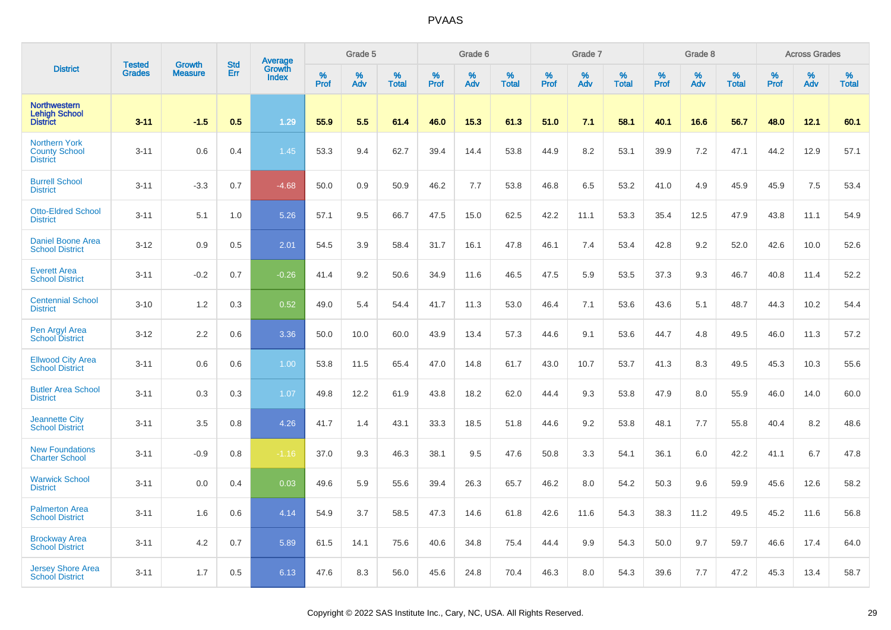# PVAAS

| District | Tested Grades | Growth Measure | Std Err | Average Growth Index | Grade 5 | | | Grade 6 | | | Grade 7 | | | Grade 8 | | | Across Grades | | |
|---|---|---|---|---|---|---|---|---|---|---|---|---|---|---|---|---|---|---|---|
| | | | | | % Prof | % Adv | % Total | % Prof | % Adv | % Total | % Prof | % Adv | % Total | % Prof | % Adv | % Total | % Prof | % Adv | % Total |
| **Northwestern Lehigh School District** | **3-11** | **-1.5** | **0.5** | **1.29** | **55.9** | **5.5** | **61.4** | **46.0** | **15.3** | **61.3** | **51.0** | **7.1** | **58.1** | **40.1** | **16.6** | **56.7** | **48.0** | **12.1** | **60.1** |
| Northern York County School District | 3-11 | 0.6 | 0.4 | 1.45 | 53.3 | 9.4 | 62.7 | 39.4 | 14.4 | 53.8 | 44.9 | 8.2 | 53.1 | 39.9 | 7.2 | 47.1 | 44.2 | 12.9 | 57.1 |
| Burrell School District | 3-11 | -3.3 | 0.7 | -4.68 | 50.0 | 0.9 | 50.9 | 46.2 | 7.7 | 53.8 | 46.8 | 6.5 | 53.2 | 41.0 | 4.9 | 45.9 | 45.9 | 7.5 | 53.4 |
| Otto-Eldred School District | 3-11 | 5.1 | 1.0 | 5.26 | 57.1 | 9.5 | 66.7 | 47.5 | 15.0 | 62.5 | 42.2 | 11.1 | 53.3 | 35.4 | 12.5 | 47.9 | 43.8 | 11.1 | 54.9 |
| Daniel Boone Area School District | 3-12 | 0.9 | 0.5 | 2.01 | 54.5 | 3.9 | 58.4 | 31.7 | 16.1 | 47.8 | 46.1 | 7.4 | 53.4 | 42.8 | 9.2 | 52.0 | 42.6 | 10.0 | 52.6 |
| Everett Area School District | 3-11 | -0.2 | 0.7 | -0.26 | 41.4 | 9.2 | 50.6 | 34.9 | 11.6 | 46.5 | 47.5 | 5.9 | 53.5 | 37.3 | 9.3 | 46.7 | 40.8 | 11.4 | 52.2 |
| Centennial School District | 3-10 | 1.2 | 0.3 | 0.52 | 49.0 | 5.4 | 54.4 | 41.7 | 11.3 | 53.0 | 46.4 | 7.1 | 53.6 | 43.6 | 5.1 | 48.7 | 44.3 | 10.2 | 54.4 |
| Pen Argyl Area School District | 3-12 | 2.2 | 0.6 | 3.36 | 50.0 | 10.0 | 60.0 | 43.9 | 13.4 | 57.3 | 44.6 | 9.1 | 53.6 | 44.7 | 4.8 | 49.5 | 46.0 | 11.3 | 57.2 |
| Ellwood City Area School District | 3-11 | 0.6 | 0.6 | 1.00 | 53.8 | 11.5 | 65.4 | 47.0 | 14.8 | 61.7 | 43.0 | 10.7 | 53.7 | 41.3 | 8.3 | 49.5 | 45.3 | 10.3 | 55.6 |
| Butler Area School District | 3-11 | 0.3 | 0.3 | 1.07 | 49.8 | 12.2 | 61.9 | 43.8 | 18.2 | 62.0 | 44.4 | 9.3 | 53.8 | 47.9 | 8.0 | 55.9 | 46.0 | 14.0 | 60.0 |
| Jeannette City School District | 3-11 | 3.5 | 0.8 | 4.26 | 41.7 | 1.4 | 43.1 | 33.3 | 18.5 | 51.8 | 44.6 | 9.2 | 53.8 | 48.1 | 7.7 | 55.8 | 40.4 | 8.2 | 48.6 |
| New Foundations Charter School | 3-11 | -0.9 | 0.8 | -1.16 | 37.0 | 9.3 | 46.3 | 38.1 | 9.5 | 47.6 | 50.8 | 3.3 | 54.1 | 36.1 | 6.0 | 42.2 | 41.1 | 6.7 | 47.8 |
| Warwick School District | 3-11 | 0.0 | 0.4 | 0.03 | 49.6 | 5.9 | 55.6 | 39.4 | 26.3 | 65.7 | 46.2 | 8.0 | 54.2 | 50.3 | 9.6 | 59.9 | 45.6 | 12.6 | 58.2 |
| Palmerton Area School District | 3-11 | 1.6 | 0.6 | 4.14 | 54.9 | 3.7 | 58.5 | 47.3 | 14.6 | 61.8 | 42.6 | 11.6 | 54.3 | 38.3 | 11.2 | 49.5 | 45.2 | 11.6 | 56.8 |
| Brockway Area School District | 3-11 | 4.2 | 0.7 | 5.89 | 61.5 | 14.1 | 75.6 | 40.6 | 34.8 | 75.4 | 44.4 | 9.9 | 54.3 | 50.0 | 9.7 | 59.7 | 46.6 | 17.4 | 64.0 |
| Jersey Shore Area School District | 3-11 | 1.7 | 0.5 | 6.13 | 47.6 | 8.3 | 56.0 | 45.6 | 24.8 | 70.4 | 46.3 | 8.0 | 54.3 | 39.6 | 7.7 | 47.2 | 45.3 | 13.4 | 58.7 |

Copyright © 2022 SAS Institute Inc., Cary, NC, USA. All Rights Reserved.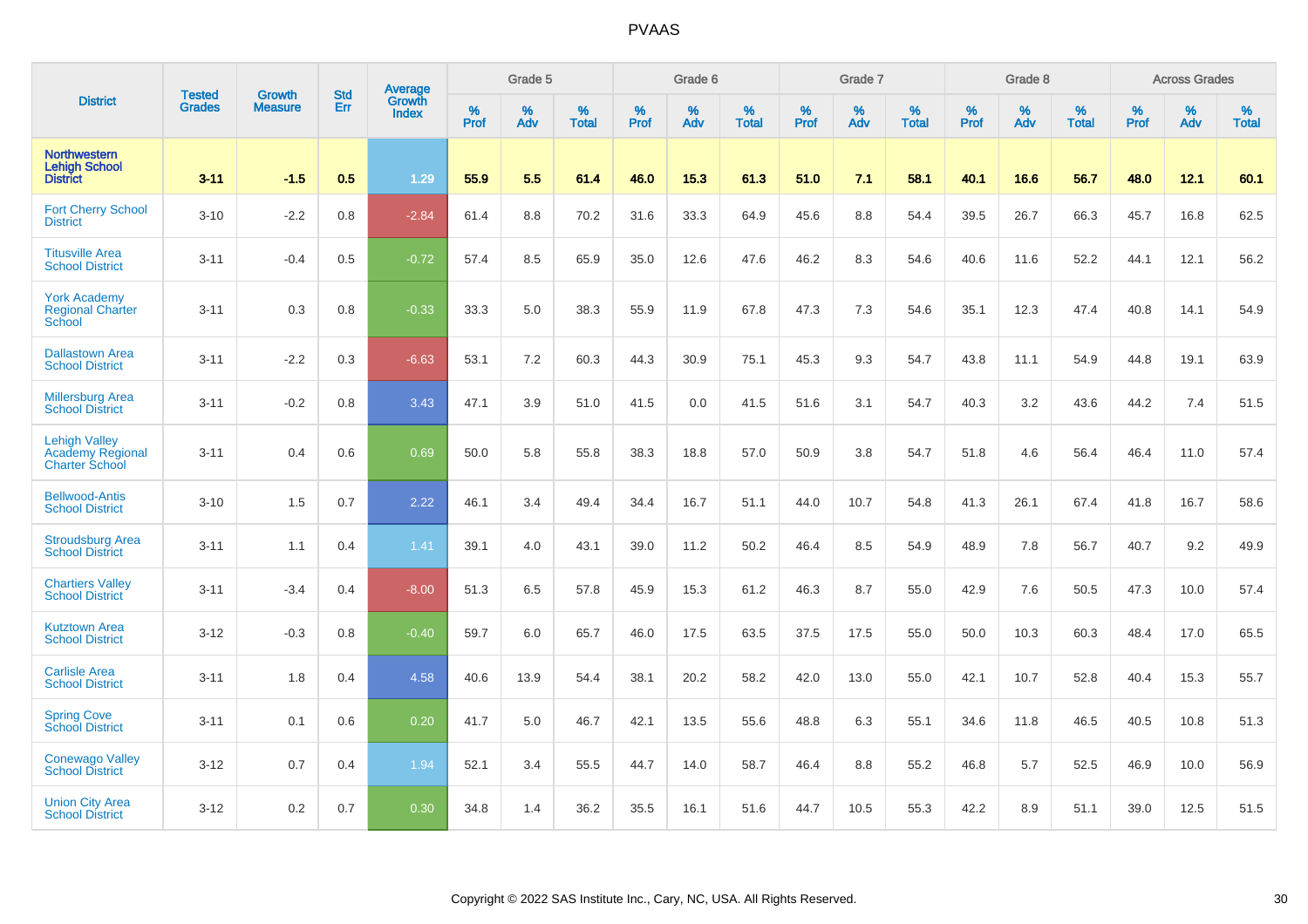# PVAAS

| District | Tested Grades | Growth Measure | Std Err | Average Growth Index | Grade 5 | | | Grade 6 | | | Grade 7 | | | Grade 8 | | | Across Grades | | |
|---|---|---|---|---|---|---|---|---|---|---|---|---|---|---|---|---|---|---|---|
| | | | | | % Prof | % Adv | % Total | % Prof | % Adv | % Total | % Prof | % Adv | % Total | % Prof | % Adv | % Total | % Prof | % Adv | % Total |
| **Northwestern Lehigh School District** | **3-11** | **-1.5** | **0.5** | **1.29** | **55.9** | **5.5** | **61.4** | **46.0** | **15.3** | **61.3** | **51.0** | **7.1** | **58.1** | **40.1** | **16.6** | **56.7** | **48.0** | **12.1** | **60.1** |
| Fort Cherry School District | 3-10 | -2.2 | 0.8 | -2.84 | 61.4 | 8.8 | 70.2 | 31.6 | 33.3 | 64.9 | 45.6 | 8.8 | 54.4 | 39.5 | 26.7 | 66.3 | 45.7 | 16.8 | 62.5 |
| Titusville Area School District | 3-11 | -0.4 | 0.5 | -0.72 | 57.4 | 8.5 | 65.9 | 35.0 | 12.6 | 47.6 | 46.2 | 8.3 | 54.6 | 40.6 | 11.6 | 52.2 | 44.1 | 12.1 | 56.2 |
| York Academy Regional Charter School | 3-11 | 0.3 | 0.8 | -0.33 | 33.3 | 5.0 | 38.3 | 55.9 | 11.9 | 67.8 | 47.3 | 7.3 | 54.6 | 35.1 | 12.3 | 47.4 | 40.8 | 14.1 | 54.9 |
| Dallastown Area School District | 3-11 | -2.2 | 0.3 | -6.63 | 53.1 | 7.2 | 60.3 | 44.3 | 30.9 | 75.1 | 45.3 | 9.3 | 54.7 | 43.8 | 11.1 | 54.9 | 44.8 | 19.1 | 63.9 |
| Millersburg Area School District | 3-11 | -0.2 | 0.8 | 3.43 | 47.1 | 3.9 | 51.0 | 41.5 | 0.0 | 41.5 | 51.6 | 3.1 | 54.7 | 40.3 | 3.2 | 43.6 | 44.2 | 7.4 | 51.5 |
| Lehigh Valley Academy Regional Charter School | 3-11 | 0.4 | 0.6 | 0.69 | 50.0 | 5.8 | 55.8 | 38.3 | 18.8 | 57.0 | 50.9 | 3.8 | 54.7 | 51.8 | 4.6 | 56.4 | 46.4 | 11.0 | 57.4 |
| Bellwood-Antis School District | 3-10 | 1.5 | 0.7 | 2.22 | 46.1 | 3.4 | 49.4 | 34.4 | 16.7 | 51.1 | 44.0 | 10.7 | 54.8 | 41.3 | 26.1 | 67.4 | 41.8 | 16.7 | 58.6 |
| Stroudsburg Area School District | 3-11 | 1.1 | 0.4 | 1.41 | 39.1 | 4.0 | 43.1 | 39.0 | 11.2 | 50.2 | 46.4 | 8.5 | 54.9 | 48.9 | 7.8 | 56.7 | 40.7 | 9.2 | 49.9 |
| Chartiers Valley School District | 3-11 | -3.4 | 0.4 | -8.00 | 51.3 | 6.5 | 57.8 | 45.9 | 15.3 | 61.2 | 46.3 | 8.7 | 55.0 | 42.9 | 7.6 | 50.5 | 47.3 | 10.0 | 57.4 |
| Kutztown Area School District | 3-12 | -0.3 | 0.8 | -0.40 | 59.7 | 6.0 | 65.7 | 46.0 | 17.5 | 63.5 | 37.5 | 17.5 | 55.0 | 50.0 | 10.3 | 60.3 | 48.4 | 17.0 | 65.5 |
| Carlisle Area School District | 3-11 | 1.8 | 0.4 | 4.58 | 40.6 | 13.9 | 54.4 | 38.1 | 20.2 | 58.2 | 42.0 | 13.0 | 55.0 | 42.1 | 10.7 | 52.8 | 40.4 | 15.3 | 55.7 |
| Spring Cove School District | 3-11 | 0.1 | 0.6 | 0.20 | 41.7 | 5.0 | 46.7 | 42.1 | 13.5 | 55.6 | 48.8 | 6.3 | 55.1 | 34.6 | 11.8 | 46.5 | 40.5 | 10.8 | 51.3 |
| Conewago Valley School District | 3-12 | 0.7 | 0.4 | 1.94 | 52.1 | 3.4 | 55.5 | 44.7 | 14.0 | 58.7 | 46.4 | 8.8 | 55.2 | 46.8 | 5.7 | 52.5 | 46.9 | 10.0 | 56.9 |
| Union City Area School District | 3-12 | 0.2 | 0.7 | 0.30 | 34.8 | 1.4 | 36.2 | 35.5 | 16.1 | 51.6 | 44.7 | 10.5 | 55.3 | 42.2 | 8.9 | 51.1 | 39.0 | 12.5 | 51.5 |

Copyright © 2022 SAS Institute Inc., Cary, NC, USA. All Rights Reserved.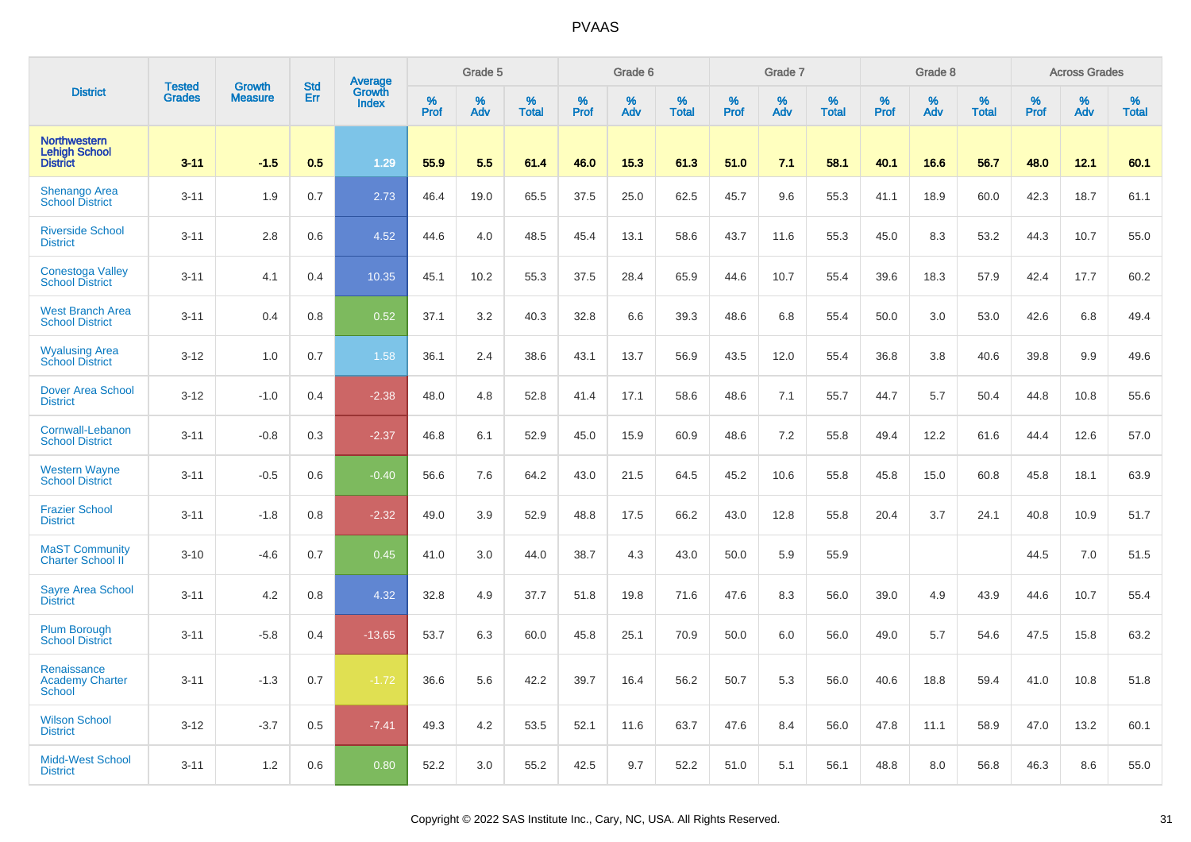# PVAAS

| District | Tested Grades | Growth Measure | Std Err | Average Growth Index | Grade 5 | | | Grade 6 | | | Grade 7 | | | Grade 8 | | | Across Grades | | |
|---|---|---|---|---|---|---|---|---|---|---|---|---|---|---|---|---|---|---|---|
| | | | | | % Prof | % Adv | % Total | % Prof | % Adv | % Total | % Prof | % Adv | % Total | % Prof | % Adv | % Total | % Prof | % Adv | % Total |
| **Northwestern Lehigh School District** | **3-11** | **-1.5** | **0.5** | **1.29** | **55.9** | **5.5** | **61.4** | **46.0** | **15.3** | **61.3** | **51.0** | **7.1** | **58.1** | **40.1** | **16.6** | **56.7** | **48.0** | **12.1** | **60.1** |
| Shenango Area School District | 3-11 | 1.9 | 0.7 | 2.73 | 46.4 | 19.0 | 65.5 | 37.5 | 25.0 | 62.5 | 45.7 | 9.6 | 55.3 | 41.1 | 18.9 | 60.0 | 42.3 | 18.7 | 61.1 |
| Riverside School District | 3-11 | 2.8 | 0.6 | 4.52 | 44.6 | 4.0 | 48.5 | 45.4 | 13.1 | 58.6 | 43.7 | 11.6 | 55.3 | 45.0 | 8.3 | 53.2 | 44.3 | 10.7 | 55.0 |
| Conestoga Valley School District | 3-11 | 4.1 | 0.4 | 10.35 | 45.1 | 10.2 | 55.3 | 37.5 | 28.4 | 65.9 | 44.6 | 10.7 | 55.4 | 39.6 | 18.3 | 57.9 | 42.4 | 17.7 | 60.2 |
| West Branch Area School District | 3-11 | 0.4 | 0.8 | 0.52 | 37.1 | 3.2 | 40.3 | 32.8 | 6.6 | 39.3 | 48.6 | 6.8 | 55.4 | 50.0 | 3.0 | 53.0 | 42.6 | 6.8 | 49.4 |
| Wyalusing Area School District | 3-12 | 1.0 | 0.7 | 1.58 | 36.1 | 2.4 | 38.6 | 43.1 | 13.7 | 56.9 | 43.5 | 12.0 | 55.4 | 36.8 | 3.8 | 40.6 | 39.8 | 9.9 | 49.6 |
| Dover Area School District | 3-12 | -1.0 | 0.4 | -2.38 | 48.0 | 4.8 | 52.8 | 41.4 | 17.1 | 58.6 | 48.6 | 7.1 | 55.7 | 44.7 | 5.7 | 50.4 | 44.8 | 10.8 | 55.6 |
| Cornwall-Lebanon School District | 3-11 | -0.8 | 0.3 | -2.37 | 46.8 | 6.1 | 52.9 | 45.0 | 15.9 | 60.9 | 48.6 | 7.2 | 55.8 | 49.4 | 12.2 | 61.6 | 44.4 | 12.6 | 57.0 |
| Western Wayne School District | 3-11 | -0.5 | 0.6 | -0.40 | 56.6 | 7.6 | 64.2 | 43.0 | 21.5 | 64.5 | 45.2 | 10.6 | 55.8 | 45.8 | 15.0 | 60.8 | 45.8 | 18.1 | 63.9 |
| Frazier School District | 3-11 | -1.8 | 0.8 | -2.32 | 49.0 | 3.9 | 52.9 | 48.8 | 17.5 | 66.2 | 43.0 | 12.8 | 55.8 | 20.4 | 3.7 | 24.1 | 40.8 | 10.9 | 51.7 |
| MaST Community Charter School II | 3-10 | -4.6 | 0.7 | 0.45 | 41.0 | 3.0 | 44.0 | 38.7 | 4.3 | 43.0 | 50.0 | 5.9 | 55.9 | | | | 44.5 | 7.0 | 51.5 |
| Sayre Area School District | 3-11 | 4.2 | 0.8 | 4.32 | 32.8 | 4.9 | 37.7 | 51.8 | 19.8 | 71.6 | 47.6 | 8.3 | 56.0 | 39.0 | 4.9 | 43.9 | 44.6 | 10.7 | 55.4 |
| Plum Borough School District | 3-11 | -5.8 | 0.4 | -13.65 | 53.7 | 6.3 | 60.0 | 45.8 | 25.1 | 70.9 | 50.0 | 6.0 | 56.0 | 49.0 | 5.7 | 54.6 | 47.5 | 15.8 | 63.2 |
| Renaissance Academy Charter School | 3-11 | -1.3 | 0.7 | -1.72 | 36.6 | 5.6 | 42.2 | 39.7 | 16.4 | 56.2 | 50.7 | 5.3 | 56.0 | 40.6 | 18.8 | 59.4 | 41.0 | 10.8 | 51.8 |
| Wilson School District | 3-12 | -3.7 | 0.5 | -7.41 | 49.3 | 4.2 | 53.5 | 52.1 | 11.6 | 63.7 | 47.6 | 8.4 | 56.0 | 47.8 | 11.1 | 58.9 | 47.0 | 13.2 | 60.1 |
| Midd-West School District | 3-11 | 1.2 | 0.6 | 0.80 | 52.2 | 3.0 | 55.2 | 42.5 | 9.7 | 52.2 | 51.0 | 5.1 | 56.1 | 48.8 | 8.0 | 56.8 | 46.3 | 8.6 | 55.0 |

Copyright © 2022 SAS Institute Inc., Cary, NC, USA. All Rights Reserved.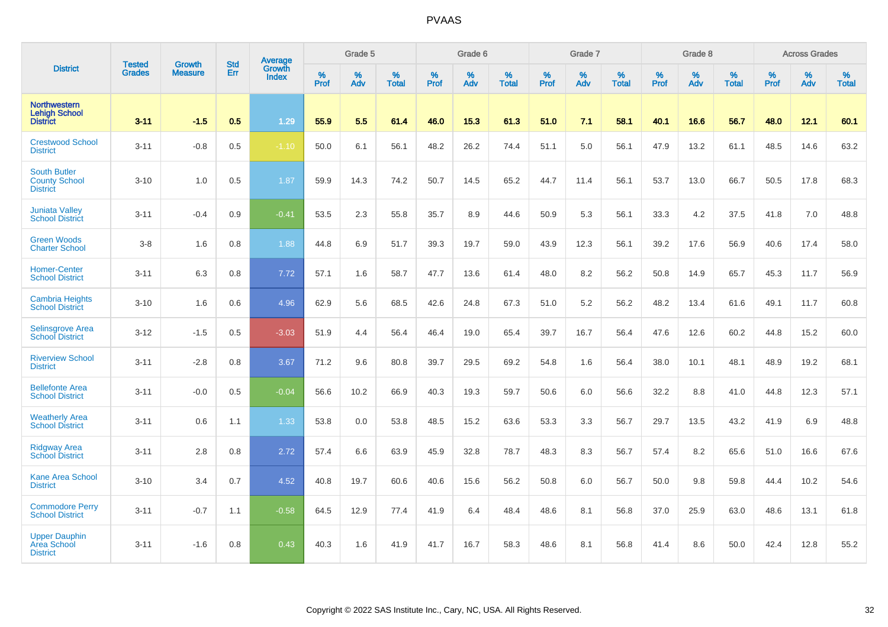| District | Tested Grades | Growth Measure | Std Err | Average Growth Index | Grade 5 | | | Grade 6 | | | Grade 7 | | | Grade 8 | | | Across Grades | | |
|---|---|---|---|---|---|---|---|---|---|---|---|---|---|---|---|---|---|---|---|
| | | | | | % Prof | % Adv | % Total | % Prof | % Adv | % Total | % Prof | % Adv | % Total | % Prof | % Adv | % Total | % Prof | % Adv | % Total |
| **Northwestern Lehigh School District** | **3-11** | **-1.5** | **0.5** | **1.29** | **55.9** | **5.5** | **61.4** | **46.0** | **15.3** | **61.3** | **51.0** | **7.1** | **58.1** | **40.1** | **16.6** | **56.7** | **48.0** | **12.1** | **60.1** |
| Crestwood School District | 3-11 | -0.8 | 0.5 | -1.10 | 50.0 | 6.1 | 56.1 | 48.2 | 26.2 | 74.4 | 51.1 | 5.0 | 56.1 | 47.9 | 13.2 | 61.1 | 48.5 | 14.6 | 63.2 |
| South Butler County School District | 3-10 | 1.0 | 0.5 | 1.87 | 59.9 | 14.3 | 74.2 | 50.7 | 14.5 | 65.2 | 44.7 | 11.4 | 56.1 | 53.7 | 13.0 | 66.7 | 50.5 | 17.8 | 68.3 |
| Juniata Valley School District | 3-11 | -0.4 | 0.9 | -0.41 | 53.5 | 2.3 | 55.8 | 35.7 | 8.9 | 44.6 | 50.9 | 5.3 | 56.1 | 33.3 | 4.2 | 37.5 | 41.8 | 7.0 | 48.8 |
| Green Woods Charter School | 3-8 | 1.6 | 0.8 | 1.88 | 44.8 | 6.9 | 51.7 | 39.3 | 19.7 | 59.0 | 43.9 | 12.3 | 56.1 | 39.2 | 17.6 | 56.9 | 40.6 | 17.4 | 58.0 |
| Homer-Center School District | 3-11 | 6.3 | 0.8 | 7.72 | 57.1 | 1.6 | 58.7 | 47.7 | 13.6 | 61.4 | 48.0 | 8.2 | 56.2 | 50.8 | 14.9 | 65.7 | 45.3 | 11.7 | 56.9 |
| Cambria Heights School District | 3-10 | 1.6 | 0.6 | 4.96 | 62.9 | 5.6 | 68.5 | 42.6 | 24.8 | 67.3 | 51.0 | 5.2 | 56.2 | 48.2 | 13.4 | 61.6 | 49.1 | 11.7 | 60.8 |
| Selinsgrove Area School District | 3-12 | -1.5 | 0.5 | -3.03 | 51.9 | 4.4 | 56.4 | 46.4 | 19.0 | 65.4 | 39.7 | 16.7 | 56.4 | 47.6 | 12.6 | 60.2 | 44.8 | 15.2 | 60.0 |
| Riverview School District | 3-11 | -2.8 | 0.8 | 3.67 | 71.2 | 9.6 | 80.8 | 39.7 | 29.5 | 69.2 | 54.8 | 1.6 | 56.4 | 38.0 | 10.1 | 48.1 | 48.9 | 19.2 | 68.1 |
| Bellefonte Area School District | 3-11 | -0.0 | 0.5 | -0.04 | 56.6 | 10.2 | 66.9 | 40.3 | 19.3 | 59.7 | 50.6 | 6.0 | 56.6 | 32.2 | 8.8 | 41.0 | 44.8 | 12.3 | 57.1 |
| Weatherly Area School District | 3-11 | 0.6 | 1.1 | 1.33 | 53.8 | 0.0 | 53.8 | 48.5 | 15.2 | 63.6 | 53.3 | 3.3 | 56.7 | 29.7 | 13.5 | 43.2 | 41.9 | 6.9 | 48.8 |
| Ridgway Area School District | 3-11 | 2.8 | 0.8 | 2.72 | 57.4 | 6.6 | 63.9 | 45.9 | 32.8 | 78.7 | 48.3 | 8.3 | 56.7 | 57.4 | 8.2 | 65.6 | 51.0 | 16.6 | 67.6 |
| Kane Area School District | 3-10 | 3.4 | 0.7 | 4.52 | 40.8 | 19.7 | 60.6 | 40.6 | 15.6 | 56.2 | 50.8 | 6.0 | 56.7 | 50.0 | 9.8 | 59.8 | 44.4 | 10.2 | 54.6 |
| Commodore Perry School District | 3-11 | -0.7 | 1.1 | -0.58 | 64.5 | 12.9 | 77.4 | 41.9 | 6.4 | 48.4 | 48.6 | 8.1 | 56.8 | 37.0 | 25.9 | 63.0 | 48.6 | 13.1 | 61.8 |
| Upper Dauphin Area School District | 3-11 | -1.6 | 0.8 | 0.43 | 40.3 | 1.6 | 41.9 | 41.7 | 16.7 | 58.3 | 48.6 | 8.1 | 56.8 | 41.4 | 8.6 | 50.0 | 42.4 | 12.8 | 55.2 |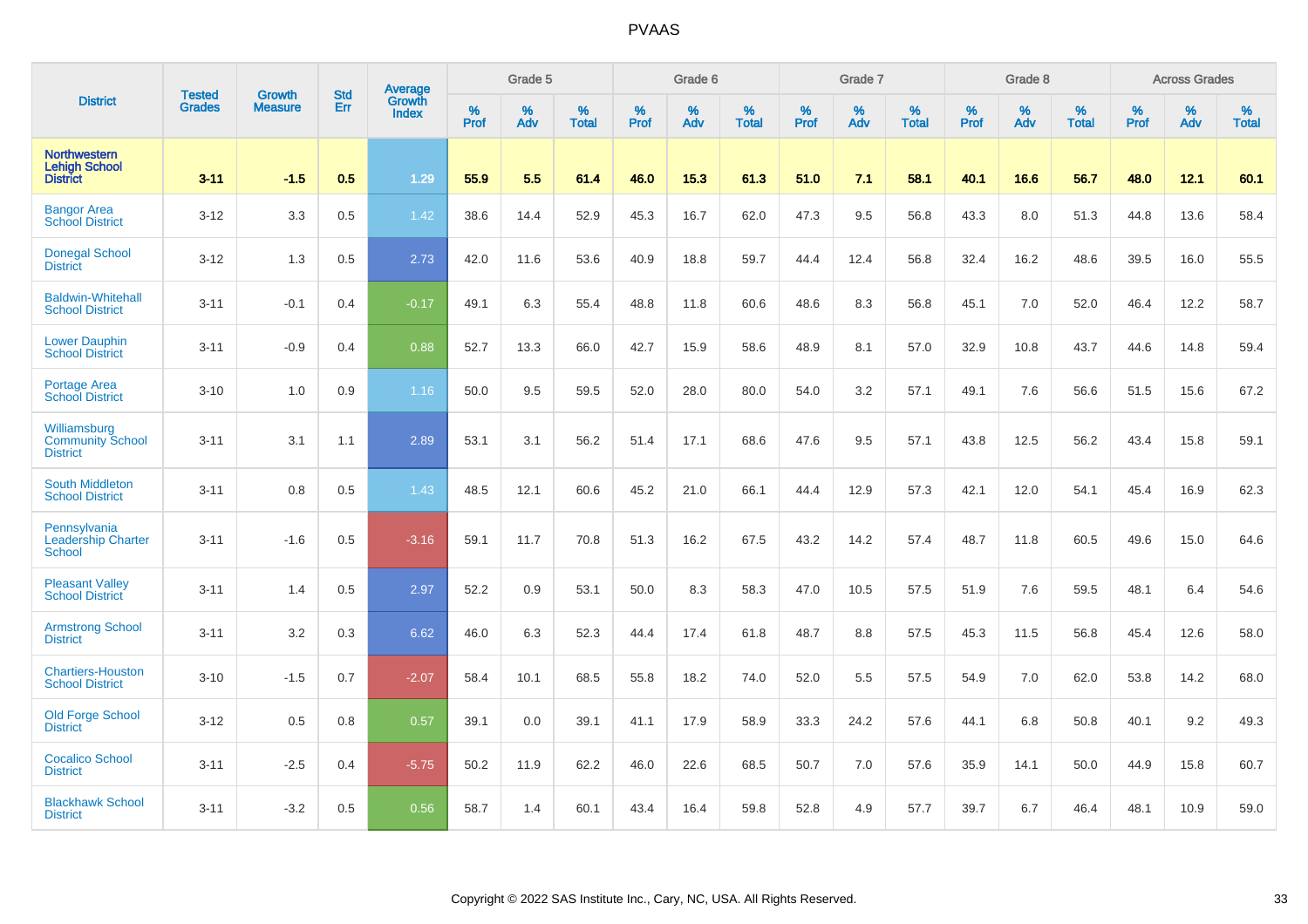# PVAAS

| District | Tested Grades | Growth Measure | Std Err | Average Growth Index | Grade 5 | | | Grade 6 | | | Grade 7 | | | Grade 8 | | | Across Grades | | |
|---|---|---|---|---|---|---|---|---|---|---|---|---|---|---|---|---|---|---|---|
| | | | | | % Prof | % Adv | % Total | % Prof | % Adv | % Total | % Prof | % Adv | % Total | % Prof | % Adv | % Total | % Prof | % Adv | % Total |
| **Northwestern Lehigh School District** | **3-11** | **-1.5** | **0.5** | **1.29** | **55.9** | **5.5** | **61.4** | **46.0** | **15.3** | **61.3** | **51.0** | **7.1** | **58.1** | **40.1** | **16.6** | **56.7** | **48.0** | **12.1** | **60.1** |
| Bangor Area School District | 3-12 | 3.3 | 0.5 | 1.42 | 38.6 | 14.4 | 52.9 | 45.3 | 16.7 | 62.0 | 47.3 | 9.5 | 56.8 | 43.3 | 8.0 | 51.3 | 44.8 | 13.6 | 58.4 |
| Donegal School District | 3-12 | 1.3 | 0.5 | 2.73 | 42.0 | 11.6 | 53.6 | 40.9 | 18.8 | 59.7 | 44.4 | 12.4 | 56.8 | 32.4 | 16.2 | 48.6 | 39.5 | 16.0 | 55.5 |
| Baldwin-Whitehall School District | 3-11 | -0.1 | 0.4 | -0.17 | 49.1 | 6.3 | 55.4 | 48.8 | 11.8 | 60.6 | 48.6 | 8.3 | 56.8 | 45.1 | 7.0 | 52.0 | 46.4 | 12.2 | 58.7 |
| Lower Dauphin School District | 3-11 | -0.9 | 0.4 | 0.88 | 52.7 | 13.3 | 66.0 | 42.7 | 15.9 | 58.6 | 48.9 | 8.1 | 57.0 | 32.9 | 10.8 | 43.7 | 44.6 | 14.8 | 59.4 |
| Portage Area School District | 3-10 | 1.0 | 0.9 | 1.16 | 50.0 | 9.5 | 59.5 | 52.0 | 28.0 | 80.0 | 54.0 | 3.2 | 57.1 | 49.1 | 7.6 | 56.6 | 51.5 | 15.6 | 67.2 |
| Williamsburg Community School District | 3-11 | 3.1 | 1.1 | 2.89 | 53.1 | 3.1 | 56.2 | 51.4 | 17.1 | 68.6 | 47.6 | 9.5 | 57.1 | 43.8 | 12.5 | 56.2 | 43.4 | 15.8 | 59.1 |
| South Middleton School District | 3-11 | 0.8 | 0.5 | 1.43 | 48.5 | 12.1 | 60.6 | 45.2 | 21.0 | 66.1 | 44.4 | 12.9 | 57.3 | 42.1 | 12.0 | 54.1 | 45.4 | 16.9 | 62.3 |
| Pennsylvania Leadership Charter School | 3-11 | -1.6 | 0.5 | -3.16 | 59.1 | 11.7 | 70.8 | 51.3 | 16.2 | 67.5 | 43.2 | 14.2 | 57.4 | 48.7 | 11.8 | 60.5 | 49.6 | 15.0 | 64.6 |
| Pleasant Valley School District | 3-11 | 1.4 | 0.5 | 2.97 | 52.2 | 0.9 | 53.1 | 50.0 | 8.3 | 58.3 | 47.0 | 10.5 | 57.5 | 51.9 | 7.6 | 59.5 | 48.1 | 6.4 | 54.6 |
| Armstrong School District | 3-11 | 3.2 | 0.3 | 6.62 | 46.0 | 6.3 | 52.3 | 44.4 | 17.4 | 61.8 | 48.7 | 8.8 | 57.5 | 45.3 | 11.5 | 56.8 | 45.4 | 12.6 | 58.0 |
| Chartiers-Houston School District | 3-10 | -1.5 | 0.7 | -2.07 | 58.4 | 10.1 | 68.5 | 55.8 | 18.2 | 74.0 | 52.0 | 5.5 | 57.5 | 54.9 | 7.0 | 62.0 | 53.8 | 14.2 | 68.0 |
| Old Forge School District | 3-12 | 0.5 | 0.8 | 0.57 | 39.1 | 0.0 | 39.1 | 41.1 | 17.9 | 58.9 | 33.3 | 24.2 | 57.6 | 44.1 | 6.8 | 50.8 | 40.1 | 9.2 | 49.3 |
| Cocalico School District | 3-11 | -2.5 | 0.4 | -5.75 | 50.2 | 11.9 | 62.2 | 46.0 | 22.6 | 68.5 | 50.7 | 7.0 | 57.6 | 35.9 | 14.1 | 50.0 | 44.9 | 15.8 | 60.7 |
| Blackhawk School District | 3-11 | -3.2 | 0.5 | 0.56 | 58.7 | 1.4 | 60.1 | 43.4 | 16.4 | 59.8 | 52.8 | 4.9 | 57.7 | 39.7 | 6.7 | 46.4 | 48.1 | 10.9 | 59.0 |

Copyright © 2022 SAS Institute Inc., Cary, NC, USA. All Rights Reserved.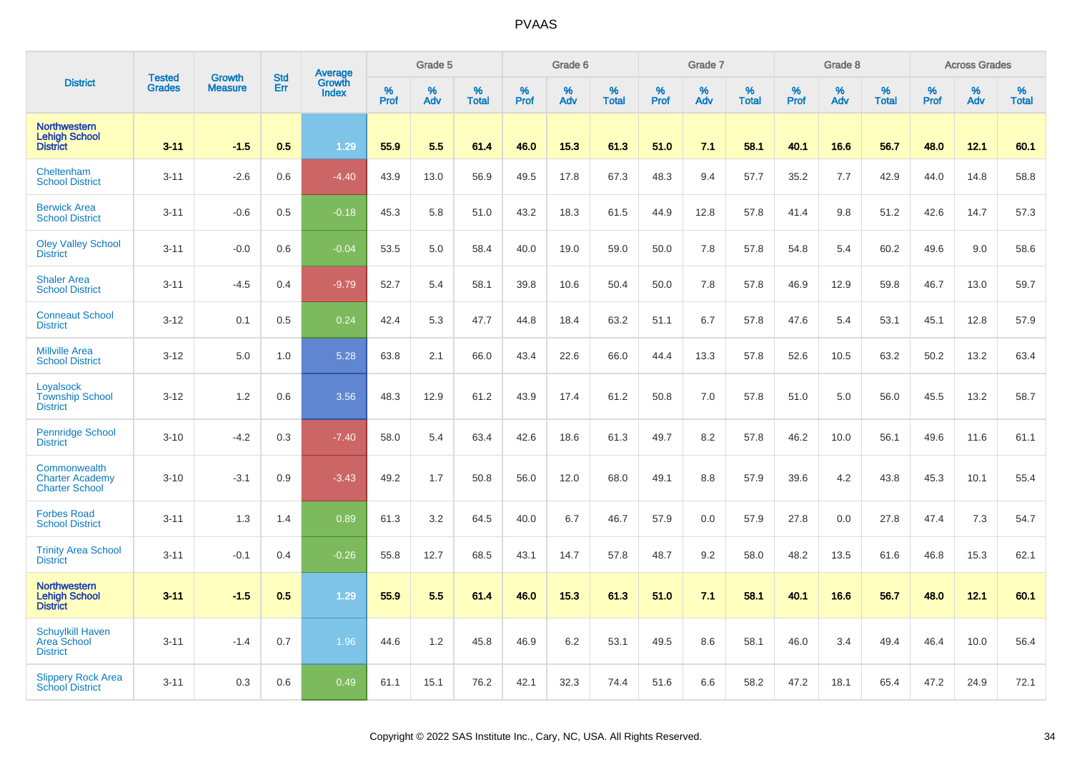# PVAAS

| District | Tested Grades | Growth Measure | Std Err | Average Growth Index | Grade 5 | | | Grade 6 | | | Grade 7 | | | Grade 8 | | | Across Grades | | |
|---|---|---|---|---|---|---|---|---|---|---|---|---|---|---|---|---|---|---|---|
| | | | | | % Prof | % Adv | % Total | % Prof | % Adv | % Total | % Prof | % Adv | % Total | % Prof | % Adv | % Total | % Prof | % Adv | % Total |
| **Northwestern Lehigh School District** | **3-11** | **-1.5** | **0.5** | **1.29** | **55.9** | **5.5** | **61.4** | **46.0** | **15.3** | **61.3** | **51.0** | **7.1** | **58.1** | **40.1** | **16.6** | **56.7** | **48.0** | **12.1** | **60.1** |
| Cheltenham School District | 3-11 | -2.6 | 0.6 | -4.40 | 43.9 | 13.0 | 56.9 | 49.5 | 17.8 | 67.3 | 48.3 | 9.4 | 57.7 | 35.2 | 7.7 | 42.9 | 44.0 | 14.8 | 58.8 |
| Berwick Area School District | 3-11 | -0.6 | 0.5 | -0.18 | 45.3 | 5.8 | 51.0 | 43.2 | 18.3 | 61.5 | 44.9 | 12.8 | 57.8 | 41.4 | 9.8 | 51.2 | 42.6 | 14.7 | 57.3 |
| Oley Valley School District | 3-11 | -0.0 | 0.6 | -0.04 | 53.5 | 5.0 | 58.4 | 40.0 | 19.0 | 59.0 | 50.0 | 7.8 | 57.8 | 54.8 | 5.4 | 60.2 | 49.6 | 9.0 | 58.6 |
| Shaler Area School District | 3-11 | -4.5 | 0.4 | -9.79 | 52.7 | 5.4 | 58.1 | 39.8 | 10.6 | 50.4 | 50.0 | 7.8 | 57.8 | 46.9 | 12.9 | 59.8 | 46.7 | 13.0 | 59.7 |
| Conneaut School District | 3-12 | 0.1 | 0.5 | 0.24 | 42.4 | 5.3 | 47.7 | 44.8 | 18.4 | 63.2 | 51.1 | 6.7 | 57.8 | 47.6 | 5.4 | 53.1 | 45.1 | 12.8 | 57.9 |
| Millville Area School District | 3-12 | 5.0 | 1.0 | 5.28 | 63.8 | 2.1 | 66.0 | 43.4 | 22.6 | 66.0 | 44.4 | 13.3 | 57.8 | 52.6 | 10.5 | 63.2 | 50.2 | 13.2 | 63.4 |
| Loyalsock Township School District | 3-12 | 1.2 | 0.6 | 3.56 | 48.3 | 12.9 | 61.2 | 43.9 | 17.4 | 61.2 | 50.8 | 7.0 | 57.8 | 51.0 | 5.0 | 56.0 | 45.5 | 13.2 | 58.7 |
| Pennridge School District | 3-10 | -4.2 | 0.3 | -7.40 | 58.0 | 5.4 | 63.4 | 42.6 | 18.6 | 61.3 | 49.7 | 8.2 | 57.8 | 46.2 | 10.0 | 56.1 | 49.6 | 11.6 | 61.1 |
| Commonwealth Charter Academy Charter School | 3-10 | -3.1 | 0.9 | -3.43 | 49.2 | 1.7 | 50.8 | 56.0 | 12.0 | 68.0 | 49.1 | 8.8 | 57.9 | 39.6 | 4.2 | 43.8 | 45.3 | 10.1 | 55.4 |
| Forbes Road School District | 3-11 | 1.3 | 1.4 | 0.89 | 61.3 | 3.2 | 64.5 | 40.0 | 6.7 | 46.7 | 57.9 | 0.0 | 57.9 | 27.8 | 0.0 | 27.8 | 47.4 | 7.3 | 54.7 |
| Trinity Area School District | 3-11 | -0.1 | 0.4 | -0.26 | 55.8 | 12.7 | 68.5 | 43.1 | 14.7 | 57.8 | 48.7 | 9.2 | 58.0 | 48.2 | 13.5 | 61.6 | 46.8 | 15.3 | 62.1 |
| **Northwestern Lehigh School District** | **3-11** | **-1.5** | **0.5** | **1.29** | **55.9** | **5.5** | **61.4** | **46.0** | **15.3** | **61.3** | **51.0** | **7.1** | **58.1** | **40.1** | **16.6** | **56.7** | **48.0** | **12.1** | **60.1** |
| Schuylkill Haven Area School District | 3-11 | -1.4 | 0.7 | 1.96 | 44.6 | 1.2 | 45.8 | 46.9 | 6.2 | 53.1 | 49.5 | 8.6 | 58.1 | 46.0 | 3.4 | 49.4 | 46.4 | 10.0 | 56.4 |
| Slippery Rock Area School District | 3-11 | 0.3 | 0.6 | 0.49 | 61.1 | 15.1 | 76.2 | 42.1 | 32.3 | 74.4 | 51.6 | 6.6 | 58.2 | 47.2 | 18.1 | 65.4 | 47.2 | 24.9 | 72.1 |

Copyright © 2022 SAS Institute Inc., Cary, NC, USA. All Rights Reserved.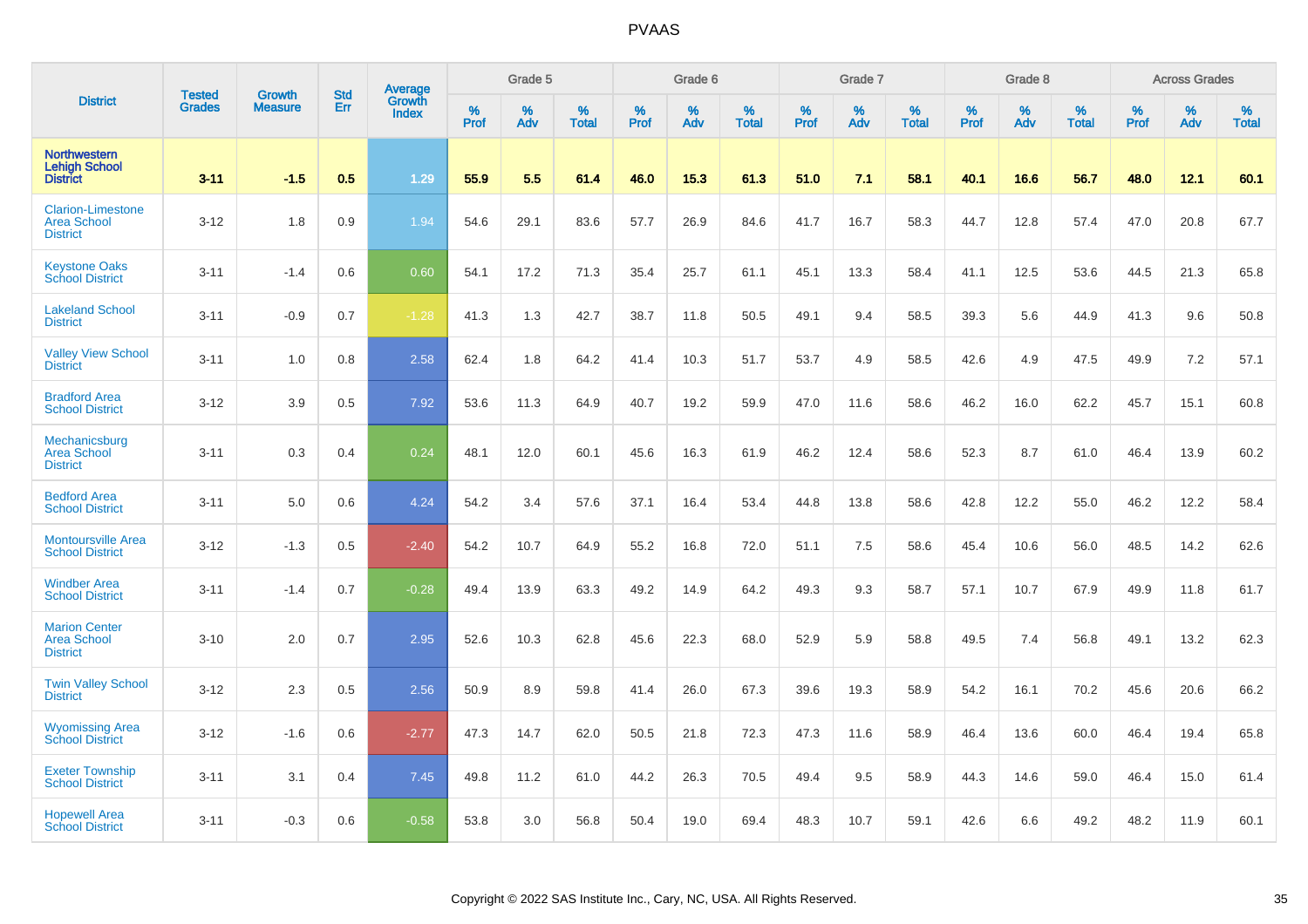# PVAAS

| District | Tested Grades | Growth Measure | Std Err | Average Growth Index | Grade 5 | | | Grade 6 | | | Grade 7 | | | Grade 8 | | | Across Grades | | |
|---|---|---|---|---|---|---|---|---|---|---|---|---|---|---|---|---|---|---|---|
| | | | | | % Prof | % Adv | % Total | % Prof | % Adv | % Total | % Prof | % Adv | % Total | % Prof | % Adv | % Total | % Prof | % Adv | % Total |
| **Northwestern Lehigh School District** | **3-11** | **-1.5** | **0.5** | **1.29** | **55.9** | **5.5** | **61.4** | **46.0** | **15.3** | **61.3** | **51.0** | **7.1** | **58.1** | **40.1** | **16.6** | **56.7** | **48.0** | **12.1** | **60.1** |
| Clarion-Limestone Area School District | 3-12 | 1.8 | 0.9 | 1.94 | 54.6 | 29.1 | 83.6 | 57.7 | 26.9 | 84.6 | 41.7 | 16.7 | 58.3 | 44.7 | 12.8 | 57.4 | 47.0 | 20.8 | 67.7 |
| Keystone Oaks School District | 3-11 | -1.4 | 0.6 | 0.60 | 54.1 | 17.2 | 71.3 | 35.4 | 25.7 | 61.1 | 45.1 | 13.3 | 58.4 | 41.1 | 12.5 | 53.6 | 44.5 | 21.3 | 65.8 |
| Lakeland School District | 3-11 | -0.9 | 0.7 | -1.28 | 41.3 | 1.3 | 42.7 | 38.7 | 11.8 | 50.5 | 49.1 | 9.4 | 58.5 | 39.3 | 5.6 | 44.9 | 41.3 | 9.6 | 50.8 |
| Valley View School District | 3-11 | 1.0 | 0.8 | 2.58 | 62.4 | 1.8 | 64.2 | 41.4 | 10.3 | 51.7 | 53.7 | 4.9 | 58.5 | 42.6 | 4.9 | 47.5 | 49.9 | 7.2 | 57.1 |
| Bradford Area School District | 3-12 | 3.9 | 0.5 | 7.92 | 53.6 | 11.3 | 64.9 | 40.7 | 19.2 | 59.9 | 47.0 | 11.6 | 58.6 | 46.2 | 16.0 | 62.2 | 45.7 | 15.1 | 60.8 |
| Mechanicsburg Area School District | 3-11 | 0.3 | 0.4 | 0.24 | 48.1 | 12.0 | 60.1 | 45.6 | 16.3 | 61.9 | 46.2 | 12.4 | 58.6 | 52.3 | 8.7 | 61.0 | 46.4 | 13.9 | 60.2 |
| Bedford Area School District | 3-11 | 5.0 | 0.6 | 4.24 | 54.2 | 3.4 | 57.6 | 37.1 | 16.4 | 53.4 | 44.8 | 13.8 | 58.6 | 42.8 | 12.2 | 55.0 | 46.2 | 12.2 | 58.4 |
| Montoursville Area School District | 3-12 | -1.3 | 0.5 | -2.40 | 54.2 | 10.7 | 64.9 | 55.2 | 16.8 | 72.0 | 51.1 | 7.5 | 58.6 | 45.4 | 10.6 | 56.0 | 48.5 | 14.2 | 62.6 |
| Windber Area School District | 3-11 | -1.4 | 0.7 | -0.28 | 49.4 | 13.9 | 63.3 | 49.2 | 14.9 | 64.2 | 49.3 | 9.3 | 58.7 | 57.1 | 10.7 | 67.9 | 49.9 | 11.8 | 61.7 |
| Marion Center Area School District | 3-10 | 2.0 | 0.7 | 2.95 | 52.6 | 10.3 | 62.8 | 45.6 | 22.3 | 68.0 | 52.9 | 5.9 | 58.8 | 49.5 | 7.4 | 56.8 | 49.1 | 13.2 | 62.3 |
| Twin Valley School District | 3-12 | 2.3 | 0.5 | 2.56 | 50.9 | 8.9 | 59.8 | 41.4 | 26.0 | 67.3 | 39.6 | 19.3 | 58.9 | 54.2 | 16.1 | 70.2 | 45.6 | 20.6 | 66.2 |
| Wyomissing Area School District | 3-12 | -1.6 | 0.6 | -2.77 | 47.3 | 14.7 | 62.0 | 50.5 | 21.8 | 72.3 | 47.3 | 11.6 | 58.9 | 46.4 | 13.6 | 60.0 | 46.4 | 19.4 | 65.8 |
| Exeter Township School District | 3-11 | 3.1 | 0.4 | 7.45 | 49.8 | 11.2 | 61.0 | 44.2 | 26.3 | 70.5 | 49.4 | 9.5 | 58.9 | 44.3 | 14.6 | 59.0 | 46.4 | 15.0 | 61.4 |
| Hopewell Area School District | 3-11 | -0.3 | 0.6 | -0.58 | 53.8 | 3.0 | 56.8 | 50.4 | 19.0 | 69.4 | 48.3 | 10.7 | 59.1 | 42.6 | 6.6 | 49.2 | 48.2 | 11.9 | 60.1 |

Copyright © 2022 SAS Institute Inc., Cary, NC, USA. All Rights Reserved.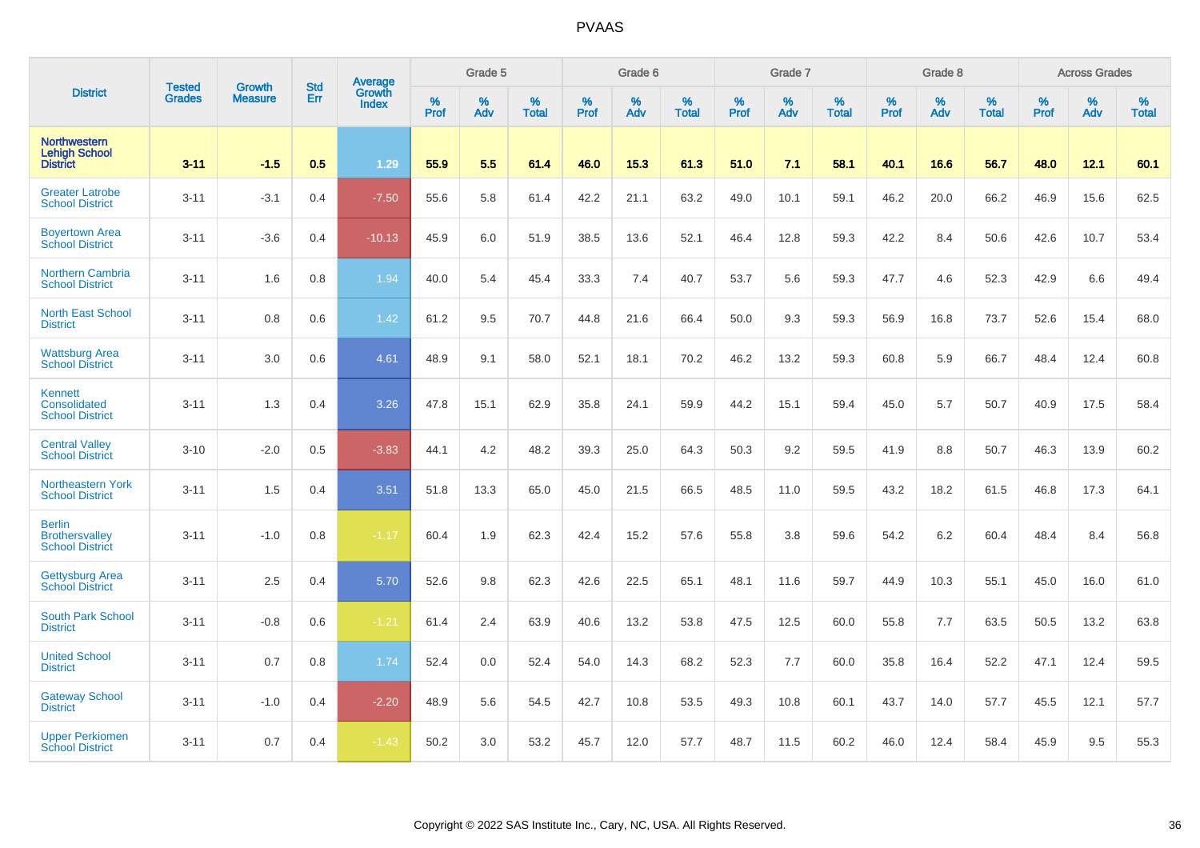# PVAAS

| District | Tested Grades | Growth Measure | Std Err | Average Growth Index | Grade 5 | | | Grade 6 | | | Grade 7 | | | Grade 8 | | | Across Grades | | |
|---|---|---|---|---|---|---|---|---|---|---|---|---|---|---|---|---|---|---|---|
| | | | | | % Prof | % Adv | % Total | % Prof | % Adv | % Total | % Prof | % Adv | % Total | % Prof | % Adv | % Total | % Prof | % Adv | % Total |
| **Northwestern Lehigh School District** | **3-11** | **-1.5** | **0.5** | **1.29** | **55.9** | **5.5** | **61.4** | **46.0** | **15.3** | **61.3** | **51.0** | **7.1** | **58.1** | **40.1** | **16.6** | **56.7** | **48.0** | **12.1** | **60.1** |
| Greater Latrobe School District | 3-11 | -3.1 | 0.4 | -7.50 | 55.6 | 5.8 | 61.4 | 42.2 | 21.1 | 63.2 | 49.0 | 10.1 | 59.1 | 46.2 | 20.0 | 66.2 | 46.9 | 15.6 | 62.5 |
| Boyertown Area School District | 3-11 | -3.6 | 0.4 | -10.13 | 45.9 | 6.0 | 51.9 | 38.5 | 13.6 | 52.1 | 46.4 | 12.8 | 59.3 | 42.2 | 8.4 | 50.6 | 42.6 | 10.7 | 53.4 |
| Northern Cambria School District | 3-11 | 1.6 | 0.8 | 1.94 | 40.0 | 5.4 | 45.4 | 33.3 | 7.4 | 40.7 | 53.7 | 5.6 | 59.3 | 47.7 | 4.6 | 52.3 | 42.9 | 6.6 | 49.4 |
| North East School District | 3-11 | 0.8 | 0.6 | 1.42 | 61.2 | 9.5 | 70.7 | 44.8 | 21.6 | 66.4 | 50.0 | 9.3 | 59.3 | 56.9 | 16.8 | 73.7 | 52.6 | 15.4 | 68.0 |
| Wattsburg Area School District | 3-11 | 3.0 | 0.6 | 4.61 | 48.9 | 9.1 | 58.0 | 52.1 | 18.1 | 70.2 | 46.2 | 13.2 | 59.3 | 60.8 | 5.9 | 66.7 | 48.4 | 12.4 | 60.8 |
| Kennett Consolidated School District | 3-11 | 1.3 | 0.4 | 3.26 | 47.8 | 15.1 | 62.9 | 35.8 | 24.1 | 59.9 | 44.2 | 15.1 | 59.4 | 45.0 | 5.7 | 50.7 | 40.9 | 17.5 | 58.4 |
| Central Valley School District | 3-10 | -2.0 | 0.5 | -3.83 | 44.1 | 4.2 | 48.2 | 39.3 | 25.0 | 64.3 | 50.3 | 9.2 | 59.5 | 41.9 | 8.8 | 50.7 | 46.3 | 13.9 | 60.2 |
| Northeastern York School District | 3-11 | 1.5 | 0.4 | 3.51 | 51.8 | 13.3 | 65.0 | 45.0 | 21.5 | 66.5 | 48.5 | 11.0 | 59.5 | 43.2 | 18.2 | 61.5 | 46.8 | 17.3 | 64.1 |
| Berlin Brothersvalley School District | 3-11 | -1.0 | 0.8 | -1.17 | 60.4 | 1.9 | 62.3 | 42.4 | 15.2 | 57.6 | 55.8 | 3.8 | 59.6 | 54.2 | 6.2 | 60.4 | 48.4 | 8.4 | 56.8 |
| Gettysburg Area School District | 3-11 | 2.5 | 0.4 | 5.70 | 52.6 | 9.8 | 62.3 | 42.6 | 22.5 | 65.1 | 48.1 | 11.6 | 59.7 | 44.9 | 10.3 | 55.1 | 45.0 | 16.0 | 61.0 |
| South Park School District | 3-11 | -0.8 | 0.6 | -1.21 | 61.4 | 2.4 | 63.9 | 40.6 | 13.2 | 53.8 | 47.5 | 12.5 | 60.0 | 55.8 | 7.7 | 63.5 | 50.5 | 13.2 | 63.8 |
| United School District | 3-11 | 0.7 | 0.8 | 1.74 | 52.4 | 0.0 | 52.4 | 54.0 | 14.3 | 68.2 | 52.3 | 7.7 | 60.0 | 35.8 | 16.4 | 52.2 | 47.1 | 12.4 | 59.5 |
| Gateway School District | 3-11 | -1.0 | 0.4 | -2.20 | 48.9 | 5.6 | 54.5 | 42.7 | 10.8 | 53.5 | 49.3 | 10.8 | 60.1 | 43.7 | 14.0 | 57.7 | 45.5 | 12.1 | 57.7 |
| Upper Perkiomen School District | 3-11 | 0.7 | 0.4 | -1.43 | 50.2 | 3.0 | 53.2 | 45.7 | 12.0 | 57.7 | 48.7 | 11.5 | 60.2 | 46.0 | 12.4 | 58.4 | 45.9 | 9.5 | 55.3 |

Copyright © 2022 SAS Institute Inc., Cary, NC, USA. All Rights Reserved.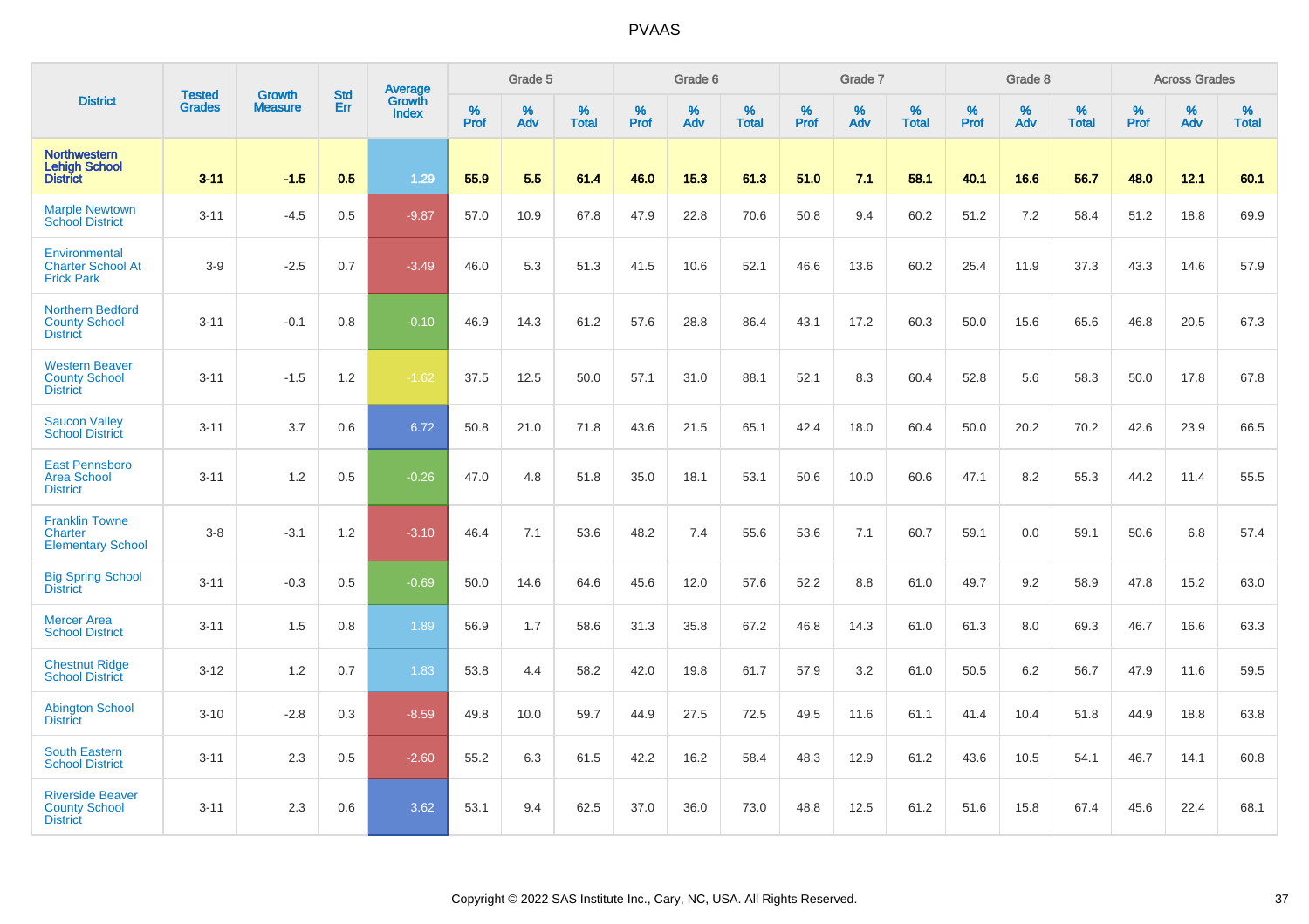# PVAAS

| District | Tested Grades | Growth Measure | Std Err | Average Growth Index | Grade 5 | | | Grade 6 | | | Grade 7 | | | Grade 8 | | | Across Grades | | |
|---|---|---|---|---|---|---|---|---|---|---|---|---|---|---|---|---|---|---|---|
| | | | | | % Prof | % Adv | % Total | % Prof | % Adv | % Total | % Prof | % Adv | % Total | % Prof | % Adv | % Total | % Prof | % Adv | % Total |
| **Northwestern Lehigh School District** | **3-11** | **-1.5** | **0.5** | **1.29** | **55.9** | **5.5** | **61.4** | **46.0** | **15.3** | **61.3** | **51.0** | **7.1** | **58.1** | **40.1** | **16.6** | **56.7** | **48.0** | **12.1** | **60.1** |
| Marple Newtown School District | 3-11 | -4.5 | 0.5 | -9.87 | 57.0 | 10.9 | 67.8 | 47.9 | 22.8 | 70.6 | 50.8 | 9.4 | 60.2 | 51.2 | 7.2 | 58.4 | 51.2 | 18.8 | 69.9 |
| Environmental Charter School At Frick Park | 3-9 | -2.5 | 0.7 | -3.49 | 46.0 | 5.3 | 51.3 | 41.5 | 10.6 | 52.1 | 46.6 | 13.6 | 60.2 | 25.4 | 11.9 | 37.3 | 43.3 | 14.6 | 57.9 |
| Northern Bedford County School District | 3-11 | -0.1 | 0.8 | -0.10 | 46.9 | 14.3 | 61.2 | 57.6 | 28.8 | 86.4 | 43.1 | 17.2 | 60.3 | 50.0 | 15.6 | 65.6 | 46.8 | 20.5 | 67.3 |
| Western Beaver County School District | 3-11 | -1.5 | 1.2 | -1.62 | 37.5 | 12.5 | 50.0 | 57.1 | 31.0 | 88.1 | 52.1 | 8.3 | 60.4 | 52.8 | 5.6 | 58.3 | 50.0 | 17.8 | 67.8 |
| Saucon Valley School District | 3-11 | 3.7 | 0.6 | 6.72 | 50.8 | 21.0 | 71.8 | 43.6 | 21.5 | 65.1 | 42.4 | 18.0 | 60.4 | 50.0 | 20.2 | 70.2 | 42.6 | 23.9 | 66.5 |
| East Pennsboro Area School District | 3-11 | 1.2 | 0.5 | -0.26 | 47.0 | 4.8 | 51.8 | 35.0 | 18.1 | 53.1 | 50.6 | 10.0 | 60.6 | 47.1 | 8.2 | 55.3 | 44.2 | 11.4 | 55.5 |
| Franklin Towne Charter Elementary School | 3-8 | -3.1 | 1.2 | -3.10 | 46.4 | 7.1 | 53.6 | 48.2 | 7.4 | 55.6 | 53.6 | 7.1 | 60.7 | 59.1 | 0.0 | 59.1 | 50.6 | 6.8 | 57.4 |
| Big Spring School District | 3-11 | -0.3 | 0.5 | -0.69 | 50.0 | 14.6 | 64.6 | 45.6 | 12.0 | 57.6 | 52.2 | 8.8 | 61.0 | 49.7 | 9.2 | 58.9 | 47.8 | 15.2 | 63.0 |
| Mercer Area School District | 3-11 | 1.5 | 0.8 | 1.89 | 56.9 | 1.7 | 58.6 | 31.3 | 35.8 | 67.2 | 46.8 | 14.3 | 61.0 | 61.3 | 8.0 | 69.3 | 46.7 | 16.6 | 63.3 |
| Chestnut Ridge School District | 3-12 | 1.2 | 0.7 | 1.83 | 53.8 | 4.4 | 58.2 | 42.0 | 19.8 | 61.7 | 57.9 | 3.2 | 61.0 | 50.5 | 6.2 | 56.7 | 47.9 | 11.6 | 59.5 |
| Abington School District | 3-10 | -2.8 | 0.3 | -8.59 | 49.8 | 10.0 | 59.7 | 44.9 | 27.5 | 72.5 | 49.5 | 11.6 | 61.1 | 41.4 | 10.4 | 51.8 | 44.9 | 18.8 | 63.8 |
| South Eastern School District | 3-11 | 2.3 | 0.5 | -2.60 | 55.2 | 6.3 | 61.5 | 42.2 | 16.2 | 58.4 | 48.3 | 12.9 | 61.2 | 43.6 | 10.5 | 54.1 | 46.7 | 14.1 | 60.8 |
| Riverside Beaver County School District | 3-11 | 2.3 | 0.6 | 3.62 | 53.1 | 9.4 | 62.5 | 37.0 | 36.0 | 73.0 | 48.8 | 12.5 | 61.2 | 51.6 | 15.8 | 67.4 | 45.6 | 22.4 | 68.1 |

Copyright © 2022 SAS Institute Inc., Cary, NC, USA. All Rights Reserved.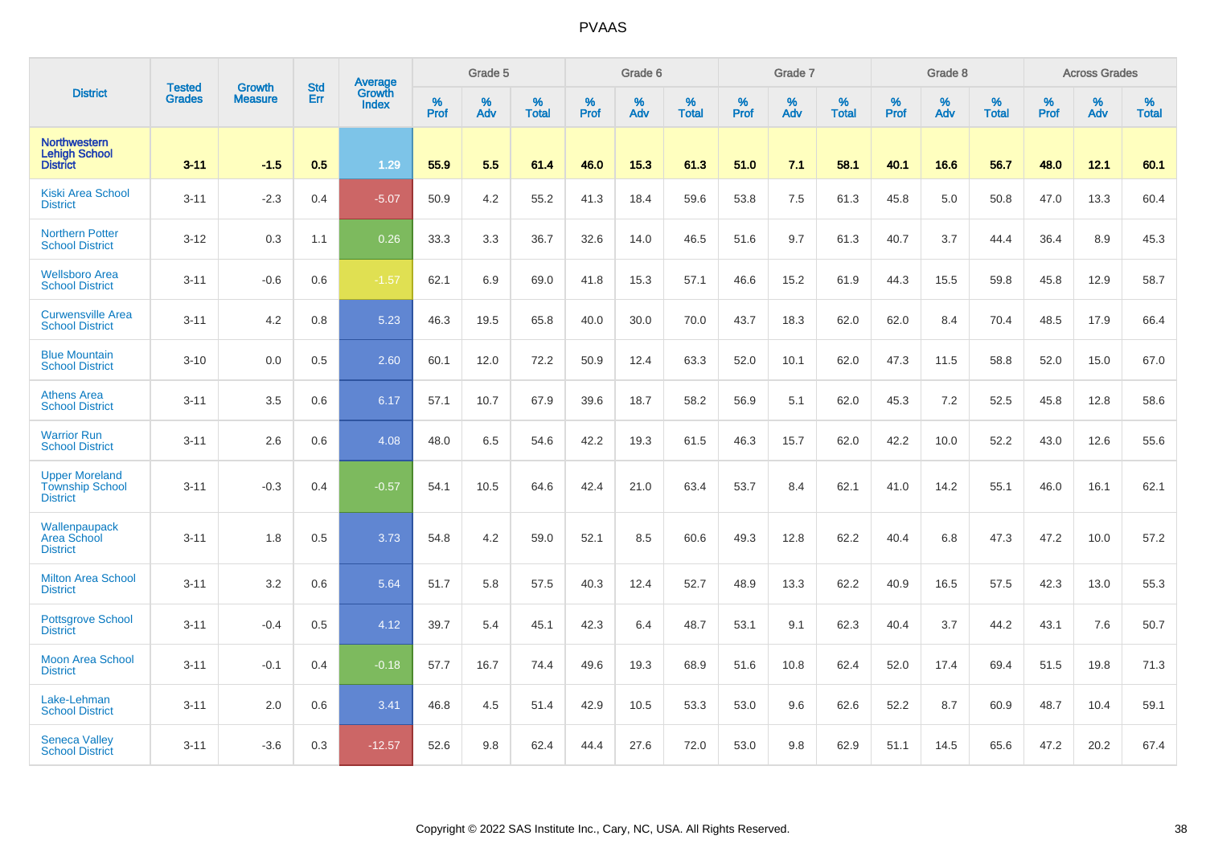| District | Tested Grades | Growth Measure | Std Err | Average Growth Index | Grade 5 | | | Grade 6 | | | Grade 7 | | | Grade 8 | | | Across Grades | | |
|---|---|---|---|---|---|---|---|---|---|---|---|---|---|---|---|---|---|---|---|
| | | | | | % Prof | % Adv | % Total | % Prof | % Adv | % Total | % Prof | % Adv | % Total | % Prof | % Adv | % Total | % Prof | % Adv | % Total |
| **Northwestern Lehigh School District** | **3-11** | **-1.5** | **0.5** | **1.29** | **55.9** | **5.5** | **61.4** | **46.0** | **15.3** | **61.3** | **51.0** | **7.1** | **58.1** | **40.1** | **16.6** | **56.7** | **48.0** | **12.1** | **60.1** |
| Kiski Area School District | 3-11 | -2.3 | 0.4 | -5.07 | 50.9 | 4.2 | 55.2 | 41.3 | 18.4 | 59.6 | 53.8 | 7.5 | 61.3 | 45.8 | 5.0 | 50.8 | 47.0 | 13.3 | 60.4 |
| Northern Potter School District | 3-12 | 0.3 | 1.1 | 0.26 | 33.3 | 3.3 | 36.7 | 32.6 | 14.0 | 46.5 | 51.6 | 9.7 | 61.3 | 40.7 | 3.7 | 44.4 | 36.4 | 8.9 | 45.3 |
| Wellsboro Area School District | 3-11 | -0.6 | 0.6 | -1.57 | 62.1 | 6.9 | 69.0 | 41.8 | 15.3 | 57.1 | 46.6 | 15.2 | 61.9 | 44.3 | 15.5 | 59.8 | 45.8 | 12.9 | 58.7 |
| Curwensville Area School District | 3-11 | 4.2 | 0.8 | 5.23 | 46.3 | 19.5 | 65.8 | 40.0 | 30.0 | 70.0 | 43.7 | 18.3 | 62.0 | 62.0 | 8.4 | 70.4 | 48.5 | 17.9 | 66.4 |
| Blue Mountain School District | 3-10 | 0.0 | 0.5 | 2.60 | 60.1 | 12.0 | 72.2 | 50.9 | 12.4 | 63.3 | 52.0 | 10.1 | 62.0 | 47.3 | 11.5 | 58.8 | 52.0 | 15.0 | 67.0 |
| Athens Area School District | 3-11 | 3.5 | 0.6 | 6.17 | 57.1 | 10.7 | 67.9 | 39.6 | 18.7 | 58.2 | 56.9 | 5.1 | 62.0 | 45.3 | 7.2 | 52.5 | 45.8 | 12.8 | 58.6 |
| Warrior Run School District | 3-11 | 2.6 | 0.6 | 4.08 | 48.0 | 6.5 | 54.6 | 42.2 | 19.3 | 61.5 | 46.3 | 15.7 | 62.0 | 42.2 | 10.0 | 52.2 | 43.0 | 12.6 | 55.6 |
| Upper Moreland Township School District | 3-11 | -0.3 | 0.4 | -0.57 | 54.1 | 10.5 | 64.6 | 42.4 | 21.0 | 63.4 | 53.7 | 8.4 | 62.1 | 41.0 | 14.2 | 55.1 | 46.0 | 16.1 | 62.1 |
| Wallenpaupack Area School District | 3-11 | 1.8 | 0.5 | 3.73 | 54.8 | 4.2 | 59.0 | 52.1 | 8.5 | 60.6 | 49.3 | 12.8 | 62.2 | 40.4 | 6.8 | 47.3 | 47.2 | 10.0 | 57.2 |
| Milton Area School District | 3-11 | 3.2 | 0.6 | 5.64 | 51.7 | 5.8 | 57.5 | 40.3 | 12.4 | 52.7 | 48.9 | 13.3 | 62.2 | 40.9 | 16.5 | 57.5 | 42.3 | 13.0 | 55.3 |
| Pottsgrove School District | 3-11 | -0.4 | 0.5 | 4.12 | 39.7 | 5.4 | 45.1 | 42.3 | 6.4 | 48.7 | 53.1 | 9.1 | 62.3 | 40.4 | 3.7 | 44.2 | 43.1 | 7.6 | 50.7 |
| Moon Area School District | 3-11 | -0.1 | 0.4 | -0.18 | 57.7 | 16.7 | 74.4 | 49.6 | 19.3 | 68.9 | 51.6 | 10.8 | 62.4 | 52.0 | 17.4 | 69.4 | 51.5 | 19.8 | 71.3 |
| Lake-Lehman School District | 3-11 | 2.0 | 0.6 | 3.41 | 46.8 | 4.5 | 51.4 | 42.9 | 10.5 | 53.3 | 53.0 | 9.6 | 62.6 | 52.2 | 8.7 | 60.9 | 48.7 | 10.4 | 59.1 |
| Seneca Valley School District | 3-11 | -3.6 | 0.3 | -12.57 | 52.6 | 9.8 | 62.4 | 44.4 | 27.6 | 72.0 | 53.0 | 9.8 | 62.9 | 51.1 | 14.5 | 65.6 | 47.2 | 20.2 | 67.4 |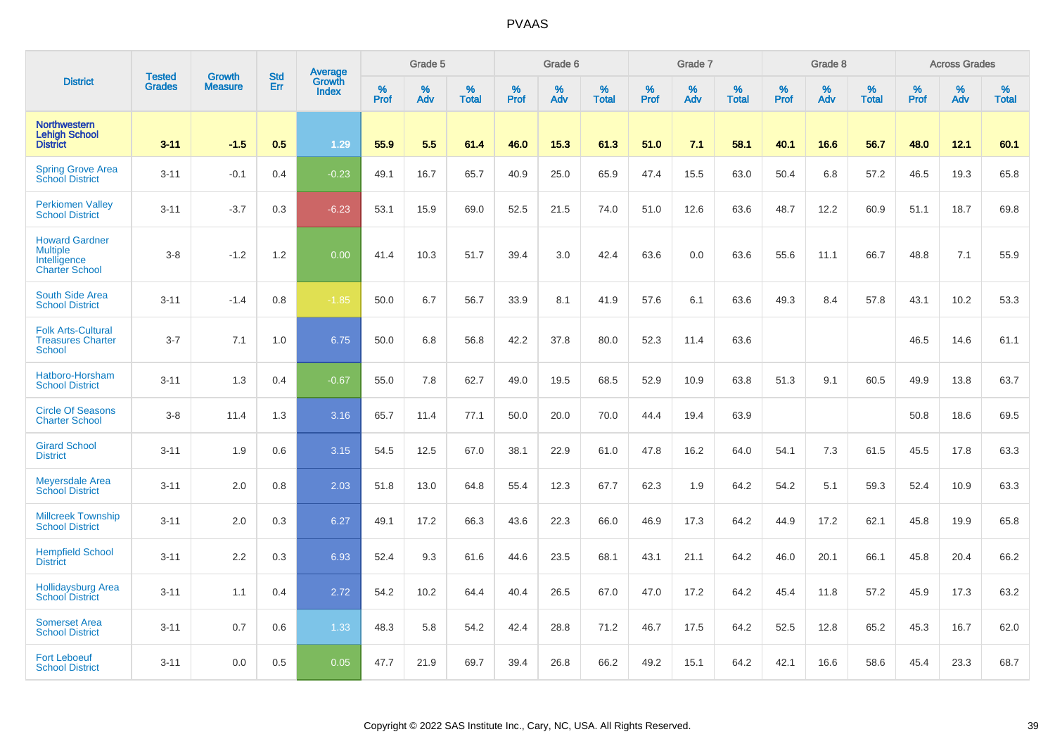# PVAAS

| District | Tested Grades | Growth Measure | Std Err | Average Growth Index | Grade 5 | | | Grade 6 | | | Grade 7 | | | Grade 8 | | | Across Grades | | |
|---|---|---|---|---|---|---|---|---|---|---|---|---|---|---|---|---|---|---|---|
| | | | | | % Prof | % Adv | % Total | % Prof | % Adv | % Total | % Prof | % Adv | % Total | % Prof | % Adv | % Total | % Prof | % Adv | % Total |
| **Northwestern Lehigh School District** | **3-11** | **-1.5** | **0.5** | **1.29** | **55.9** | **5.5** | **61.4** | **46.0** | **15.3** | **61.3** | **51.0** | **7.1** | **58.1** | **40.1** | **16.6** | **56.7** | **48.0** | **12.1** | **60.1** |
| Spring Grove Area School District | 3-11 | -0.1 | 0.4 | -0.23 | 49.1 | 16.7 | 65.7 | 40.9 | 25.0 | 65.9 | 47.4 | 15.5 | 63.0 | 50.4 | 6.8 | 57.2 | 46.5 | 19.3 | 65.8 |
| Perkiomen Valley School District | 3-11 | -3.7 | 0.3 | -6.23 | 53.1 | 15.9 | 69.0 | 52.5 | 21.5 | 74.0 | 51.0 | 12.6 | 63.6 | 48.7 | 12.2 | 60.9 | 51.1 | 18.7 | 69.8 |
| Howard Gardner Multiple Intelligence Charter School | 3-8 | -1.2 | 1.2 | 0.00 | 41.4 | 10.3 | 51.7 | 39.4 | 3.0 | 42.4 | 63.6 | 0.0 | 63.6 | 55.6 | 11.1 | 66.7 | 48.8 | 7.1 | 55.9 |
| South Side Area School District | 3-11 | -1.4 | 0.8 | -1.85 | 50.0 | 6.7 | 56.7 | 33.9 | 8.1 | 41.9 | 57.6 | 6.1 | 63.6 | 49.3 | 8.4 | 57.8 | 43.1 | 10.2 | 53.3 |
| Folk Arts-Cultural Treasures Charter School | 3-7 | 7.1 | 1.0 | 6.75 | 50.0 | 6.8 | 56.8 | 42.2 | 37.8 | 80.0 | 52.3 | 11.4 | 63.6 | | | | 46.5 | 14.6 | 61.1 |
| Hatboro-Horsham School District | 3-11 | 1.3 | 0.4 | -0.67 | 55.0 | 7.8 | 62.7 | 49.0 | 19.5 | 68.5 | 52.9 | 10.9 | 63.8 | 51.3 | 9.1 | 60.5 | 49.9 | 13.8 | 63.7 |
| Circle Of Seasons Charter School | 3-8 | 11.4 | 1.3 | 3.16 | 65.7 | 11.4 | 77.1 | 50.0 | 20.0 | 70.0 | 44.4 | 19.4 | 63.9 | | | | 50.8 | 18.6 | 69.5 |
| Girard School District | 3-11 | 1.9 | 0.6 | 3.15 | 54.5 | 12.5 | 67.0 | 38.1 | 22.9 | 61.0 | 47.8 | 16.2 | 64.0 | 54.1 | 7.3 | 61.5 | 45.5 | 17.8 | 63.3 |
| Meyersdale Area School District | 3-11 | 2.0 | 0.8 | 2.03 | 51.8 | 13.0 | 64.8 | 55.4 | 12.3 | 67.7 | 62.3 | 1.9 | 64.2 | 54.2 | 5.1 | 59.3 | 52.4 | 10.9 | 63.3 |
| Millcreek Township School District | 3-11 | 2.0 | 0.3 | 6.27 | 49.1 | 17.2 | 66.3 | 43.6 | 22.3 | 66.0 | 46.9 | 17.3 | 64.2 | 44.9 | 17.2 | 62.1 | 45.8 | 19.9 | 65.8 |
| Hempfield School District | 3-11 | 2.2 | 0.3 | 6.93 | 52.4 | 9.3 | 61.6 | 44.6 | 23.5 | 68.1 | 43.1 | 21.1 | 64.2 | 46.0 | 20.1 | 66.1 | 45.8 | 20.4 | 66.2 |
| Hollidaysburg Area School District | 3-11 | 1.1 | 0.4 | 2.72 | 54.2 | 10.2 | 64.4 | 40.4 | 26.5 | 67.0 | 47.0 | 17.2 | 64.2 | 45.4 | 11.8 | 57.2 | 45.9 | 17.3 | 63.2 |
| Somerset Area School District | 3-11 | 0.7 | 0.6 | 1.33 | 48.3 | 5.8 | 54.2 | 42.4 | 28.8 | 71.2 | 46.7 | 17.5 | 64.2 | 52.5 | 12.8 | 65.2 | 45.3 | 16.7 | 62.0 |
| Fort Leboeuf School District | 3-11 | 0.0 | 0.5 | 0.05 | 47.7 | 21.9 | 69.7 | 39.4 | 26.8 | 66.2 | 49.2 | 15.1 | 64.2 | 42.1 | 16.6 | 58.6 | 45.4 | 23.3 | 68.7 |

Copyright © 2022 SAS Institute Inc., Cary, NC, USA. All Rights Reserved.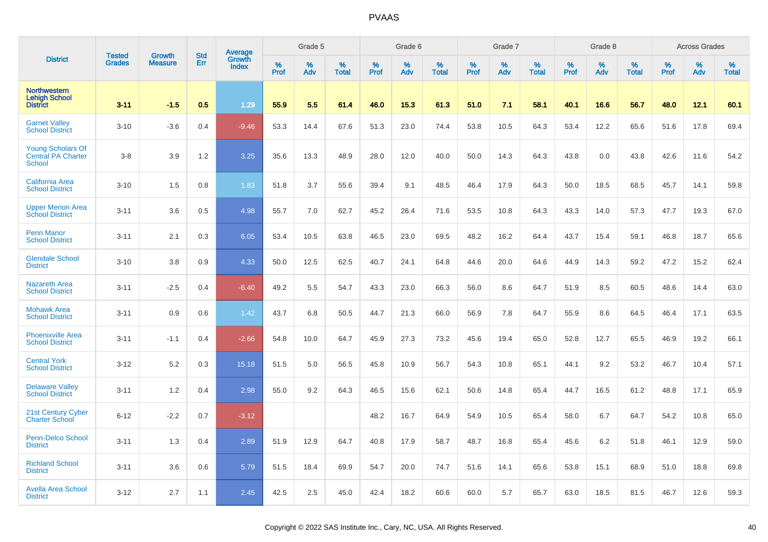# PVAAS

| District | Tested Grades | Growth Measure | Std Err | Average Growth Index | Grade 5 | | | Grade 6 | | | Grade 7 | | | Grade 8 | | | Across Grades | | |
|---|---|---|---|---|---|---|---|---|---|---|---|---|---|---|---|---|---|---|---|
| | | | | | % Prof | % Adv | % Total | % Prof | % Adv | % Total | % Prof | % Adv | % Total | % Prof | % Adv | % Total | % Prof | % Adv | % Total |
| **Northwestern Lehigh School District** | **3-11** | **-1.5** | **0.5** | **1.29** | **55.9** | **5.5** | **61.4** | **46.0** | **15.3** | **61.3** | **51.0** | **7.1** | **58.1** | **40.1** | **16.6** | **56.7** | **48.0** | **12.1** | **60.1** |
| Garnet Valley School District | 3-10 | -3.6 | 0.4 | -9.46 | 53.3 | 14.4 | 67.6 | 51.3 | 23.0 | 74.4 | 53.8 | 10.5 | 64.3 | 53.4 | 12.2 | 65.6 | 51.6 | 17.8 | 69.4 |
| Young Scholars Of Central PA Charter School | 3-8 | 3.9 | 1.2 | 3.25 | 35.6 | 13.3 | 48.9 | 28.0 | 12.0 | 40.0 | 50.0 | 14.3 | 64.3 | 43.8 | 0.0 | 43.8 | 42.6 | 11.6 | 54.2 |
| California Area School District | 3-10 | 1.5 | 0.8 | 1.83 | 51.8 | 3.7 | 55.6 | 39.4 | 9.1 | 48.5 | 46.4 | 17.9 | 64.3 | 50.0 | 18.5 | 68.5 | 45.7 | 14.1 | 59.8 |
| Upper Merion Area School District | 3-11 | 3.6 | 0.5 | 4.98 | 55.7 | 7.0 | 62.7 | 45.2 | 26.4 | 71.6 | 53.5 | 10.8 | 64.3 | 43.3 | 14.0 | 57.3 | 47.7 | 19.3 | 67.0 |
| Penn Manor School District | 3-11 | 2.1 | 0.3 | 6.05 | 53.4 | 10.5 | 63.8 | 46.5 | 23.0 | 69.5 | 48.2 | 16.2 | 64.4 | 43.7 | 15.4 | 59.1 | 46.8 | 18.7 | 65.6 |
| Glendale School District | 3-10 | 3.8 | 0.9 | 4.33 | 50.0 | 12.5 | 62.5 | 40.7 | 24.1 | 64.8 | 44.6 | 20.0 | 64.6 | 44.9 | 14.3 | 59.2 | 47.2 | 15.2 | 62.4 |
| Nazareth Area School District | 3-11 | -2.5 | 0.4 | -6.40 | 49.2 | 5.5 | 54.7 | 43.3 | 23.0 | 66.3 | 56.0 | 8.6 | 64.7 | 51.9 | 8.5 | 60.5 | 48.6 | 14.4 | 63.0 |
| Mohawk Area School District | 3-11 | 0.9 | 0.6 | 1.42 | 43.7 | 6.8 | 50.5 | 44.7 | 21.3 | 66.0 | 56.9 | 7.8 | 64.7 | 55.9 | 8.6 | 64.5 | 46.4 | 17.1 | 63.5 |
| Phoenixville Area School District | 3-11 | -1.1 | 0.4 | -2.66 | 54.8 | 10.0 | 64.7 | 45.9 | 27.3 | 73.2 | 45.6 | 19.4 | 65.0 | 52.8 | 12.7 | 65.5 | 46.9 | 19.2 | 66.1 |
| Central York School District | 3-12 | 5.2 | 0.3 | 15.18 | 51.5 | 5.0 | 56.5 | 45.8 | 10.9 | 56.7 | 54.3 | 10.8 | 65.1 | 44.1 | 9.2 | 53.2 | 46.7 | 10.4 | 57.1 |
| Delaware Valley School District | 3-11 | 1.2 | 0.4 | 2.98 | 55.0 | 9.2 | 64.3 | 46.5 | 15.6 | 62.1 | 50.6 | 14.8 | 65.4 | 44.7 | 16.5 | 61.2 | 48.8 | 17.1 | 65.9 |
| 21st Century Cyber Charter School | 6-12 | -2.2 | 0.7 | -3.12 | | | | 48.2 | 16.7 | 64.9 | 54.9 | 10.5 | 65.4 | 58.0 | 6.7 | 64.7 | 54.2 | 10.8 | 65.0 |
| Penn-Delco School District | 3-11 | 1.3 | 0.4 | 2.89 | 51.9 | 12.9 | 64.7 | 40.8 | 17.9 | 58.7 | 48.7 | 16.8 | 65.4 | 45.6 | 6.2 | 51.8 | 46.1 | 12.9 | 59.0 |
| Richland School District | 3-11 | 3.6 | 0.6 | 5.79 | 51.5 | 18.4 | 69.9 | 54.7 | 20.0 | 74.7 | 51.6 | 14.1 | 65.6 | 53.8 | 15.1 | 68.9 | 51.0 | 18.8 | 69.8 |
| Avella Area School District | 3-12 | 2.7 | 1.1 | 2.45 | 42.5 | 2.5 | 45.0 | 42.4 | 18.2 | 60.6 | 60.0 | 5.7 | 65.7 | 63.0 | 18.5 | 81.5 | 46.7 | 12.6 | 59.3 |

Copyright © 2022 SAS Institute Inc., Cary, NC, USA. All Rights Reserved.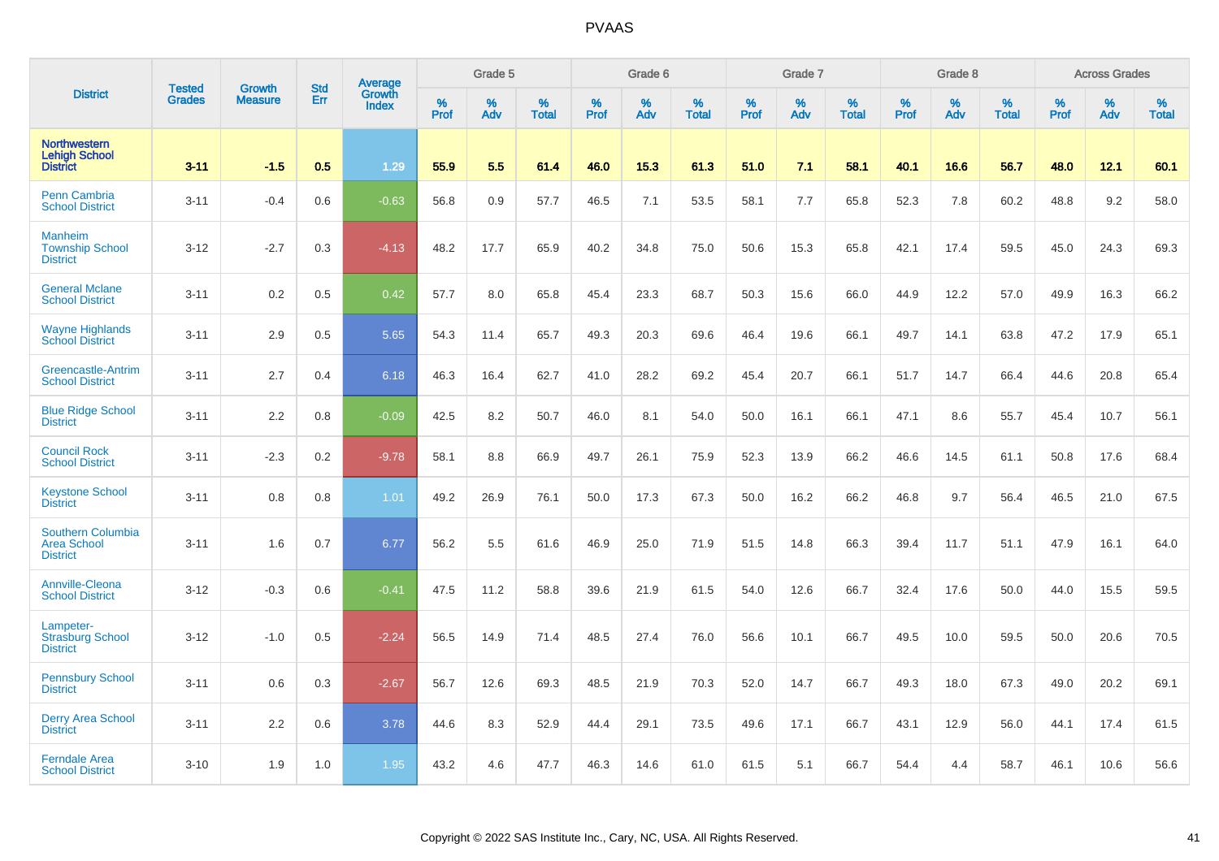# PVAAS

| District | Tested Grades | Growth Measure | Std Err | Average Growth Index | Grade 5 | | | Grade 6 | | | Grade 7 | | | Grade 8 | | | Across Grades | | |
|---|---|---|---|---|---|---|---|---|---|---|---|---|---|---|---|---|---|---|---|
| | | | | | % Prof | % Adv | % Total | % Prof | % Adv | % Total | % Prof | % Adv | % Total | % Prof | % Adv | % Total | % Prof | % Adv | % Total |
| **Northwestern Lehigh School District** | **3-11** | **-1.5** | **0.5** | **1.29** | **55.9** | **5.5** | **61.4** | **46.0** | **15.3** | **61.3** | **51.0** | **7.1** | **58.1** | **40.1** | **16.6** | **56.7** | **48.0** | **12.1** | **60.1** |
| Penn Cambria School District | 3-11 | -0.4 | 0.6 | -0.63 | 56.8 | 0.9 | 57.7 | 46.5 | 7.1 | 53.5 | 58.1 | 7.7 | 65.8 | 52.3 | 7.8 | 60.2 | 48.8 | 9.2 | 58.0 |
| Manheim Township School District | 3-12 | -2.7 | 0.3 | -4.13 | 48.2 | 17.7 | 65.9 | 40.2 | 34.8 | 75.0 | 50.6 | 15.3 | 65.8 | 42.1 | 17.4 | 59.5 | 45.0 | 24.3 | 69.3 |
| General Mclane School District | 3-11 | 0.2 | 0.5 | 0.42 | 57.7 | 8.0 | 65.8 | 45.4 | 23.3 | 68.7 | 50.3 | 15.6 | 66.0 | 44.9 | 12.2 | 57.0 | 49.9 | 16.3 | 66.2 |
| Wayne Highlands School District | 3-11 | 2.9 | 0.5 | 5.65 | 54.3 | 11.4 | 65.7 | 49.3 | 20.3 | 69.6 | 46.4 | 19.6 | 66.1 | 49.7 | 14.1 | 63.8 | 47.2 | 17.9 | 65.1 |
| Greencastle-Antrim School District | 3-11 | 2.7 | 0.4 | 6.18 | 46.3 | 16.4 | 62.7 | 41.0 | 28.2 | 69.2 | 45.4 | 20.7 | 66.1 | 51.7 | 14.7 | 66.4 | 44.6 | 20.8 | 65.4 |
| Blue Ridge School District | 3-11 | 2.2 | 0.8 | -0.09 | 42.5 | 8.2 | 50.7 | 46.0 | 8.1 | 54.0 | 50.0 | 16.1 | 66.1 | 47.1 | 8.6 | 55.7 | 45.4 | 10.7 | 56.1 |
| Council Rock School District | 3-11 | -2.3 | 0.2 | -9.78 | 58.1 | 8.8 | 66.9 | 49.7 | 26.1 | 75.9 | 52.3 | 13.9 | 66.2 | 46.6 | 14.5 | 61.1 | 50.8 | 17.6 | 68.4 |
| Keystone School District | 3-11 | 0.8 | 0.8 | 1.01 | 49.2 | 26.9 | 76.1 | 50.0 | 17.3 | 67.3 | 50.0 | 16.2 | 66.2 | 46.8 | 9.7 | 56.4 | 46.5 | 21.0 | 67.5 |
| Southern Columbia Area School District | 3-11 | 1.6 | 0.7 | 6.77 | 56.2 | 5.5 | 61.6 | 46.9 | 25.0 | 71.9 | 51.5 | 14.8 | 66.3 | 39.4 | 11.7 | 51.1 | 47.9 | 16.1 | 64.0 |
| Annville-Cleona School District | 3-12 | -0.3 | 0.6 | -0.41 | 47.5 | 11.2 | 58.8 | 39.6 | 21.9 | 61.5 | 54.0 | 12.6 | 66.7 | 32.4 | 17.6 | 50.0 | 44.0 | 15.5 | 59.5 |
| Lampeter-Strasburg School District | 3-12 | -1.0 | 0.5 | -2.24 | 56.5 | 14.9 | 71.4 | 48.5 | 27.4 | 76.0 | 56.6 | 10.1 | 66.7 | 49.5 | 10.0 | 59.5 | 50.0 | 20.6 | 70.5 |
| Pennsbury School District | 3-11 | 0.6 | 0.3 | -2.67 | 56.7 | 12.6 | 69.3 | 48.5 | 21.9 | 70.3 | 52.0 | 14.7 | 66.7 | 49.3 | 18.0 | 67.3 | 49.0 | 20.2 | 69.1 |
| Derry Area School District | 3-11 | 2.2 | 0.6 | 3.78 | 44.6 | 8.3 | 52.9 | 44.4 | 29.1 | 73.5 | 49.6 | 17.1 | 66.7 | 43.1 | 12.9 | 56.0 | 44.1 | 17.4 | 61.5 |
| Ferndale Area School District | 3-10 | 1.9 | 1.0 | 1.95 | 43.2 | 4.6 | 47.7 | 46.3 | 14.6 | 61.0 | 61.5 | 5.1 | 66.7 | 54.4 | 4.4 | 58.7 | 46.1 | 10.6 | 56.6 |

Copyright © 2022 SAS Institute Inc., Cary, NC, USA. All Rights Reserved.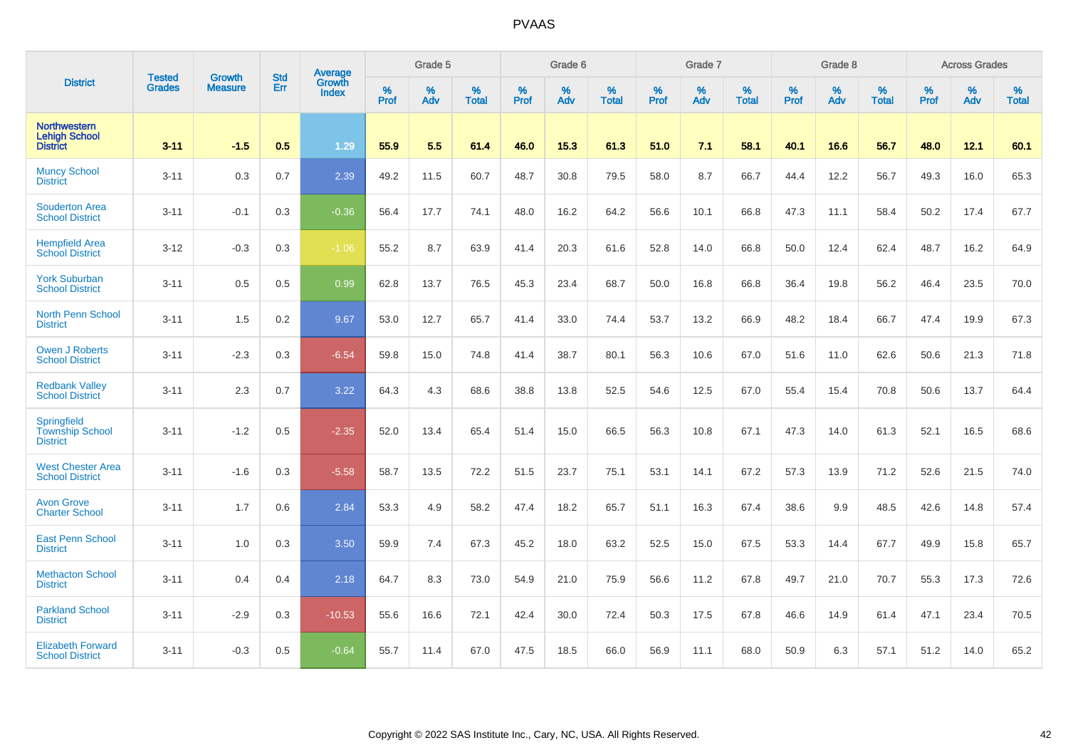# PVAAS

| District | Tested Grades | Growth Measure | Std Err | Average Growth Index | Grade 5 | | | Grade 6 | | | Grade 7 | | | Grade 8 | | | Across Grades | | |
|---|---|---|---|---|---|---|---|---|---|---|---|---|---|---|---|---|---|---|---|
| | | | | | % Prof | % Adv | % Total | % Prof | % Adv | % Total | % Prof | % Adv | % Total | % Prof | % Adv | % Total | % Prof | % Adv | % Total |
| **Northwestern Lehigh School District** | **3-11** | **-1.5** | **0.5** | **1.29** | **55.9** | **5.5** | **61.4** | **46.0** | **15.3** | **61.3** | **51.0** | **7.1** | **58.1** | **40.1** | **16.6** | **56.7** | **48.0** | **12.1** | **60.1** |
| Muncy School District | 3-11 | 0.3 | 0.7 | 2.39 | 49.2 | 11.5 | 60.7 | 48.7 | 30.8 | 79.5 | 58.0 | 8.7 | 66.7 | 44.4 | 12.2 | 56.7 | 49.3 | 16.0 | 65.3 |
| Souderton Area School District | 3-11 | -0.1 | 0.3 | -0.36 | 56.4 | 17.7 | 74.1 | 48.0 | 16.2 | 64.2 | 56.6 | 10.1 | 66.8 | 47.3 | 11.1 | 58.4 | 50.2 | 17.4 | 67.7 |
| Hempfield Area School District | 3-12 | -0.3 | 0.3 | -1.06 | 55.2 | 8.7 | 63.9 | 41.4 | 20.3 | 61.6 | 52.8 | 14.0 | 66.8 | 50.0 | 12.4 | 62.4 | 48.7 | 16.2 | 64.9 |
| York Suburban School District | 3-11 | 0.5 | 0.5 | 0.99 | 62.8 | 13.7 | 76.5 | 45.3 | 23.4 | 68.7 | 50.0 | 16.8 | 66.8 | 36.4 | 19.8 | 56.2 | 46.4 | 23.5 | 70.0 |
| North Penn School District | 3-11 | 1.5 | 0.2 | 9.67 | 53.0 | 12.7 | 65.7 | 41.4 | 33.0 | 74.4 | 53.7 | 13.2 | 66.9 | 48.2 | 18.4 | 66.7 | 47.4 | 19.9 | 67.3 |
| Owen J Roberts School District | 3-11 | -2.3 | 0.3 | -6.54 | 59.8 | 15.0 | 74.8 | 41.4 | 38.7 | 80.1 | 56.3 | 10.6 | 67.0 | 51.6 | 11.0 | 62.6 | 50.6 | 21.3 | 71.8 |
| Redbank Valley School District | 3-11 | 2.3 | 0.7 | 3.22 | 64.3 | 4.3 | 68.6 | 38.8 | 13.8 | 52.5 | 54.6 | 12.5 | 67.0 | 55.4 | 15.4 | 70.8 | 50.6 | 13.7 | 64.4 |
| Springfield Township School District | 3-11 | -1.2 | 0.5 | -2.35 | 52.0 | 13.4 | 65.4 | 51.4 | 15.0 | 66.5 | 56.3 | 10.8 | 67.1 | 47.3 | 14.0 | 61.3 | 52.1 | 16.5 | 68.6 |
| West Chester Area School District | 3-11 | -1.6 | 0.3 | -5.58 | 58.7 | 13.5 | 72.2 | 51.5 | 23.7 | 75.1 | 53.1 | 14.1 | 67.2 | 57.3 | 13.9 | 71.2 | 52.6 | 21.5 | 74.0 |
| Avon Grove Charter School | 3-11 | 1.7 | 0.6 | 2.84 | 53.3 | 4.9 | 58.2 | 47.4 | 18.2 | 65.7 | 51.1 | 16.3 | 67.4 | 38.6 | 9.9 | 48.5 | 42.6 | 14.8 | 57.4 |
| East Penn School District | 3-11 | 1.0 | 0.3 | 3.50 | 59.9 | 7.4 | 67.3 | 45.2 | 18.0 | 63.2 | 52.5 | 15.0 | 67.5 | 53.3 | 14.4 | 67.7 | 49.9 | 15.8 | 65.7 |
| Methacton School District | 3-11 | 0.4 | 0.4 | 2.18 | 64.7 | 8.3 | 73.0 | 54.9 | 21.0 | 75.9 | 56.6 | 11.2 | 67.8 | 49.7 | 21.0 | 70.7 | 55.3 | 17.3 | 72.6 |
| Parkland School District | 3-11 | -2.9 | 0.3 | -10.53 | 55.6 | 16.6 | 72.1 | 42.4 | 30.0 | 72.4 | 50.3 | 17.5 | 67.8 | 46.6 | 14.9 | 61.4 | 47.1 | 23.4 | 70.5 |
| Elizabeth Forward School District | 3-11 | -0.3 | 0.5 | -0.64 | 55.7 | 11.4 | 67.0 | 47.5 | 18.5 | 66.0 | 56.9 | 11.1 | 68.0 | 50.9 | 6.3 | 57.1 | 51.2 | 14.0 | 65.2 |

Copyright © 2022 SAS Institute Inc., Cary, NC, USA. All Rights Reserved.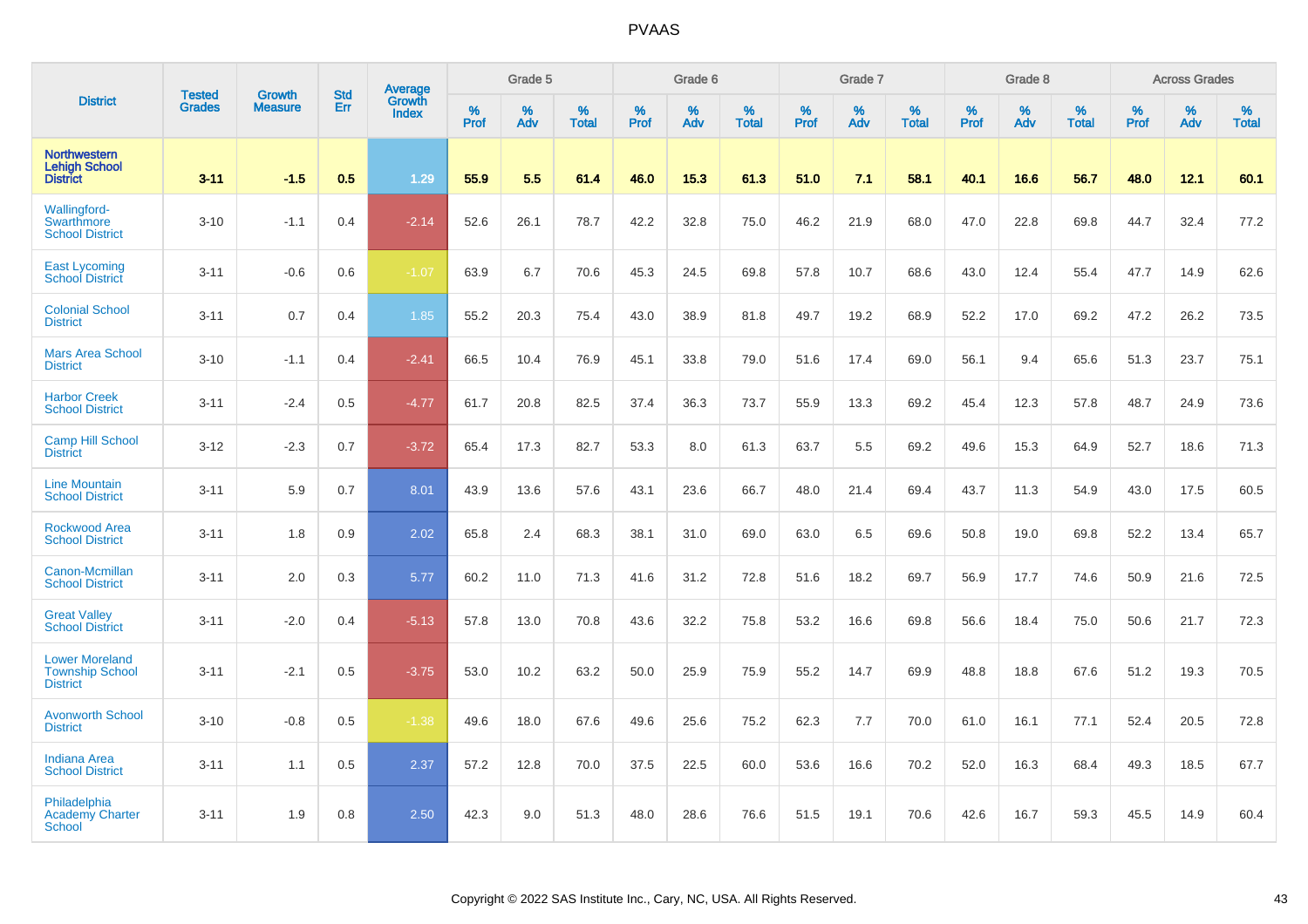# PVAAS

| District | Tested Grades | Growth Measure | Std Err | Average Growth Index | Grade 5 | | | Grade 6 | | | Grade 7 | | | Grade 8 | | | Across Grades | | |
|---|---|---|---|---|---|---|---|---|---|---|---|---|---|---|---|---|---|---|---|
| | | | | | % Prof | % Adv | % Total | % Prof | % Adv | % Total | % Prof | % Adv | % Total | % Prof | % Adv | % Total | % Prof | % Adv | % Total |
| **Northwestern Lehigh School District** | **3-11** | **-1.5** | **0.5** | **1.29** | **55.9** | **5.5** | **61.4** | **46.0** | **15.3** | **61.3** | **51.0** | **7.1** | **58.1** | **40.1** | **16.6** | **56.7** | **48.0** | **12.1** | **60.1** |
| Wallingford-Swarthmore School District | 3-10 | -1.1 | 0.4 | -2.14 | 52.6 | 26.1 | 78.7 | 42.2 | 32.8 | 75.0 | 46.2 | 21.9 | 68.0 | 47.0 | 22.8 | 69.8 | 44.7 | 32.4 | 77.2 |
| East Lycoming School District | 3-11 | -0.6 | 0.6 | -1.07 | 63.9 | 6.7 | 70.6 | 45.3 | 24.5 | 69.8 | 57.8 | 10.7 | 68.6 | 43.0 | 12.4 | 55.4 | 47.7 | 14.9 | 62.6 |
| Colonial School District | 3-11 | 0.7 | 0.4 | 1.85 | 55.2 | 20.3 | 75.4 | 43.0 | 38.9 | 81.8 | 49.7 | 19.2 | 68.9 | 52.2 | 17.0 | 69.2 | 47.2 | 26.2 | 73.5 |
| Mars Area School District | 3-10 | -1.1 | 0.4 | -2.41 | 66.5 | 10.4 | 76.9 | 45.1 | 33.8 | 79.0 | 51.6 | 17.4 | 69.0 | 56.1 | 9.4 | 65.6 | 51.3 | 23.7 | 75.1 |
| Harbor Creek School District | 3-11 | -2.4 | 0.5 | -4.77 | 61.7 | 20.8 | 82.5 | 37.4 | 36.3 | 73.7 | 55.9 | 13.3 | 69.2 | 45.4 | 12.3 | 57.8 | 48.7 | 24.9 | 73.6 |
| Camp Hill School District | 3-12 | -2.3 | 0.7 | -3.72 | 65.4 | 17.3 | 82.7 | 53.3 | 8.0 | 61.3 | 63.7 | 5.5 | 69.2 | 49.6 | 15.3 | 64.9 | 52.7 | 18.6 | 71.3 |
| Line Mountain School District | 3-11 | 5.9 | 0.7 | 8.01 | 43.9 | 13.6 | 57.6 | 43.1 | 23.6 | 66.7 | 48.0 | 21.4 | 69.4 | 43.7 | 11.3 | 54.9 | 43.0 | 17.5 | 60.5 |
| Rockwood Area School District | 3-11 | 1.8 | 0.9 | 2.02 | 65.8 | 2.4 | 68.3 | 38.1 | 31.0 | 69.0 | 63.0 | 6.5 | 69.6 | 50.8 | 19.0 | 69.8 | 52.2 | 13.4 | 65.7 |
| Canon-Mcmillan School District | 3-11 | 2.0 | 0.3 | 5.77 | 60.2 | 11.0 | 71.3 | 41.6 | 31.2 | 72.8 | 51.6 | 18.2 | 69.7 | 56.9 | 17.7 | 74.6 | 50.9 | 21.6 | 72.5 |
| Great Valley School District | 3-11 | -2.0 | 0.4 | -5.13 | 57.8 | 13.0 | 70.8 | 43.6 | 32.2 | 75.8 | 53.2 | 16.6 | 69.8 | 56.6 | 18.4 | 75.0 | 50.6 | 21.7 | 72.3 |
| Lower Moreland Township School District | 3-11 | -2.1 | 0.5 | -3.75 | 53.0 | 10.2 | 63.2 | 50.0 | 25.9 | 75.9 | 55.2 | 14.7 | 69.9 | 48.8 | 18.8 | 67.6 | 51.2 | 19.3 | 70.5 |
| Avonworth School District | 3-10 | -0.8 | 0.5 | -1.38 | 49.6 | 18.0 | 67.6 | 49.6 | 25.6 | 75.2 | 62.3 | 7.7 | 70.0 | 61.0 | 16.1 | 77.1 | 52.4 | 20.5 | 72.8 |
| Indiana Area School District | 3-11 | 1.1 | 0.5 | 2.37 | 57.2 | 12.8 | 70.0 | 37.5 | 22.5 | 60.0 | 53.6 | 16.6 | 70.2 | 52.0 | 16.3 | 68.4 | 49.3 | 18.5 | 67.7 |
| Philadelphia Academy Charter School | 3-11 | 1.9 | 0.8 | 2.50 | 42.3 | 9.0 | 51.3 | 48.0 | 28.6 | 76.6 | 51.5 | 19.1 | 70.6 | 42.6 | 16.7 | 59.3 | 45.5 | 14.9 | 60.4 |

Copyright © 2022 SAS Institute Inc., Cary, NC, USA. All Rights Reserved.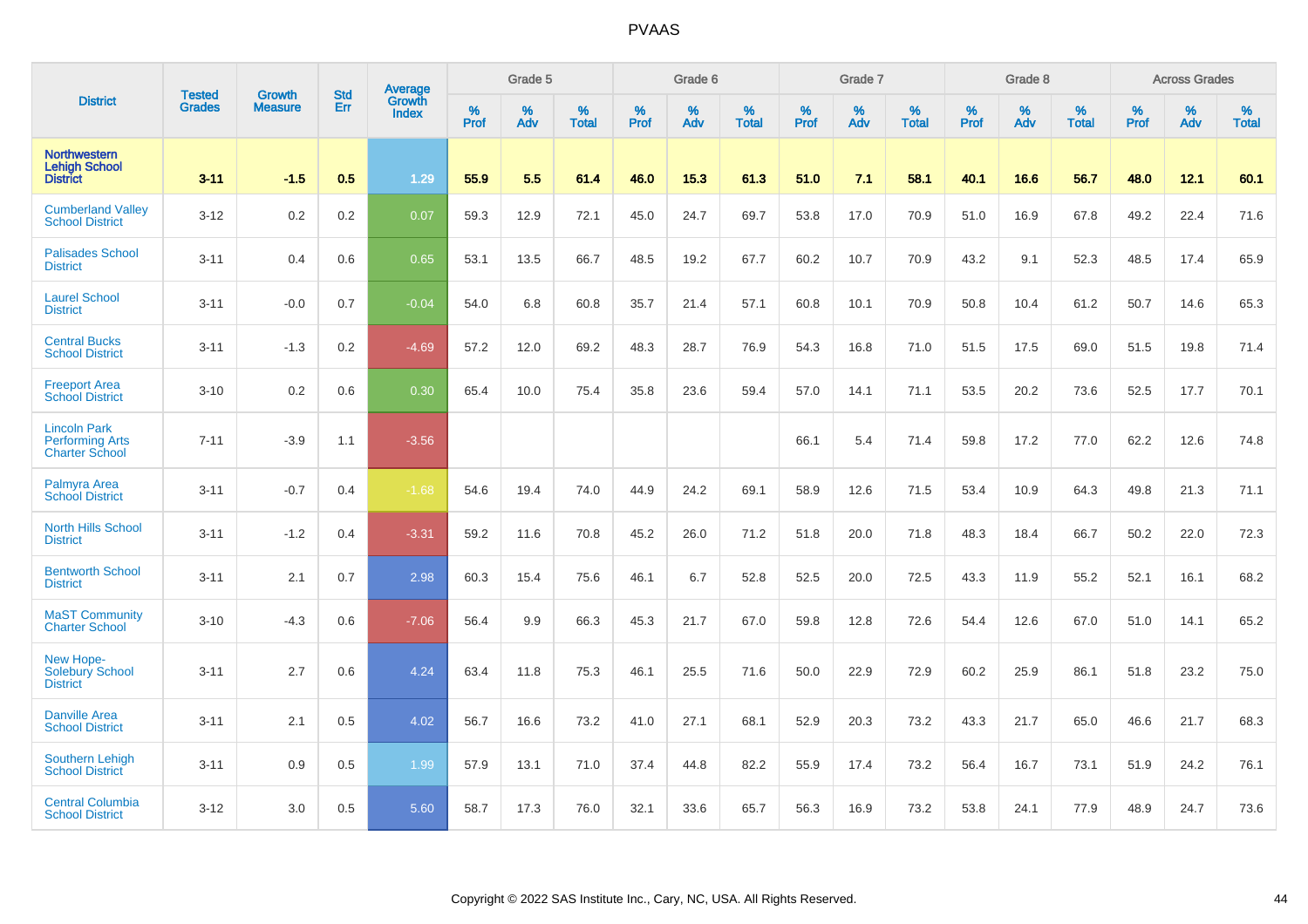# PVAAS

| District | Tested Grades | Growth Measure | Std Err | Average Growth Index | Grade 5 | | | Grade 6 | | | Grade 7 | | | Grade 8 | | | Across Grades | | |
|---|---|---|---|---|---|---|---|---|---|---|---|---|---|---|---|---|---|---|---|
| | | | | | % Prof | % Adv | % Total | % Prof | % Adv | % Total | % Prof | % Adv | % Total | % Prof | % Adv | % Total | % Prof | % Adv | % Total |
| **Northwestern Lehigh School District** | **3-11** | **-1.5** | **0.5** | **1.29** | **55.9** | **5.5** | **61.4** | **46.0** | **15.3** | **61.3** | **51.0** | **7.1** | **58.1** | **40.1** | **16.6** | **56.7** | **48.0** | **12.1** | **60.1** |
| Cumberland Valley School District | 3-12 | 0.2 | 0.2 | 0.07 | 59.3 | 12.9 | 72.1 | 45.0 | 24.7 | 69.7 | 53.8 | 17.0 | 70.9 | 51.0 | 16.9 | 67.8 | 49.2 | 22.4 | 71.6 |
| Palisades School District | 3-11 | 0.4 | 0.6 | 0.65 | 53.1 | 13.5 | 66.7 | 48.5 | 19.2 | 67.7 | 60.2 | 10.7 | 70.9 | 43.2 | 9.1 | 52.3 | 48.5 | 17.4 | 65.9 |
| Laurel School District | 3-11 | -0.0 | 0.7 | -0.04 | 54.0 | 6.8 | 60.8 | 35.7 | 21.4 | 57.1 | 60.8 | 10.1 | 70.9 | 50.8 | 10.4 | 61.2 | 50.7 | 14.6 | 65.3 |
| Central Bucks School District | 3-11 | -1.3 | 0.2 | -4.69 | 57.2 | 12.0 | 69.2 | 48.3 | 28.7 | 76.9 | 54.3 | 16.8 | 71.0 | 51.5 | 17.5 | 69.0 | 51.5 | 19.8 | 71.4 |
| Freeport Area School District | 3-10 | 0.2 | 0.6 | 0.30 | 65.4 | 10.0 | 75.4 | 35.8 | 23.6 | 59.4 | 57.0 | 14.1 | 71.1 | 53.5 | 20.2 | 73.6 | 52.5 | 17.7 | 70.1 |
| Lincoln Park Performing Arts Charter School | 7-11 | -3.9 | 1.1 | -3.56 | | | | | | | 66.1 | 5.4 | 71.4 | 59.8 | 17.2 | 77.0 | 62.2 | 12.6 | 74.8 |
| Palmyra Area School District | 3-11 | -0.7 | 0.4 | -1.68 | 54.6 | 19.4 | 74.0 | 44.9 | 24.2 | 69.1 | 58.9 | 12.6 | 71.5 | 53.4 | 10.9 | 64.3 | 49.8 | 21.3 | 71.1 |
| North Hills School District | 3-11 | -1.2 | 0.4 | -3.31 | 59.2 | 11.6 | 70.8 | 45.2 | 26.0 | 71.2 | 51.8 | 20.0 | 71.8 | 48.3 | 18.4 | 66.7 | 50.2 | 22.0 | 72.3 |
| Bentworth School District | 3-11 | 2.1 | 0.7 | 2.98 | 60.3 | 15.4 | 75.6 | 46.1 | 6.7 | 52.8 | 52.5 | 20.0 | 72.5 | 43.3 | 11.9 | 55.2 | 52.1 | 16.1 | 68.2 |
| MaST Community Charter School | 3-10 | -4.3 | 0.6 | -7.06 | 56.4 | 9.9 | 66.3 | 45.3 | 21.7 | 67.0 | 59.8 | 12.8 | 72.6 | 54.4 | 12.6 | 67.0 | 51.0 | 14.1 | 65.2 |
| New Hope-Solebury School District | 3-11 | 2.7 | 0.6 | 4.24 | 63.4 | 11.8 | 75.3 | 46.1 | 25.5 | 71.6 | 50.0 | 22.9 | 72.9 | 60.2 | 25.9 | 86.1 | 51.8 | 23.2 | 75.0 |
| Danville Area School District | 3-11 | 2.1 | 0.5 | 4.02 | 56.7 | 16.6 | 73.2 | 41.0 | 27.1 | 68.1 | 52.9 | 20.3 | 73.2 | 43.3 | 21.7 | 65.0 | 46.6 | 21.7 | 68.3 |
| Southern Lehigh School District | 3-11 | 0.9 | 0.5 | 1.99 | 57.9 | 13.1 | 71.0 | 37.4 | 44.8 | 82.2 | 55.9 | 17.4 | 73.2 | 56.4 | 16.7 | 73.1 | 51.9 | 24.2 | 76.1 |
| Central Columbia School District | 3-12 | 3.0 | 0.5 | 5.60 | 58.7 | 17.3 | 76.0 | 32.1 | 33.6 | 65.7 | 56.3 | 16.9 | 73.2 | 53.8 | 24.1 | 77.9 | 48.9 | 24.7 | 73.6 |

Copyright © 2022 SAS Institute Inc., Cary, NC, USA. All Rights Reserved.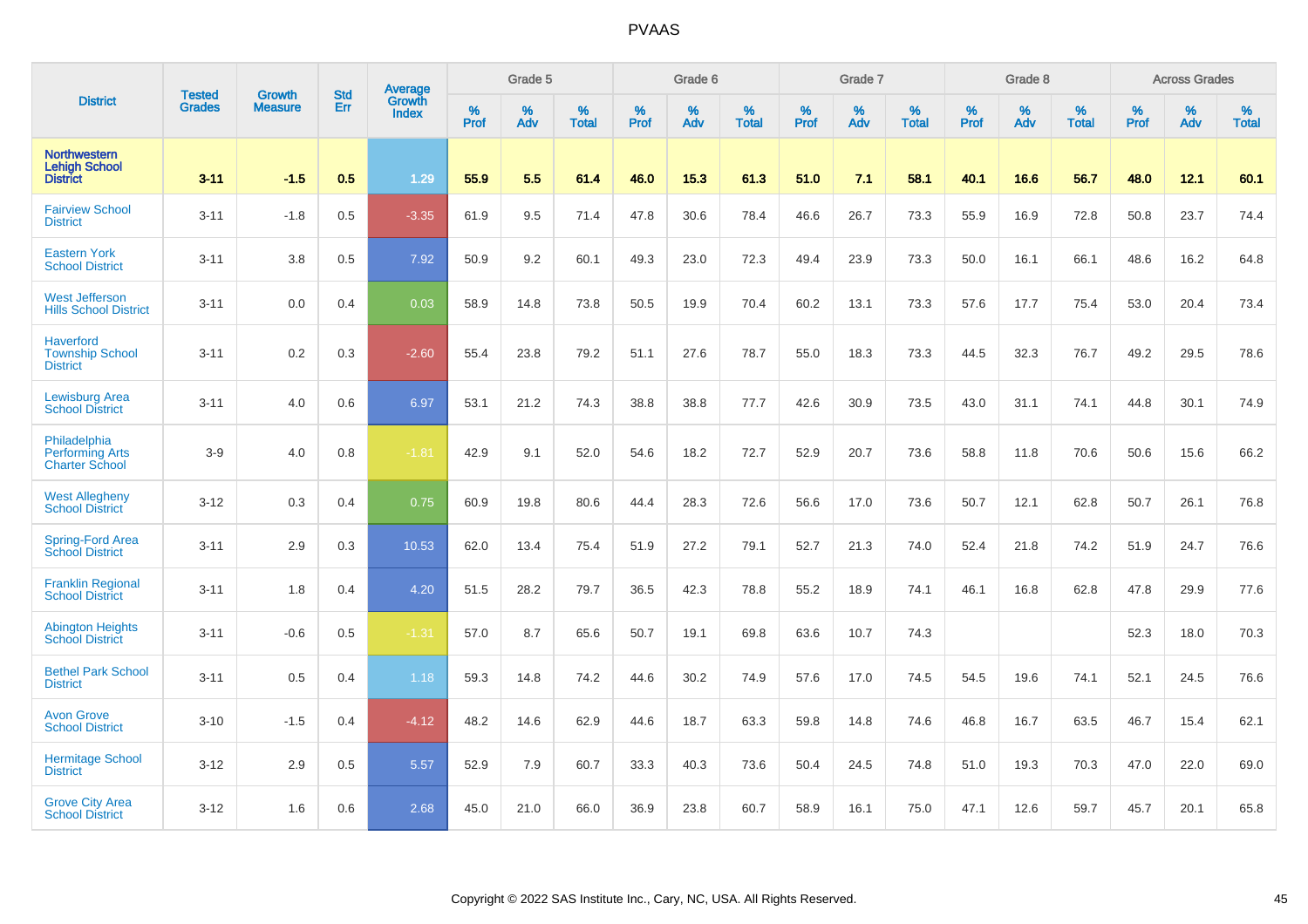# PVAAS

| District | Tested Grades | Growth Measure | Std Err | Average Growth Index | Grade 5 | | | Grade 6 | | | Grade 7 | | | Grade 8 | | | Across Grades | | |
|---|---|---|---|---|---|---|---|---|---|---|---|---|---|---|---|---|---|---|---|
| | | | | | % Prof | % Adv | % Total | % Prof | % Adv | % Total | % Prof | % Adv | % Total | % Prof | % Adv | % Total | % Prof | % Adv | % Total |
| **Northwestern Lehigh School District** | **3-11** | **-1.5** | **0.5** | **1.29** | **55.9** | **5.5** | **61.4** | **46.0** | **15.3** | **61.3** | **51.0** | **7.1** | **58.1** | **40.1** | **16.6** | **56.7** | **48.0** | **12.1** | **60.1** |
| Fairview School District | 3-11 | -1.8 | 0.5 | -3.35 | 61.9 | 9.5 | 71.4 | 47.8 | 30.6 | 78.4 | 46.6 | 26.7 | 73.3 | 55.9 | 16.9 | 72.8 | 50.8 | 23.7 | 74.4 |
| Eastern York School District | 3-11 | 3.8 | 0.5 | 7.92 | 50.9 | 9.2 | 60.1 | 49.3 | 23.0 | 72.3 | 49.4 | 23.9 | 73.3 | 50.0 | 16.1 | 66.1 | 48.6 | 16.2 | 64.8 |
| West Jefferson Hills School District | 3-11 | 0.0 | 0.4 | 0.03 | 58.9 | 14.8 | 73.8 | 50.5 | 19.9 | 70.4 | 60.2 | 13.1 | 73.3 | 57.6 | 17.7 | 75.4 | 53.0 | 20.4 | 73.4 |
| Haverford Township School District | 3-11 | 0.2 | 0.3 | -2.60 | 55.4 | 23.8 | 79.2 | 51.1 | 27.6 | 78.7 | 55.0 | 18.3 | 73.3 | 44.5 | 32.3 | 76.7 | 49.2 | 29.5 | 78.6 |
| Lewisburg Area School District | 3-11 | 4.0 | 0.6 | 6.97 | 53.1 | 21.2 | 74.3 | 38.8 | 38.8 | 77.7 | 42.6 | 30.9 | 73.5 | 43.0 | 31.1 | 74.1 | 44.8 | 30.1 | 74.9 |
| Philadelphia Performing Arts Charter School | 3-9 | 4.0 | 0.8 | -1.81 | 42.9 | 9.1 | 52.0 | 54.6 | 18.2 | 72.7 | 52.9 | 20.7 | 73.6 | 58.8 | 11.8 | 70.6 | 50.6 | 15.6 | 66.2 |
| West Allegheny School District | 3-12 | 0.3 | 0.4 | 0.75 | 60.9 | 19.8 | 80.6 | 44.4 | 28.3 | 72.6 | 56.6 | 17.0 | 73.6 | 50.7 | 12.1 | 62.8 | 50.7 | 26.1 | 76.8 |
| Spring-Ford Area School District | 3-11 | 2.9 | 0.3 | 10.53 | 62.0 | 13.4 | 75.4 | 51.9 | 27.2 | 79.1 | 52.7 | 21.3 | 74.0 | 52.4 | 21.8 | 74.2 | 51.9 | 24.7 | 76.6 |
| Franklin Regional School District | 3-11 | 1.8 | 0.4 | 4.20 | 51.5 | 28.2 | 79.7 | 36.5 | 42.3 | 78.8 | 55.2 | 18.9 | 74.1 | 46.1 | 16.8 | 62.8 | 47.8 | 29.9 | 77.6 |
| Abington Heights School District | 3-11 | -0.6 | 0.5 | -1.31 | 57.0 | 8.7 | 65.6 | 50.7 | 19.1 | 69.8 | 63.6 | 10.7 | 74.3 | | | | 52.3 | 18.0 | 70.3 |
| Bethel Park School District | 3-11 | 0.5 | 0.4 | 1.18 | 59.3 | 14.8 | 74.2 | 44.6 | 30.2 | 74.9 | 57.6 | 17.0 | 74.5 | 54.5 | 19.6 | 74.1 | 52.1 | 24.5 | 76.6 |
| Avon Grove School District | 3-10 | -1.5 | 0.4 | -4.12 | 48.2 | 14.6 | 62.9 | 44.6 | 18.7 | 63.3 | 59.8 | 14.8 | 74.6 | 46.8 | 16.7 | 63.5 | 46.7 | 15.4 | 62.1 |
| Hermitage School District | 3-12 | 2.9 | 0.5 | 5.57 | 52.9 | 7.9 | 60.7 | 33.3 | 40.3 | 73.6 | 50.4 | 24.5 | 74.8 | 51.0 | 19.3 | 70.3 | 47.0 | 22.0 | 69.0 |
| Grove City Area School District | 3-12 | 1.6 | 0.6 | 2.68 | 45.0 | 21.0 | 66.0 | 36.9 | 23.8 | 60.7 | 58.9 | 16.1 | 75.0 | 47.1 | 12.6 | 59.7 | 45.7 | 20.1 | 65.8 |

Copyright © 2022 SAS Institute Inc., Cary, NC, USA. All Rights Reserved.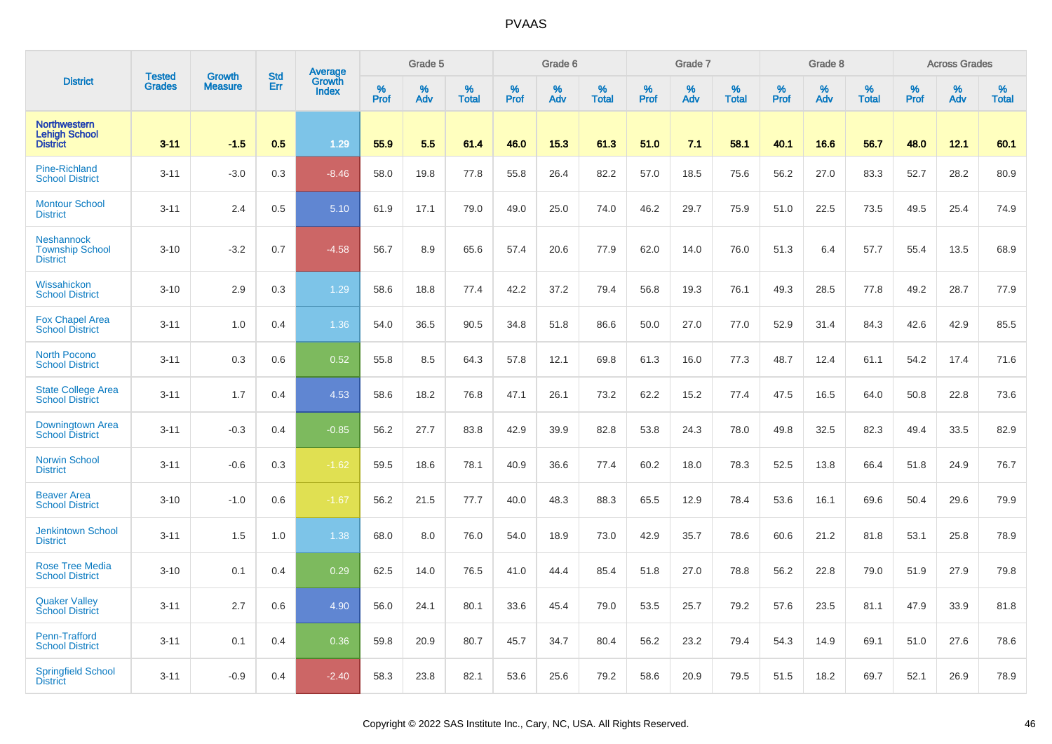# PVAAS

| District | Tested Grades | Growth Measure | Std Err | Average Growth Index | Grade 5 | | | Grade 6 | | | Grade 7 | | | Grade 8 | | | Across Grades | | |
|---|---|---|---|---|---|---|---|---|---|---|---|---|---|---|---|---|---|---|---|
| | | | | | % Prof | % Adv | % Total | % Prof | % Adv | % Total | % Prof | % Adv | % Total | % Prof | % Adv | % Total | % Prof | % Adv | % Total |
| **Northwestern Lehigh School District** | **3-11** | **-1.5** | **0.5** | **1.29** | **55.9** | **5.5** | **61.4** | **46.0** | **15.3** | **61.3** | **51.0** | **7.1** | **58.1** | **40.1** | **16.6** | **56.7** | **48.0** | **12.1** | **60.1** |
| Pine-Richland School District | 3-11 | -3.0 | 0.3 | -8.46 | 58.0 | 19.8 | 77.8 | 55.8 | 26.4 | 82.2 | 57.0 | 18.5 | 75.6 | 56.2 | 27.0 | 83.3 | 52.7 | 28.2 | 80.9 |
| Montour School District | 3-11 | 2.4 | 0.5 | 5.10 | 61.9 | 17.1 | 79.0 | 49.0 | 25.0 | 74.0 | 46.2 | 29.7 | 75.9 | 51.0 | 22.5 | 73.5 | 49.5 | 25.4 | 74.9 |
| Neshannock Township School District | 3-10 | -3.2 | 0.7 | -4.58 | 56.7 | 8.9 | 65.6 | 57.4 | 20.6 | 77.9 | 62.0 | 14.0 | 76.0 | 51.3 | 6.4 | 57.7 | 55.4 | 13.5 | 68.9 |
| Wissahickon School District | 3-10 | 2.9 | 0.3 | 1.29 | 58.6 | 18.8 | 77.4 | 42.2 | 37.2 | 79.4 | 56.8 | 19.3 | 76.1 | 49.3 | 28.5 | 77.8 | 49.2 | 28.7 | 77.9 |
| Fox Chapel Area School District | 3-11 | 1.0 | 0.4 | 1.36 | 54.0 | 36.5 | 90.5 | 34.8 | 51.8 | 86.6 | 50.0 | 27.0 | 77.0 | 52.9 | 31.4 | 84.3 | 42.6 | 42.9 | 85.5 |
| North Pocono School District | 3-11 | 0.3 | 0.6 | 0.52 | 55.8 | 8.5 | 64.3 | 57.8 | 12.1 | 69.8 | 61.3 | 16.0 | 77.3 | 48.7 | 12.4 | 61.1 | 54.2 | 17.4 | 71.6 |
| State College Area School District | 3-11 | 1.7 | 0.4 | 4.53 | 58.6 | 18.2 | 76.8 | 47.1 | 26.1 | 73.2 | 62.2 | 15.2 | 77.4 | 47.5 | 16.5 | 64.0 | 50.8 | 22.8 | 73.6 |
| Downingtown Area School District | 3-11 | -0.3 | 0.4 | -0.85 | 56.2 | 27.7 | 83.8 | 42.9 | 39.9 | 82.8 | 53.8 | 24.3 | 78.0 | 49.8 | 32.5 | 82.3 | 49.4 | 33.5 | 82.9 |
| Norwin School District | 3-11 | -0.6 | 0.3 | -1.62 | 59.5 | 18.6 | 78.1 | 40.9 | 36.6 | 77.4 | 60.2 | 18.0 | 78.3 | 52.5 | 13.8 | 66.4 | 51.8 | 24.9 | 76.7 |
| Beaver Area School District | 3-10 | -1.0 | 0.6 | -1.67 | 56.2 | 21.5 | 77.7 | 40.0 | 48.3 | 88.3 | 65.5 | 12.9 | 78.4 | 53.6 | 16.1 | 69.6 | 50.4 | 29.6 | 79.9 |
| Jenkintown School District | 3-11 | 1.5 | 1.0 | 1.38 | 68.0 | 8.0 | 76.0 | 54.0 | 18.9 | 73.0 | 42.9 | 35.7 | 78.6 | 60.6 | 21.2 | 81.8 | 53.1 | 25.8 | 78.9 |
| Rose Tree Media School District | 3-10 | 0.1 | 0.4 | 0.29 | 62.5 | 14.0 | 76.5 | 41.0 | 44.4 | 85.4 | 51.8 | 27.0 | 78.8 | 56.2 | 22.8 | 79.0 | 51.9 | 27.9 | 79.8 |
| Quaker Valley School District | 3-11 | 2.7 | 0.6 | 4.90 | 56.0 | 24.1 | 80.1 | 33.6 | 45.4 | 79.0 | 53.5 | 25.7 | 79.2 | 57.6 | 23.5 | 81.1 | 47.9 | 33.9 | 81.8 |
| Penn-Trafford School District | 3-11 | 0.1 | 0.4 | 0.36 | 59.8 | 20.9 | 80.7 | 45.7 | 34.7 | 80.4 | 56.2 | 23.2 | 79.4 | 54.3 | 14.9 | 69.1 | 51.0 | 27.6 | 78.6 |
| Springfield School District | 3-11 | -0.9 | 0.4 | -2.40 | 58.3 | 23.8 | 82.1 | 53.6 | 25.6 | 79.2 | 58.6 | 20.9 | 79.5 | 51.5 | 18.2 | 69.7 | 52.1 | 26.9 | 78.9 |

Copyright © 2022 SAS Institute Inc., Cary, NC, USA. All Rights Reserved.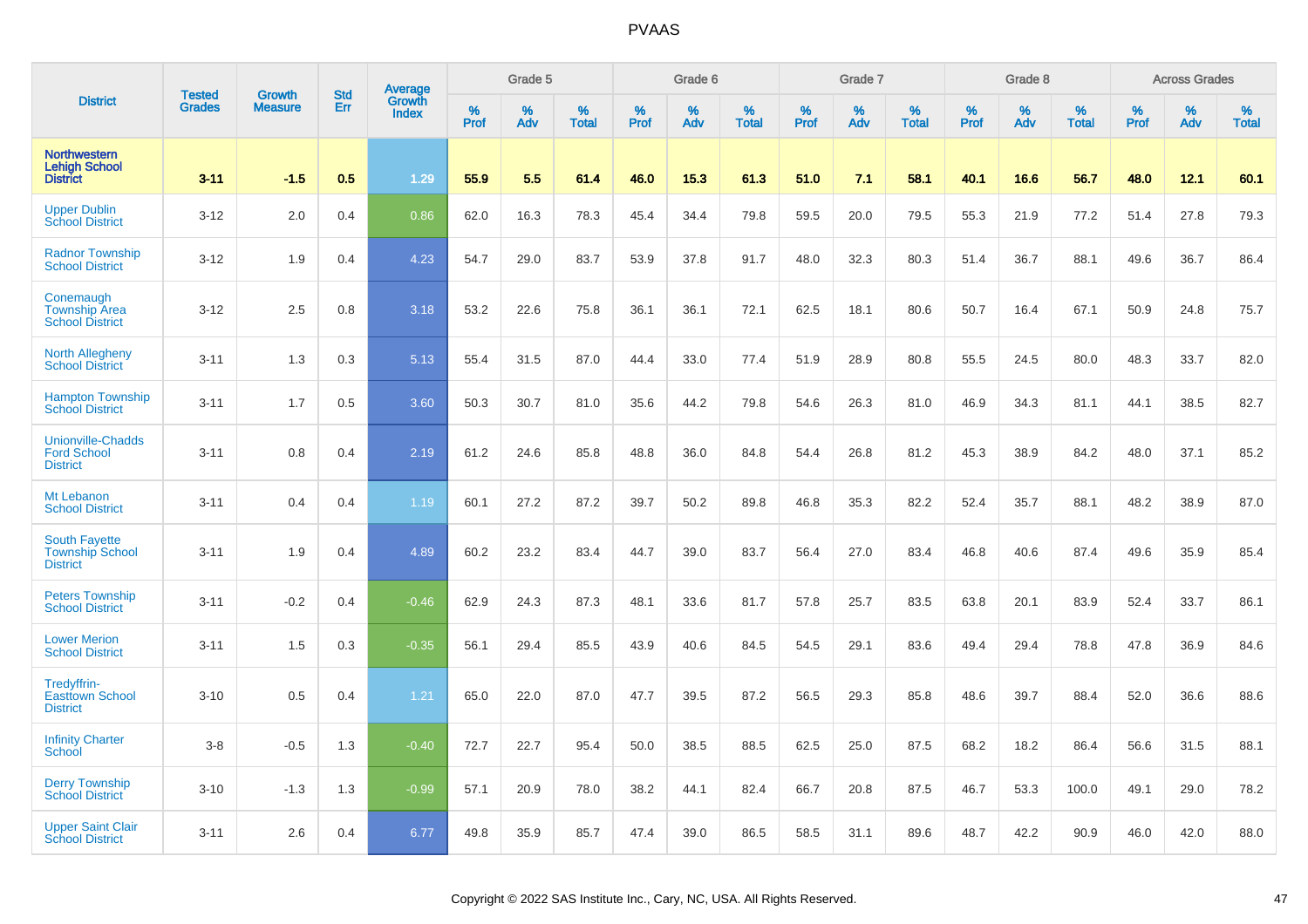# PVAAS

| District | Tested Grades | Growth Measure | Std Err | Average Growth Index | Grade 5 | | | Grade 6 | | | Grade 7 | | | Grade 8 | | | Across Grades | | |
|---|---|---|---|---|---|---|---|---|---|---|---|---|---|---|---|---|---|---|---|
| | | | | | % Prof | % Adv | % Total | % Prof | % Adv | % Total | % Prof | % Adv | % Total | % Prof | % Adv | % Total | % Prof | % Adv | % Total |
| **Northwestern Lehigh School District** | **3-11** | **-1.5** | **0.5** | **1.29** | **55.9** | **5.5** | **61.4** | **46.0** | **15.3** | **61.3** | **51.0** | **7.1** | **58.1** | **40.1** | **16.6** | **56.7** | **48.0** | **12.1** | **60.1** |
| Upper Dublin School District | 3-12 | 2.0 | 0.4 | 0.86 | 62.0 | 16.3 | 78.3 | 45.4 | 34.4 | 79.8 | 59.5 | 20.0 | 79.5 | 55.3 | 21.9 | 77.2 | 51.4 | 27.8 | 79.3 |
| Radnor Township School District | 3-12 | 1.9 | 0.4 | 4.23 | 54.7 | 29.0 | 83.7 | 53.9 | 37.8 | 91.7 | 48.0 | 32.3 | 80.3 | 51.4 | 36.7 | 88.1 | 49.6 | 36.7 | 86.4 |
| Conemaugh Township Area School District | 3-12 | 2.5 | 0.8 | 3.18 | 53.2 | 22.6 | 75.8 | 36.1 | 36.1 | 72.1 | 62.5 | 18.1 | 80.6 | 50.7 | 16.4 | 67.1 | 50.9 | 24.8 | 75.7 |
| North Allegheny School District | 3-11 | 1.3 | 0.3 | 5.13 | 55.4 | 31.5 | 87.0 | 44.4 | 33.0 | 77.4 | 51.9 | 28.9 | 80.8 | 55.5 | 24.5 | 80.0 | 48.3 | 33.7 | 82.0 |
| Hampton Township School District | 3-11 | 1.7 | 0.5 | 3.60 | 50.3 | 30.7 | 81.0 | 35.6 | 44.2 | 79.8 | 54.6 | 26.3 | 81.0 | 46.9 | 34.3 | 81.1 | 44.1 | 38.5 | 82.7 |
| Unionville-Chadds Ford School District | 3-11 | 0.8 | 0.4 | 2.19 | 61.2 | 24.6 | 85.8 | 48.8 | 36.0 | 84.8 | 54.4 | 26.8 | 81.2 | 45.3 | 38.9 | 84.2 | 48.0 | 37.1 | 85.2 |
| Mt Lebanon School District | 3-11 | 0.4 | 0.4 | 1.19 | 60.1 | 27.2 | 87.2 | 39.7 | 50.2 | 89.8 | 46.8 | 35.3 | 82.2 | 52.4 | 35.7 | 88.1 | 48.2 | 38.9 | 87.0 |
| South Fayette Township School District | 3-11 | 1.9 | 0.4 | 4.89 | 60.2 | 23.2 | 83.4 | 44.7 | 39.0 | 83.7 | 56.4 | 27.0 | 83.4 | 46.8 | 40.6 | 87.4 | 49.6 | 35.9 | 85.4 |
| Peters Township School District | 3-11 | -0.2 | 0.4 | -0.46 | 62.9 | 24.3 | 87.3 | 48.1 | 33.6 | 81.7 | 57.8 | 25.7 | 83.5 | 63.8 | 20.1 | 83.9 | 52.4 | 33.7 | 86.1 |
| Lower Merion School District | 3-11 | 1.5 | 0.3 | -0.35 | 56.1 | 29.4 | 85.5 | 43.9 | 40.6 | 84.5 | 54.5 | 29.1 | 83.6 | 49.4 | 29.4 | 78.8 | 47.8 | 36.9 | 84.6 |
| Tredyffrin-Easttown School District | 3-10 | 0.5 | 0.4 | 1.21 | 65.0 | 22.0 | 87.0 | 47.7 | 39.5 | 87.2 | 56.5 | 29.3 | 85.8 | 48.6 | 39.7 | 88.4 | 52.0 | 36.6 | 88.6 |
| Infinity Charter School | 3-8 | -0.5 | 1.3 | -0.40 | 72.7 | 22.7 | 95.4 | 50.0 | 38.5 | 88.5 | 62.5 | 25.0 | 87.5 | 68.2 | 18.2 | 86.4 | 56.6 | 31.5 | 88.1 |
| Derry Township School District | 3-10 | -1.3 | 1.3 | -0.99 | 57.1 | 20.9 | 78.0 | 38.2 | 44.1 | 82.4 | 66.7 | 20.8 | 87.5 | 46.7 | 53.3 | 100.0 | 49.1 | 29.0 | 78.2 |
| Upper Saint Clair School District | 3-11 | 2.6 | 0.4 | 6.77 | 49.8 | 35.9 | 85.7 | 47.4 | 39.0 | 86.5 | 58.5 | 31.1 | 89.6 | 48.7 | 42.2 | 90.9 | 46.0 | 42.0 | 88.0 |

Copyright © 2022 SAS Institute Inc., Cary, NC, USA. All Rights Reserved.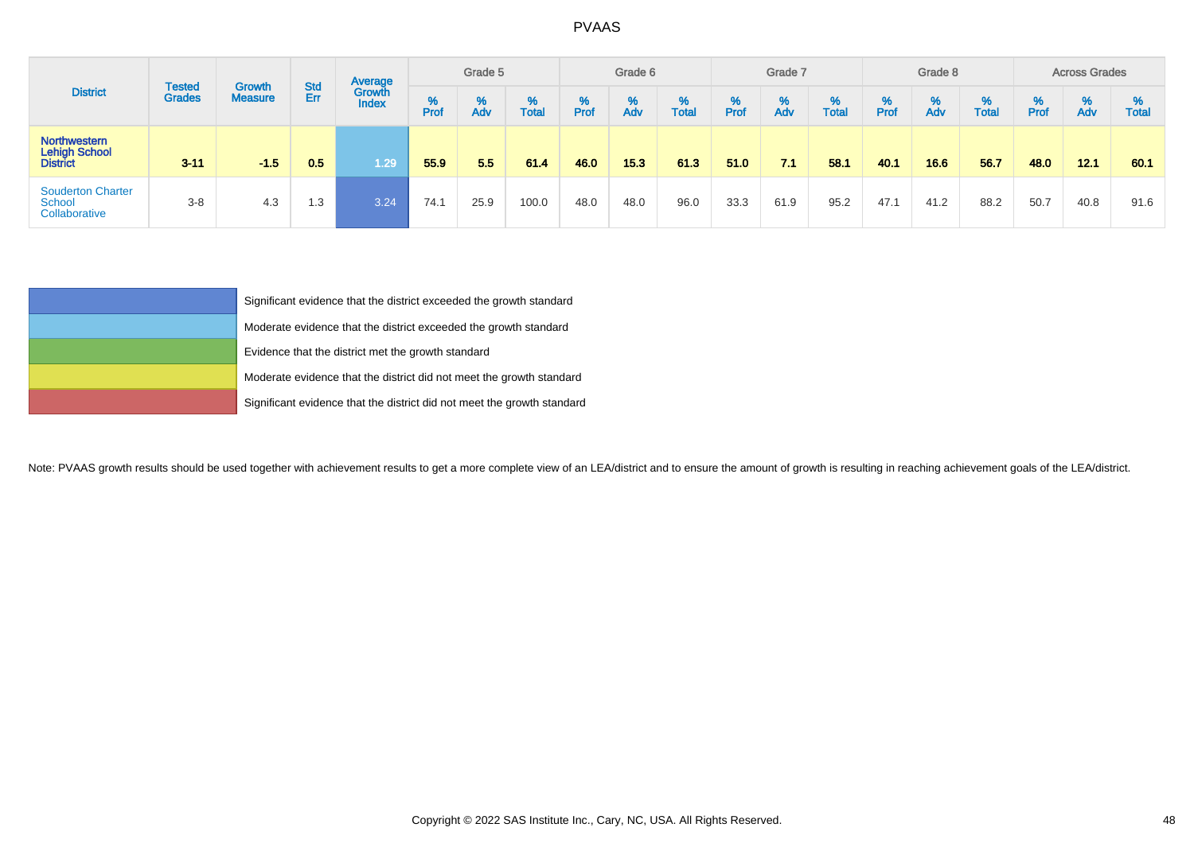# PVAAS

| District | Tested Grades | Growth Measure | Std Err | Average Growth Index | Grade 5 | | | Grade 6 | | | Grade 7 | | | Grade 8 | | | Across Grades | | |
|---|---|---|---|---|---|---|---|---|---|---|---|---|---|---|---|---|---|---|---|
| | | | | | % Prof | % Adv | % Total | % Prof | % Adv | % Total | % Prof | % Adv | % Total | % Prof | % Adv | % Total | % Prof | % Adv | % Total |
| **Northwestern Lehigh School District** | **3-11** | **-1.5** | **0.5** | **1.29** | **55.9** | **5.5** | **61.4** | **46.0** | **15.3** | **61.3** | **51.0** | **7.1** | **58.1** | **40.1** | **16.6** | **56.7** | **48.0** | **12.1** | **60.1** |
| Souderton Charter School Collaborative | 3-8 | 4.3 | 1.3 | 3.24 | 74.1 | 25.9 | 100.0 | 48.0 | 48.0 | 96.0 | 33.3 | 61.9 | 95.2 | 47.1 | 41.2 | 88.2 | 50.7 | 40.8 | 91.6 |

Significant evidence that the district exceeded the growth standard

Moderate evidence that the district exceeded the growth standard

Evidence that the district met the growth standard

Moderate evidence that the district did not meet the growth standard

Significant evidence that the district did not meet the growth standard

Note: PVAAS growth results should be used together with achievement results to get a more complete view of an LEA/district and to ensure the amount of growth is resulting in reaching achievement goals of the LEA/district.

Copyright © 2022 SAS Institute Inc., Cary, NC, USA. All Rights Reserved.